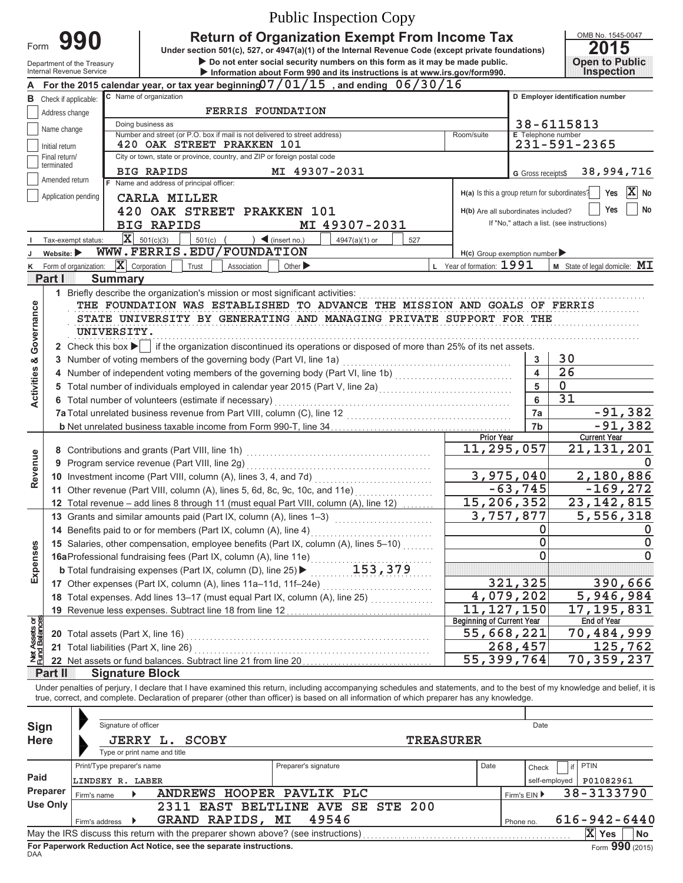Public Inspection Copy

Form **990**

Department of the Treasury
Internal Revenue Service

# Return of Organization Exempt From Income Tax

Under section 501(c), 527, or 4947(a)(1) of the Internal Revenue Code (except private foundations)

▶ Do not enter social security numbers on this form as it may be made public.

▶ Information about Form 990 and its instructions is at www.irs.gov/form990.

OMB No. 1545-0047

**2015**

**Open to Public Inspection**

**A** For the 2015 calendar year, or tax year beginning 07/01/15 , and ending 06/30/16

**B** Check if applicable:
- [ ] Address change
- [ ] Name change
- [ ] Initial return
- [ ] Final return/terminated
- [ ] Amended return
- [ ] Application pending

**C** Name of organization: FERRIS FOUNDATION

Doing business as

Number and street (or P.O. box if mail is not delivered to street address): 420 OAK STREET PRAKKEN 101 — Room/suite

City or town, state or province, country, and ZIP or foreign postal code: BIG RAPIDS MI 49307-2031

**D** Employer identification number: 38-6115813

**E** Telephone number: 231-591-2365

**G** Gross receipts $ 38,994,716

**F** Name and address of principal officer:
CARLA MILLER
420 OAK STREET PRAKKEN 101
BIG RAPIDS MI 49307-2031

**H(a)** Is this a group return for subordinates? [ ] Yes [X] No

**H(b)** Are all subordinates included? [ ] Yes [ ] No
If "No," attach a list. (see instructions)

**I** Tax-exempt status: [X] 501(c)(3) [ ] 501(c) ( ) ◀ (insert no.) [ ] 4947(a)(1) or [ ] 527

**J** Website: ▶ WWW.FERRIS.EDU/FOUNDATION

**H(c)** Group exemption number ▶

**K** Form of organization: [X] Corporation [ ] Trust [ ] Association [ ] Other ▶

**L** Year of formation: 1991

**M** State of legal domicile: MI

## Part I Summary

**Activities & Governance**

1 Briefly describe the organization's mission or most significant activities:
THE FOUNDATION WAS ESTABLISHED TO ADVANCE THE MISSION AND GOALS OF FERRIS STATE UNIVERSITY BY GENERATING AND MANAGING PRIVATE SUPPORT FOR THE UNIVERSITY.

2 Check this box ▶ [ ] if the organization discontinued its operations or disposed of more than 25% of its net assets.

| Line | Description | No. | Value |
|---|---|---|---|
| 3 | Number of voting members of the governing body (Part VI, line 1a) | 3 | 30 |
| 4 | Number of independent voting members of the governing body (Part VI, line 1b) | 4 | 26 |
| 5 | Total number of individuals employed in calendar year 2015 (Part V, line 2a) | 5 | 0 |
| 6 | Total number of volunteers (estimate if necessary) | 6 | 31 |
| 7a | Total unrelated business revenue from Part VIII, column (C), line 12 | 7a | -91,382 |
| b | Net unrelated business taxable income from Form 990-T, line 34 | 7b | -91,382 |

| | | Prior Year | Current Year |
|---|---|---|---|
| **Revenue** | | | |
| 8 | Contributions and grants (Part VIII, line 1h) | 11,295,057 | 21,131,201 |
| 9 | Program service revenue (Part VIII, line 2g) | | 0 |
| 10 | Investment income (Part VIII, column (A), lines 3, 4, and 7d) | 3,975,040 | 2,180,886 |
| 11 | Other revenue (Part VIII, column (A), lines 5, 6d, 8c, 9c, 10c, and 11e) | -63,745 | -169,272 |
| 12 | Total revenue – add lines 8 through 11 (must equal Part VIII, column (A), line 12) | 15,206,352 | 23,142,815 |
| **Expenses** | | | |
| 13 | Grants and similar amounts paid (Part IX, column (A), lines 1–3) | 3,757,877 | 5,556,318 |
| 14 | Benefits paid to or for members (Part IX, column (A), line 4) | 0 | 0 |
| 15 | Salaries, other compensation, employee benefits (Part IX, column (A), lines 5–10) | 0 | 0 |
| 16a | Professional fundraising fees (Part IX, column (A), line 11e) | 0 | 0 |
| b | Total fundraising expenses (Part IX, column (D), line 25) ▶ 153,379 | | |
| 17 | Other expenses (Part IX, column (A), lines 11a–11d, 11f–24e) | 321,325 | 390,666 |
| 18 | Total expenses. Add lines 13–17 (must equal Part IX, column (A), line 25) | 4,079,202 | 5,946,984 |
| 19 | Revenue less expenses. Subtract line 18 from line 12 | 11,127,150 | 17,195,831 |

| **Net Assets or Fund Balances** | | Beginning of Current Year | End of Year |
|---|---|---|---|
| 20 | Total assets (Part X, line 16) | 55,668,221 | 70,484,999 |
| 21 | Total liabilities (Part X, line 26) | 268,457 | 125,762 |
| 22 | Net assets or fund balances. Subtract line 21 from line 20 | 55,399,764 | 70,359,237 |

## Part II Signature Block

Under penalties of perjury, I declare that I have examined this return, including accompanying schedules and statements, and to the best of my knowledge and belief, it is true, correct, and complete. Declaration of preparer (other than officer) is based on all information of which preparer has any knowledge.

**Sign Here**

Signature of officer — Date

JERRY L. SCOBY TREASURER
Type or print name and title

**Paid Preparer Use Only**

| Print/Type preparer's name | Preparer's signature | Date | Check [ ] if self-employed | PTIN |
|---|---|---|---|---|
| LINDSEY R. LABER | | | | P01082961 |

Firm's name ▶ ANDREWS HOOPER PAVLIK PLC — Firm's EIN ▶ 38-3133790

Firm's address ▶ 2311 EAST BELTLINE AVE SE STE 200, GRAND RAPIDS, MI 49546 — Phone no. 616-942-6440

May the IRS discuss this return with the preparer shown above? (see instructions) [X] Yes [ ] No

**For Paperwork Reduction Act Notice, see the separate instructions.**

DAA

Form **990** (2015)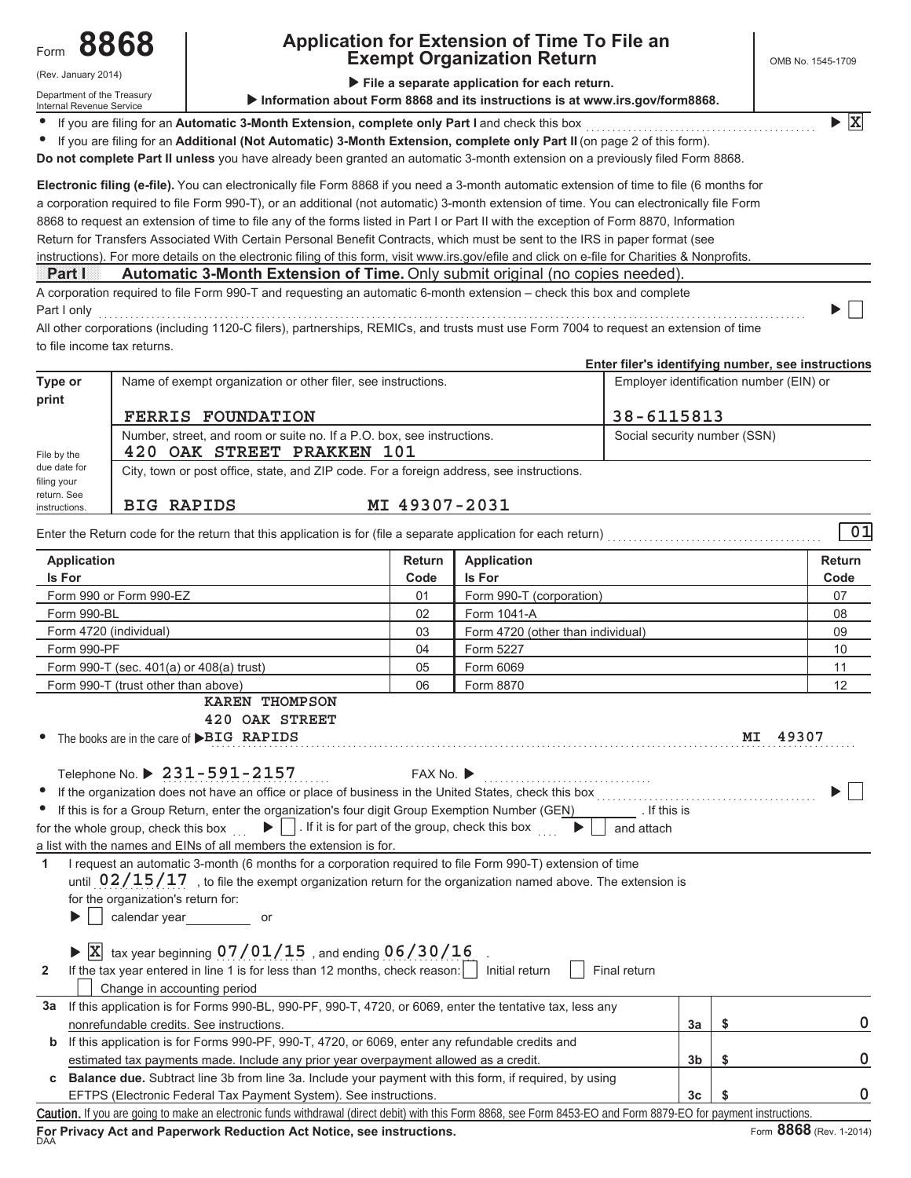Form **8868** (Rev. January 2014)
Department of the Treasury
Internal Revenue Service

# Application for Extension of Time To File an Exempt Organization Return

OMB No. 1545-1709

▶ **File a separate application for each return.**
▶ **Information about Form 8868 and its instructions is at www.irs.gov/form8868.**

- If you are filing for an **Automatic 3-Month Extension, complete only Part I** and check this box ▶ [X]
- If you are filing for an **Additional (Not Automatic) 3-Month Extension, complete only Part II** (on page 2 of this form).

**Do not complete Part II unless** you have already been granted an automatic 3-month extension on a previously filed Form 8868.

**Electronic filing (e-file).** You can electronically file Form 8868 if you need a 3-month automatic extension of time to file (6 months for a corporation required to file Form 990-T), or an additional (not automatic) 3-month extension of time. You can electronically file Form 8868 to request an extension of time to file any of the forms listed in Part I or Part II with the exception of Form 8870, Information Return for Transfers Associated With Certain Personal Benefit Contracts, which must be sent to the IRS in paper format (see instructions). For more details on the electronic filing of this form, visit www.irs.gov/efile and click on e-file for Charities & Nonprofits.

## Part I — Automatic 3-Month Extension of Time. Only submit original (no copies needed).

A corporation required to file Form 990-T and requesting an automatic 6-month extension – check this box and complete Part I only ▶ [ ]

All other corporations (including 1120-C filers), partnerships, REMICs, and trusts must use Form 7004 to request an extension of time to file income tax returns.

**Enter filer's identifying number, see instructions**

| Type or print | Name of exempt organization or other filer, see instructions. | Employer identification number (EIN) or |
|---|---|---|
| | FERRIS FOUNDATION | 38-6115813 |
| File by the due date for filing your return. See instructions. | Number, street, and room or suite no. If a P.O. box, see instructions. 420 OAK STREET PRAKKEN 101 | Social security number (SSN) |
| | City, town or post office, state, and ZIP code. For a foreign address, see instructions. BIG RAPIDS MI 49307-2031 | |

Enter the Return code for the return that this application is for (file a separate application for each return) 01

| Application Is For | Return Code | Application Is For | Return Code |
|---|---|---|---|
| Form 990 or Form 990-EZ | 01 | Form 990-T (corporation) | 07 |
| Form 990-BL | 02 | Form 1041-A | 08 |
| Form 4720 (individual) | 03 | Form 4720 (other than individual) | 09 |
| Form 990-PF | 04 | Form 5227 | 10 |
| Form 990-T (sec. 401(a) or 408(a) trust) | 05 | Form 6069 | 11 |
| Form 990-T (trust other than above) | 06 | Form 8870 | 12 |

- The books are in the care of ▶ KAREN THOMPSON 420 OAK STREET BIG RAPIDS MI 49307

Telephone No. ▶ 231-591-2157 FAX No. ▶

- If the organization does not have an office or place of business in the United States, check this box ▶ [ ]
- If this is for a Group Return, enter the organization's four digit Group Exemption Number (GEN) ______ . If this is for the whole group, check this box ▶ [ ] . If it is for part of the group, check this box ▶ [ ] and attach a list with the names and EINs of all members the extension is for.

**1** I request an automatic 3-month (6 months for a corporation required to file Form 990-T) extension of time until 02/15/17 , to file the exempt organization return for the organization named above. The extension is for the organization's return for:

▶ [ ] calendar year ______ or

▶ [X] tax year beginning 07/01/15 , and ending 06/30/16 .

**2** If the tax year entered in line 1 is for less than 12 months, check reason: [ ] Initial return [ ] Final return [ ] Change in accounting period

| | | | |
|---|---|---|---|
| **3a** | If this application is for Forms 990-BL, 990-PF, 990-T, 4720, or 6069, enter the tentative tax, less any nonrefundable credits. See instructions. | 3a | $ 0 |
| **b** | If this application is for Forms 990-PF, 990-T, 4720, or 6069, enter any refundable credits and estimated tax payments made. Include any prior year overpayment allowed as a credit. | 3b | $ 0 |
| **c** | **Balance due.** Subtract line 3b from line 3a. Include your payment with this form, if required, by using EFTPS (Electronic Federal Tax Payment System). See instructions. | 3c | $ 0 |

**Caution.** If you are going to make an electronic funds withdrawal (direct debit) with this Form 8868, see Form 8453-EO and Form 8879-EO for payment instructions.

**For Privacy Act and Paperwork Reduction Act Notice, see instructions.**

DAA Form **8868** (Rev. 1-2014)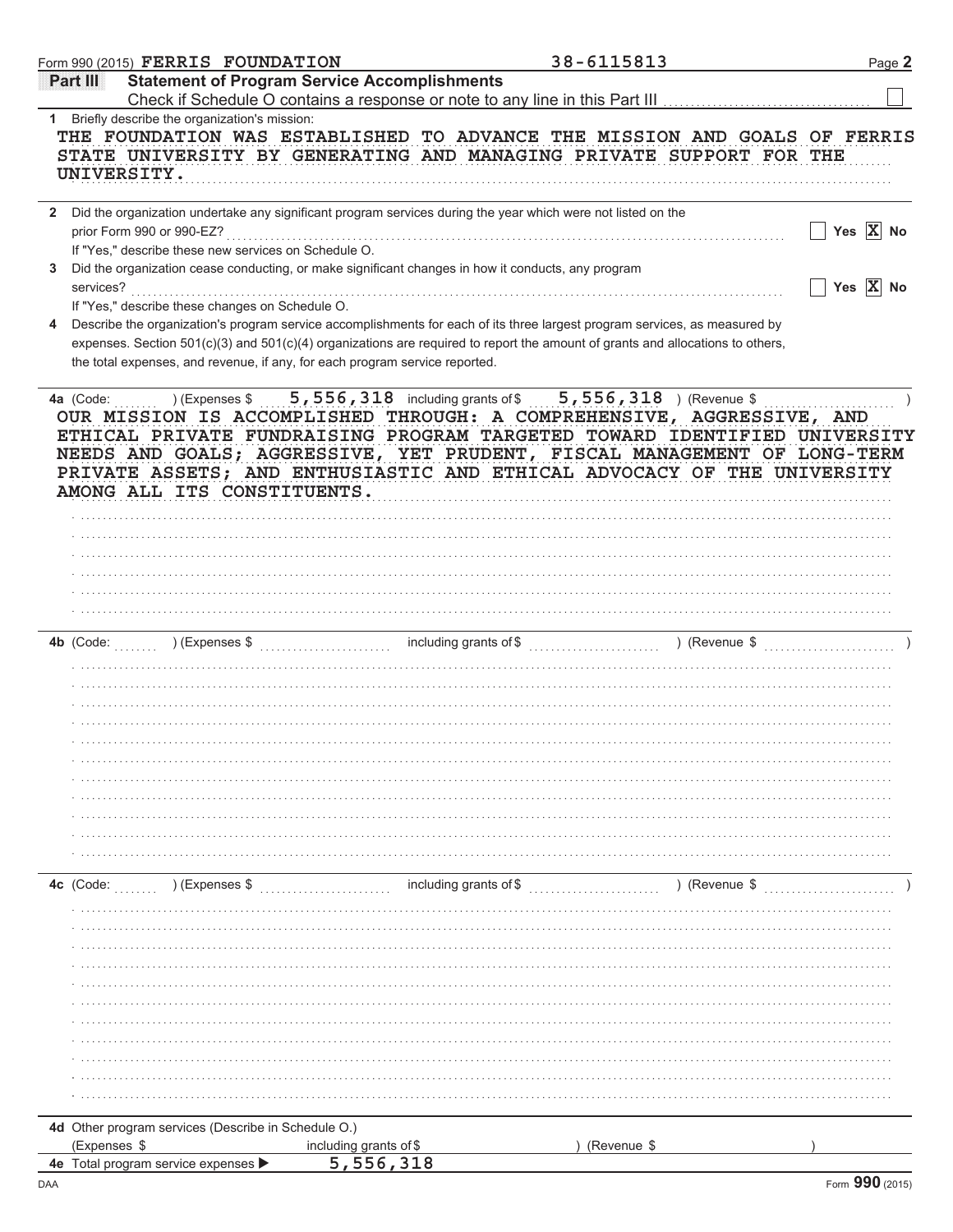Form 990 (2015) FERRIS FOUNDATION 38-6115813 Page 2

## Part III Statement of Program Service Accomplishments

Check if Schedule O contains a response or note to any line in this Part III ☐

**1** Briefly describe the organization's mission:

THE FOUNDATION WAS ESTABLISHED TO ADVANCE THE MISSION AND GOALS OF FERRIS STATE UNIVERSITY BY GENERATING AND MANAGING PRIVATE SUPPORT FOR THE UNIVERSITY.

**2** Did the organization undertake any significant program services during the year which were not listed on the prior Form 990 or 990-EZ? ☐ Yes ☒ No

If "Yes," describe these new services on Schedule O.

**3** Did the organization cease conducting, or make significant changes in how it conducts, any program services? ☐ Yes ☒ No

If "Yes," describe these changes on Schedule O.

**4** Describe the organization's program service accomplishments for each of its three largest program services, as measured by expenses. Section 501(c)(3) and 501(c)(4) organizations are required to report the amount of grants and allocations to others, the total expenses, and revenue, if any, for each program service reported.

**4a** (Code: ) (Expenses $ 5,556,318 including grants of $ 5,556,318 ) (Revenue $ )

OUR MISSION IS ACCOMPLISHED THROUGH: A COMPREHENSIVE, AGGRESSIVE, AND ETHICAL PRIVATE FUNDRAISING PROGRAM TARGETED TOWARD IDENTIFIED UNIVERSITY NEEDS AND GOALS; AGGRESSIVE, YET PRUDENT, FISCAL MANAGEMENT OF LONG-TERM PRIVATE ASSETS; AND ENTHUSIASTIC AND ETHICAL ADVOCACY OF THE UNIVERSITY AMONG ALL ITS CONSTITUENTS.

**4b** (Code: ) (Expenses $ including grants of $ ) (Revenue $ )

**4c** (Code: ) (Expenses $ including grants of $ ) (Revenue $ )

**4d** Other program services (Describe in Schedule O.)

(Expenses $ including grants of $ ) (Revenue $ )

**4e** Total program service expenses ▶ 5,556,318

Form **990** (2015)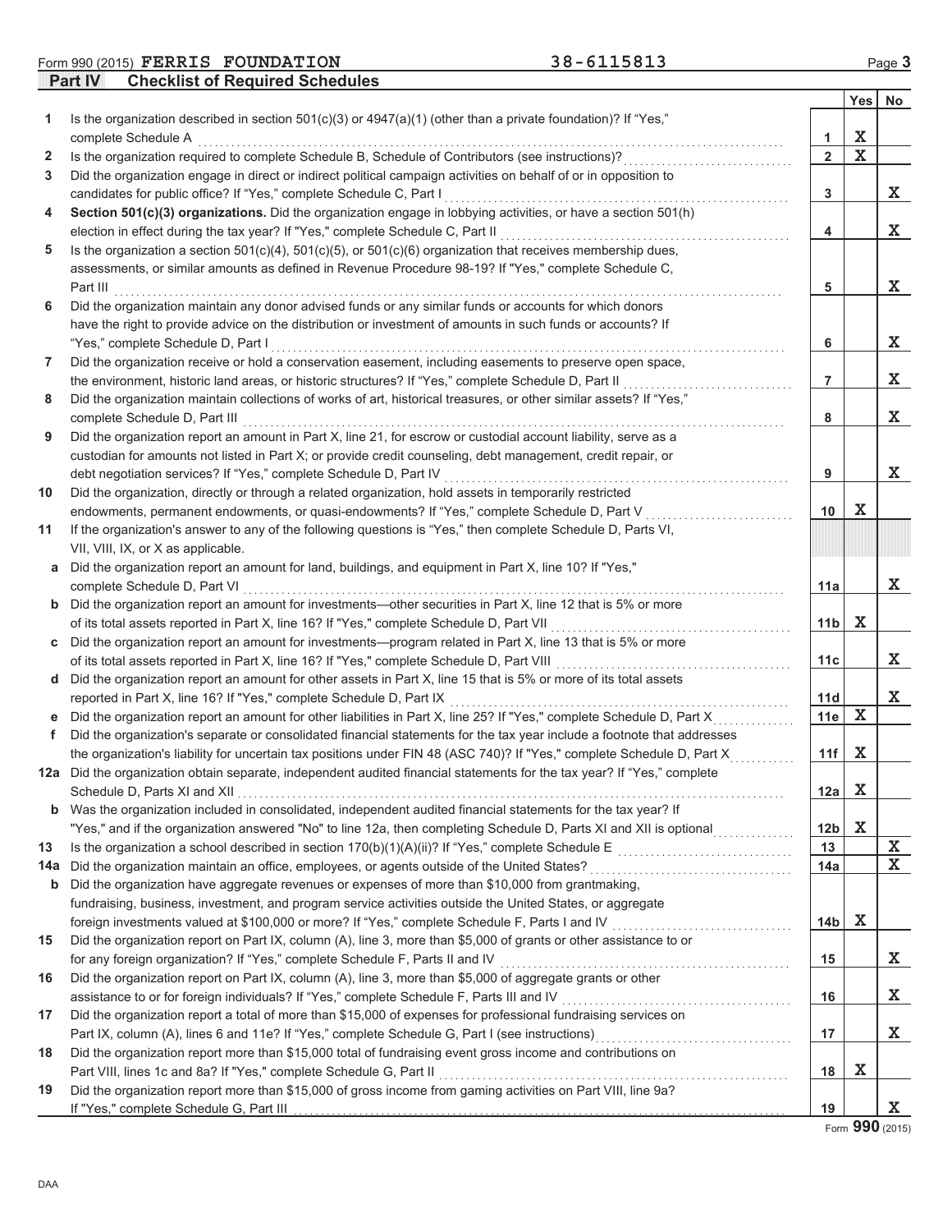Form 990 (2015) FERRIS FOUNDATION 38-6115813

## Part IV Checklist of Required Schedules

| | | | Yes | No |
|---|---|---|---|---|
| 1 | Is the organization described in section 501(c)(3) or 4947(a)(1) (other than a private foundation)? If "Yes," complete Schedule A | 1 | X | |
| 2 | Is the organization required to complete Schedule B, Schedule of Contributors (see instructions)? | 2 | X | |
| 3 | Did the organization engage in direct or indirect political campaign activities on behalf of or in opposition to candidates for public office? If "Yes," complete Schedule C, Part I | 3 | | X |
| 4 | **Section 501(c)(3) organizations.** Did the organization engage in lobbying activities, or have a section 501(h) election in effect during the tax year? If "Yes," complete Schedule C, Part II | 4 | | X |
| 5 | Is the organization a section 501(c)(4), 501(c)(5), or 501(c)(6) organization that receives membership dues, assessments, or similar amounts as defined in Revenue Procedure 98-19? If "Yes," complete Schedule C, Part III | 5 | | X |
| 6 | Did the organization maintain any donor advised funds or any similar funds or accounts for which donors have the right to provide advice on the distribution or investment of amounts in such funds or accounts? If "Yes," complete Schedule D, Part I | 6 | | X |
| 7 | Did the organization receive or hold a conservation easement, including easements to preserve open space, the environment, historic land areas, or historic structures? If "Yes," complete Schedule D, Part II | 7 | | X |
| 8 | Did the organization maintain collections of works of art, historical treasures, or other similar assets? If "Yes," complete Schedule D, Part III | 8 | | X |
| 9 | Did the organization report an amount in Part X, line 21, for escrow or custodial account liability, serve as a custodian for amounts not listed in Part X; or provide credit counseling, debt management, credit repair, or debt negotiation services? If "Yes," complete Schedule D, Part IV | 9 | | X |
| 10 | Did the organization, directly or through a related organization, hold assets in temporarily restricted endowments, permanent endowments, or quasi-endowments? If "Yes," complete Schedule D, Part V | 10 | X | |
| 11 | If the organization's answer to any of the following questions is "Yes," then complete Schedule D, Parts VI, VII, VIII, IX, or X as applicable. | | | |
| a | Did the organization report an amount for land, buildings, and equipment in Part X, line 10? If "Yes," complete Schedule D, Part VI | 11a | | X |
| b | Did the organization report an amount for investments—other securities in Part X, line 12 that is 5% or more of its total assets reported in Part X, line 16? If "Yes," complete Schedule D, Part VII | 11b | X | |
| c | Did the organization report an amount for investments—program related in Part X, line 13 that is 5% or more of its total assets reported in Part X, line 16? If "Yes," complete Schedule D, Part VIII | 11c | | X |
| d | Did the organization report an amount for other assets in Part X, line 15 that is 5% or more of its total assets reported in Part X, line 16? If "Yes," complete Schedule D, Part IX | 11d | | X |
| e | Did the organization report an amount for other liabilities in Part X, line 25? If "Yes," complete Schedule D, Part X | 11e | X | |
| f | Did the organization's separate or consolidated financial statements for the tax year include a footnote that addresses the organization's liability for uncertain tax positions under FIN 48 (ASC 740)? If "Yes," complete Schedule D, Part X | 11f | X | |
| 12a | Did the organization obtain separate, independent audited financial statements for the tax year? If "Yes," complete Schedule D, Parts XI and XII | 12a | X | |
| b | Was the organization included in consolidated, independent audited financial statements for the tax year? If "Yes," and if the organization answered "No" to line 12a, then completing Schedule D, Parts XI and XII is optional | 12b | X | |
| 13 | Is the organization a school described in section 170(b)(1)(A)(ii)? If "Yes," complete Schedule E | 13 | | X |
| 14a | Did the organization maintain an office, employees, or agents outside of the United States? | 14a | | X |
| b | Did the organization have aggregate revenues or expenses of more than $10,000 from grantmaking, fundraising, business, investment, and program service activities outside the United States, or aggregate foreign investments valued at $100,000 or more? If "Yes," complete Schedule F, Parts I and IV | 14b | X | |
| 15 | Did the organization report on Part IX, column (A), line 3, more than $5,000 of grants or other assistance to or for any foreign organization? If "Yes," complete Schedule F, Parts II and IV | 15 | | X |
| 16 | Did the organization report on Part IX, column (A), line 3, more than $5,000 of aggregate grants or other assistance to or for foreign individuals? If "Yes," complete Schedule F, Parts III and IV | 16 | | X |
| 17 | Did the organization report a total of more than $15,000 of expenses for professional fundraising services on Part IX, column (A), lines 6 and 11e? If "Yes," complete Schedule G, Part I (see instructions) | 17 | | X |
| 18 | Did the organization report more than $15,000 total of fundraising event gross income and contributions on Part VIII, lines 1c and 8a? If "Yes," complete Schedule G, Part II | 18 | X | |
| 19 | Did the organization report more than $15,000 of gross income from gaming activities on Part VIII, line 9a? If "Yes," complete Schedule G, Part III | 19 | | X |

Form **990** (2015)

DAA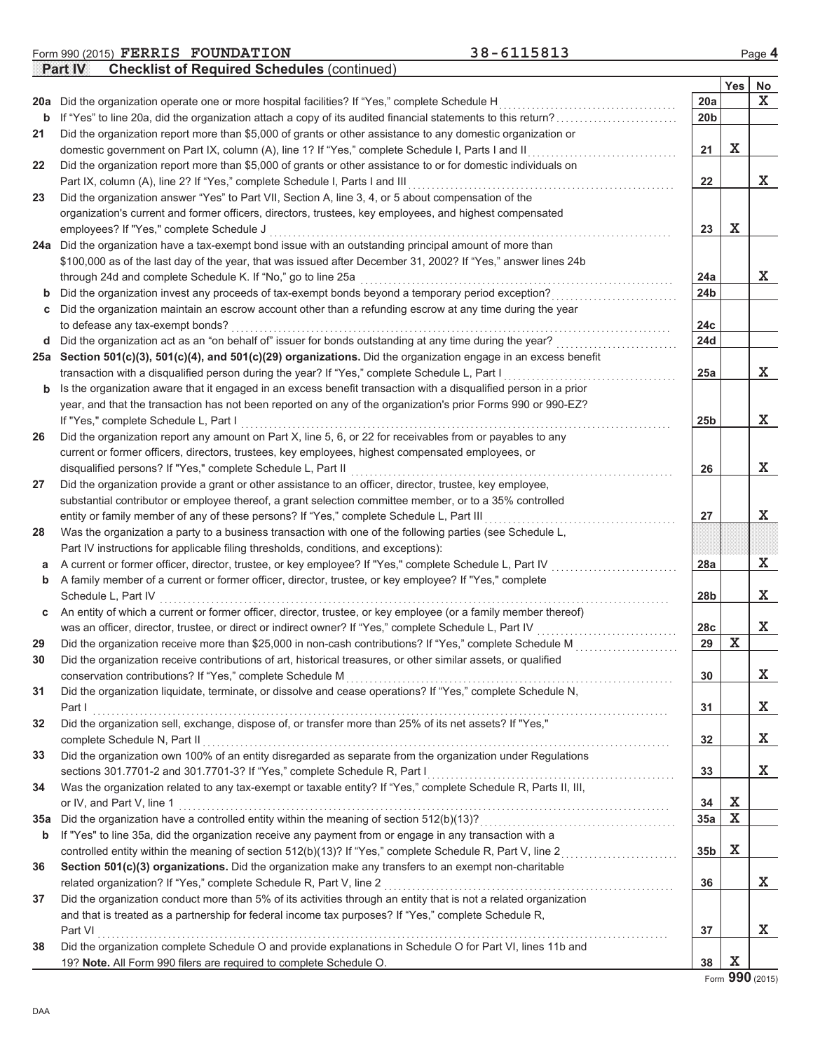Form 990 (2015) **FERRIS FOUNDATION** 38-6115813 Page **4**

**Part IV** **Checklist of Required Schedules** (continued)

| | | | Yes | No |
|---|---|---|---|---|
| **20a** | Did the organization operate one or more hospital facilities? If "Yes," complete Schedule H | **20a** | | X |
| **b** | If "Yes" to line 20a, did the organization attach a copy of its audited financial statements to this return? | **20b** | | |
| **21** | Did the organization report more than $5,000 of grants or other assistance to any domestic organization or domestic government on Part IX, column (A), line 1? If "Yes," complete Schedule I, Parts I and II | **21** | X | |
| **22** | Did the organization report more than $5,000 of grants or other assistance to or for domestic individuals on Part IX, column (A), line 2? If "Yes," complete Schedule I, Parts I and III | **22** | | X |
| **23** | Did the organization answer "Yes" to Part VII, Section A, line 3, 4, or 5 about compensation of the organization's current and former officers, directors, trustees, key employees, and highest compensated employees? If "Yes," complete Schedule J | **23** | X | |
| **24a** | Did the organization have a tax-exempt bond issue with an outstanding principal amount of more than $100,000 as of the last day of the year, that was issued after December 31, 2002? If "Yes," answer lines 24b through 24d and complete Schedule K. If "No," go to line 25a | **24a** | | X |
| **b** | Did the organization invest any proceeds of tax-exempt bonds beyond a temporary period exception? | **24b** | | |
| **c** | Did the organization maintain an escrow account other than a refunding escrow at any time during the year to defease any tax-exempt bonds? | **24c** | | |
| **d** | Did the organization act as an "on behalf of" issuer for bonds outstanding at any time during the year? | **24d** | | |
| **25a** | **Section 501(c)(3), 501(c)(4), and 501(c)(29) organizations.** Did the organization engage in an excess benefit transaction with a disqualified person during the year? If "Yes," complete Schedule L, Part I | **25a** | | X |
| **b** | Is the organization aware that it engaged in an excess benefit transaction with a disqualified person in a prior year, and that the transaction has not been reported on any of the organization's prior Forms 990 or 990-EZ? If "Yes," complete Schedule L, Part I | **25b** | | X |
| **26** | Did the organization report any amount on Part X, line 5, 6, or 22 for receivables from or payables to any current or former officers, directors, trustees, key employees, highest compensated employees, or disqualified persons? If "Yes," complete Schedule L, Part II | **26** | | X |
| **27** | Did the organization provide a grant or other assistance to an officer, director, trustee, key employee, substantial contributor or employee thereof, a grant selection committee member, or to a 35% controlled entity or family member of any of these persons? If "Yes," complete Schedule L, Part III | **27** | | X |
| **28** | Was the organization a party to a business transaction with one of the following parties (see Schedule L, Part IV instructions for applicable filing thresholds, conditions, and exceptions): | | | |
| **a** | A current or former officer, director, trustee, or key employee? If "Yes," complete Schedule L, Part IV | **28a** | | X |
| **b** | A family member of a current or former officer, director, trustee, or key employee? If "Yes," complete Schedule L, Part IV | **28b** | | X |
| **c** | An entity of which a current or former officer, director, trustee, or key employee (or a family member thereof) was an officer, director, trustee, or direct or indirect owner? If "Yes," complete Schedule L, Part IV | **28c** | | X |
| **29** | Did the organization receive more than $25,000 in non-cash contributions? If "Yes," complete Schedule M | **29** | X | |
| **30** | Did the organization receive contributions of art, historical treasures, or other similar assets, or qualified conservation contributions? If "Yes," complete Schedule M | **30** | | X |
| **31** | Did the organization liquidate, terminate, or dissolve and cease operations? If "Yes," complete Schedule N, Part I | **31** | | X |
| **32** | Did the organization sell, exchange, dispose of, or transfer more than 25% of its net assets? If "Yes," complete Schedule N, Part II | **32** | | X |
| **33** | Did the organization own 100% of an entity disregarded as separate from the organization under Regulations sections 301.7701-2 and 301.7701-3? If "Yes," complete Schedule R, Part I | **33** | | X |
| **34** | Was the organization related to any tax-exempt or taxable entity? If "Yes," complete Schedule R, Parts II, III, or IV, and Part V, line 1 | **34** | X | |
| **35a** | Did the organization have a controlled entity within the meaning of section 512(b)(13)? | **35a** | X | |
| **b** | If "Yes" to line 35a, did the organization receive any payment from or engage in any transaction with a controlled entity within the meaning of section 512(b)(13)? If "Yes," complete Schedule R, Part V, line 2 | **35b** | X | |
| **36** | **Section 501(c)(3) organizations.** Did the organization make any transfers to an exempt non-charitable related organization? If "Yes," complete Schedule R, Part V, line 2 | **36** | | X |
| **37** | Did the organization conduct more than 5% of its activities through an entity that is not a related organization and that is treated as a partnership for federal income tax purposes? If "Yes," complete Schedule R, Part VI | **37** | | X |
| **38** | Did the organization complete Schedule O and provide explanations in Schedule O for Part VI, lines 11b and 19? **Note.** All Form 990 filers are required to complete Schedule O. | **38** | X | |

Form **990** (2015)

DAA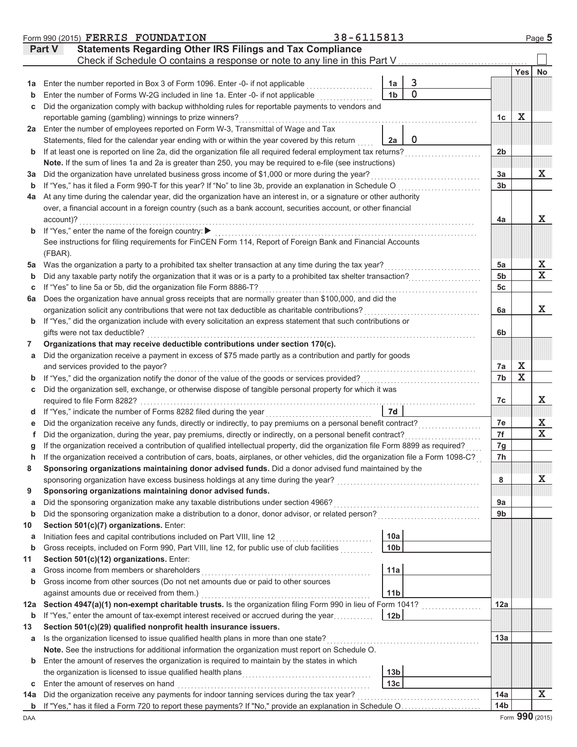Form 990 (2015) FERRIS FOUNDATION 38-6115813

## Part V Statements Regarding Other IRS Filings and Tax Compliance

Check if Schedule O contains a response or note to any line in this Part V

| | | | | | Yes | No |
|---|---|---|---|---|---|---|
| 1a | Enter the number reported in Box 3 of Form 1096. Enter -0- if not applicable | 1a | 3 | | | |
| b | Enter the number of Forms W-2G included in line 1a. Enter -0- if not applicable | 1b | 0 | | | |
| c | Did the organization comply with backup withholding rules for reportable payments to vendors and reportable gaming (gambling) winnings to prize winners? | | | 1c | X | |
| 2a | Enter the number of employees reported on Form W-3, Transmittal of Wage and Tax Statements, filed for the calendar year ending with or within the year covered by this return | 2a | 0 | | | |
| b | If at least one is reported on line 2a, did the organization file all required federal employment tax returns? | | | 2b | | |
| | **Note.** If the sum of lines 1a and 2a is greater than 250, you may be required to e-file (see instructions) | | | | | |
| 3a | Did the organization have unrelated business gross income of $1,000 or more during the year? | | | 3a | | X |
| b | If "Yes," has it filed a Form 990-T for this year? If "No" to line 3b, provide an explanation in Schedule O | | | 3b | | |
| 4a | At any time during the calendar year, did the organization have an interest in, or a signature or other authority over, a financial account in a foreign country (such as a bank account, securities account, or other financial account)? | | | 4a | | X |
| b | If "Yes," enter the name of the foreign country: ▶ See instructions for filing requirements for FinCEN Form 114, Report of Foreign Bank and Financial Accounts (FBAR). | | | | | |
| 5a | Was the organization a party to a prohibited tax shelter transaction at any time during the tax year? | | | 5a | | X |
| b | Did any taxable party notify the organization that it was or is a party to a prohibited tax shelter transaction? | | | 5b | | X |
| c | If "Yes" to line 5a or 5b, did the organization file Form 8886-T? | | | 5c | | |
| 6a | Does the organization have annual gross receipts that are normally greater than $100,000, and did the organization solicit any contributions that were not tax deductible as charitable contributions? | | | 6a | | X |
| b | If "Yes," did the organization include with every solicitation an express statement that such contributions or gifts were not tax deductible? | | | 6b | | |
| 7 | **Organizations that may receive deductible contributions under section 170(c).** | | | | | |
| a | Did the organization receive a payment in excess of $75 made partly as a contribution and partly for goods and services provided to the payor? | | | 7a | X | |
| b | If "Yes," did the organization notify the donor of the value of the goods or services provided? | | | 7b | X | |
| c | Did the organization sell, exchange, or otherwise dispose of tangible personal property for which it was required to file Form 8282? | | | 7c | | X |
| d | If "Yes," indicate the number of Forms 8282 filed during the year | 7d | | | | |
| e | Did the organization receive any funds, directly or indirectly, to pay premiums on a personal benefit contract? | | | 7e | | X |
| f | Did the organization, during the year, pay premiums, directly or indirectly, on a personal benefit contract? | | | 7f | | X |
| g | If the organization received a contribution of qualified intellectual property, did the organization file Form 8899 as required? | | | 7g | | |
| h | If the organization received a contribution of cars, boats, airplanes, or other vehicles, did the organization file a Form 1098-C? | | | 7h | | |
| 8 | **Sponsoring organizations maintaining donor advised funds.** Did a donor advised fund maintained by the sponsoring organization have excess business holdings at any time during the year? | | | 8 | | X |
| 9 | **Sponsoring organizations maintaining donor advised funds.** | | | | | |
| a | Did the sponsoring organization make any taxable distributions under section 4966? | | | 9a | | |
| b | Did the sponsoring organization make a distribution to a donor, donor advisor, or related person? | | | 9b | | |
| 10 | **Section 501(c)(7) organizations.** Enter: | | | | | |
| a | Initiation fees and capital contributions included on Part VIII, line 12 | 10a | | | | |
| b | Gross receipts, included on Form 990, Part VIII, line 12, for public use of club facilities | 10b | | | | |
| 11 | **Section 501(c)(12) organizations.** Enter: | | | | | |
| a | Gross income from members or shareholders | 11a | | | | |
| b | Gross income from other sources (Do not net amounts due or paid to other sources against amounts due or received from them.) | 11b | | | | |
| 12a | **Section 4947(a)(1) non-exempt charitable trusts.** Is the organization filing Form 990 in lieu of Form 1041? | | | 12a | | |
| b | If "Yes," enter the amount of tax-exempt interest received or accrued during the year | 12b | | | | |
| 13 | **Section 501(c)(29) qualified nonprofit health insurance issuers.** | | | | | |
| a | Is the organization licensed to issue qualified health plans in more than one state? | | | 13a | | |
| | **Note.** See the instructions for additional information the organization must report on Schedule O. | | | | | |
| b | Enter the amount of reserves the organization is required to maintain by the states in which the organization is licensed to issue qualified health plans | 13b | | | | |
| c | Enter the amount of reserves on hand | 13c | | | | |
| 14a | Did the organization receive any payments for indoor tanning services during the tax year? | | | 14a | | X |
| b | If "Yes," has it filed a Form 720 to report these payments? If "No," provide an explanation in Schedule O | | | 14b | | |

DAA Form 990 (2015)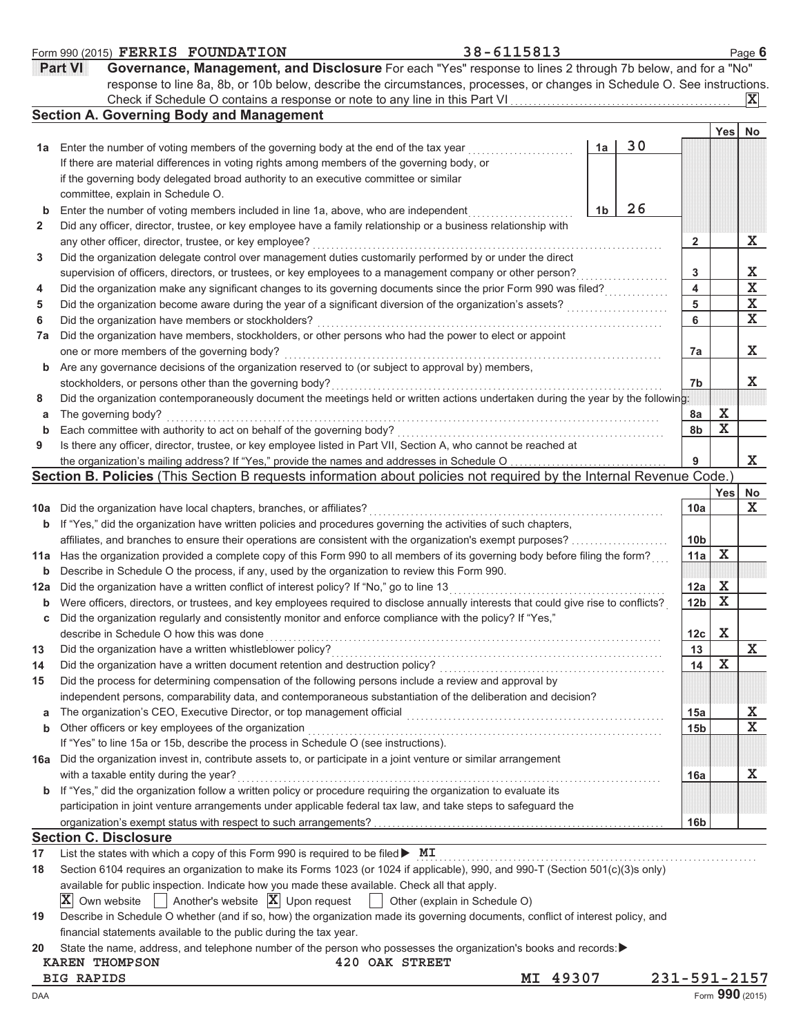Form 990 (2015) **FERRIS FOUNDATION** 38-6115813 Page **6**

## Part VI Governance, Management, and Disclosure

For each "Yes" response to lines 2 through 7b below, and for a "No" response to line 8a, 8b, or 10b below, describe the circumstances, processes, or changes in Schedule O. See instructions.

Check if Schedule O contains a response or note to any line in this Part VI ... [X]

### Section A. Governing Body and Management

| | | | | Yes | No |
|---|---|---|---|---|---|
| **1a** | Enter the number of voting members of the governing body at the end of the tax year ... If there are material differences in voting rights among members of the governing body, or if the governing body delegated broad authority to an executive committee or similar committee, explain in Schedule O. | 1a | 30 | | |
| **b** | Enter the number of voting members included in line 1a, above, who are independent ... | 1b | 26 | | |
| **2** | Did any officer, director, trustee, or key employee have a family relationship or a business relationship with any other officer, director, trustee, or key employee? ... | 2 | | | X |
| **3** | Did the organization delegate control over management duties customarily performed by or under the direct supervision of officers, directors, or trustees, or key employees to a management company or other person? ... | 3 | | | X |
| **4** | Did the organization make any significant changes to its governing documents since the prior Form 990 was filed? ... | 4 | | | X |
| **5** | Did the organization become aware during the year of a significant diversion of the organization's assets? ... | 5 | | | X |
| **6** | Did the organization have members or stockholders? ... | 6 | | | X |
| **7a** | Did the organization have members, stockholders, or other persons who had the power to elect or appoint one or more members of the governing body? ... | 7a | | | X |
| **b** | Are any governance decisions of the organization reserved to (or subject to approval by) members, stockholders, or persons other than the governing body? ... | 7b | | | X |
| **8** | Did the organization contemporaneously document the meetings held or written actions undertaken during the year by the following: | | | | |
| **a** | The governing body? ... | 8a | | X | |
| **b** | Each committee with authority to act on behalf of the governing body? ... | 8b | | X | |
| **9** | Is there any officer, director, trustee, or key employee listed in Part VII, Section A, who cannot be reached at the organization's mailing address? If "Yes," provide the names and addresses in Schedule O ... | 9 | | | X |

### Section B. Policies (This Section B requests information about policies not required by the Internal Revenue Code.)

| | | | Yes | No |
|---|---|---|---|---|
| **10a** | Did the organization have local chapters, branches, or affiliates? ... | 10a | | X |
| **b** | If "Yes," did the organization have written policies and procedures governing the activities of such chapters, affiliates, and branches to ensure their operations are consistent with the organization's exempt purposes? ... | 10b | | |
| **11a** | Has the organization provided a complete copy of this Form 990 to all members of its governing body before filing the form? ... | 11a | X | |
| **b** | Describe in Schedule O the process, if any, used by the organization to review this Form 990. | | | |
| **12a** | Did the organization have a written conflict of interest policy? If "No," go to line 13 ... | 12a | X | |
| **b** | Were officers, directors, or trustees, and key employees required to disclose annually interests that could give rise to conflicts? | 12b | X | |
| **c** | Did the organization regularly and consistently monitor and enforce compliance with the policy? If "Yes," describe in Schedule O how this was done ... | 12c | X | |
| **13** | Did the organization have a written whistleblower policy? ... | 13 | | X |
| **14** | Did the organization have a written document retention and destruction policy? ... | 14 | X | |
| **15** | Did the process for determining compensation of the following persons include a review and approval by independent persons, comparability data, and contemporaneous substantiation of the deliberation and decision? | | | |
| **a** | The organization's CEO, Executive Director, or top management official ... | 15a | | X |
| **b** | Other officers or key employees of the organization ... | 15b | | X |
| | If "Yes" to line 15a or 15b, describe the process in Schedule O (see instructions). | | | |
| **16a** | Did the organization invest in, contribute assets to, or participate in a joint venture or similar arrangement with a taxable entity during the year? ... | 16a | | X |
| **b** | If "Yes," did the organization follow a written policy or procedure requiring the organization to evaluate its participation in joint venture arrangements under applicable federal tax law, and take steps to safeguard the organization's exempt status with respect to such arrangements? ... | 16b | | |

### Section C. Disclosure

**17** List the states with which a copy of this Form 990 is required to be filed ▶ **MI**

**18** Section 6104 requires an organization to make its Forms 1023 (or 1024 if applicable), 990, and 990-T (Section 501(c)(3)s only) available for public inspection. Indicate how you made these available. Check all that apply.

[X] Own website  [ ] Another's website  [X] Upon request  [ ] Other (explain in Schedule O)

**19** Describe in Schedule O whether (and if so, how) the organization made its governing documents, conflict of interest policy, and financial statements available to the public during the tax year.

**20** State the name, address, and telephone number of the person who possesses the organization's books and records: ▶

KAREN THOMPSON 420 OAK STREET
BIG RAPIDS MI 49307 231-591-2157

DAA Form **990** (2015)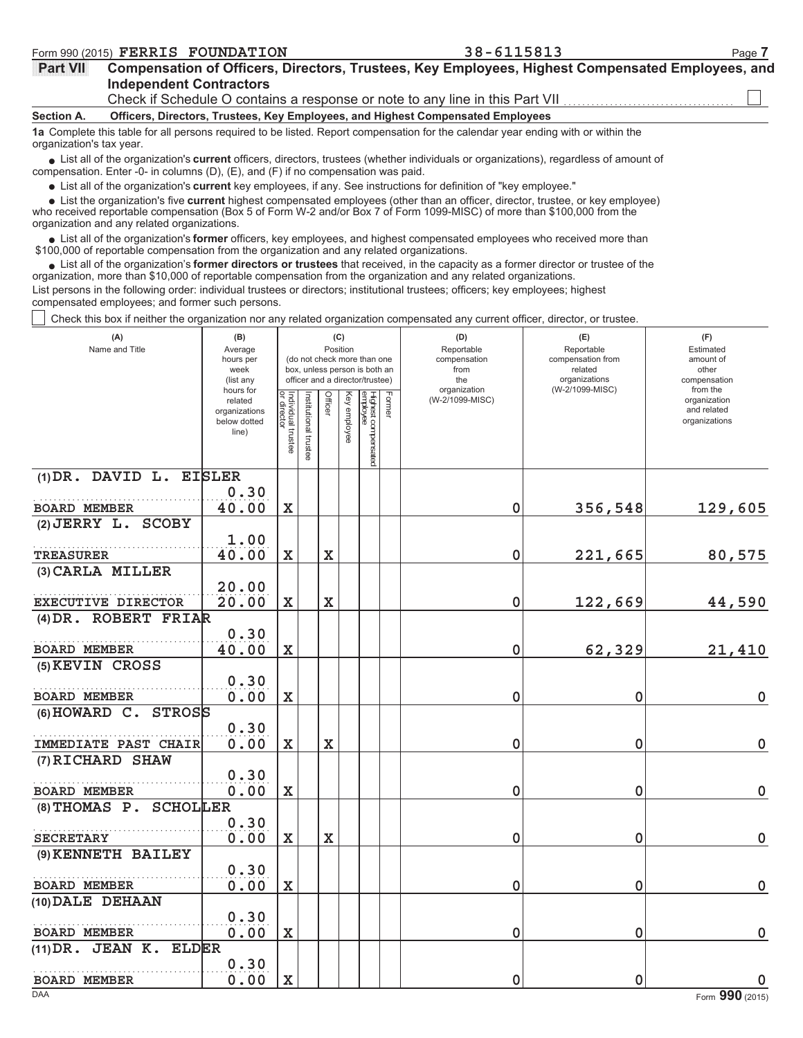Form 990 (2015) **FERRIS FOUNDATION** 38-6115813

## Part VII Compensation of Officers, Directors, Trustees, Key Employees, Highest Compensated Employees, and Independent Contractors

Check if Schedule O contains a response or note to any line in this Part VII ☐

### Section A. Officers, Directors, Trustees, Key Employees, and Highest Compensated Employees

**1a** Complete this table for all persons required to be listed. Report compensation for the calendar year ending with or within the organization's tax year.

- List all of the organization's **current** officers, directors, trustees (whether individuals or organizations), regardless of amount of compensation. Enter -0- in columns (D), (E), and (F) if no compensation was paid.
- List all of the organization's **current** key employees, if any. See instructions for definition of "key employee."
- List the organization's five **current** highest compensated employees (other than an officer, director, trustee, or key employee) who received reportable compensation (Box 5 of Form W-2 and/or Box 7 of Form 1099-MISC) of more than $100,000 from the organization and any related organizations.
- List all of the organization's **former** officers, key employees, and highest compensated employees who received more than $100,000 of reportable compensation from the organization and any related organizations.
- List all of the organization's **former directors or trustees** that received, in the capacity as a former director or trustee of the organization, more than $10,000 of reportable compensation from the organization and any related organizations.

List persons in the following order: individual trustees or directors; institutional trustees; officers; key employees; highest compensated employees; and former such persons.

☐ Check this box if neither the organization nor any related organization compensated any current officer, director, or trustee.

| (A) Name and Title | (B) Average hours per week (list any hours for related organizations below dotted line) | (C) Position (do not check more than one box, unless person is both an officer and a director/trustee) | | | | | | (D) Reportable compensation from the organization (W-2/1099-MISC) | (E) Reportable compensation from related organizations (W-2/1099-MISC) | (F) Estimated amount of other compensation from the organization and related organizations |
|---|---|---|---|---|---|---|---|---|---|---|
| | | Individual trustee or director | Institutional trustee | Officer | Key employee | Highest compensated employee | Former | | | |
| (1) DR. DAVID L. EISLER<br>BOARD MEMBER | 0.30<br>40.00 | X | | | | | | 0 | 356,548 | 129,605 |
| (2) JERRY L. SCOBY<br>TREASURER | 1.00<br>40.00 | X | | X | | | | 0 | 221,665 | 80,575 |
| (3) CARLA MILLER<br>EXECUTIVE DIRECTOR | 20.00<br>20.00 | X | | X | | | | 0 | 122,669 | 44,590 |
| (4) DR. ROBERT FRIAR<br>BOARD MEMBER | 0.30<br>40.00 | X | | | | | | 0 | 62,329 | 21,410 |
| (5) KEVIN CROSS<br>BOARD MEMBER | 0.30<br>0.00 | X | | | | | | 0 | 0 | 0 |
| (6) HOWARD C. STROSS<br>IMMEDIATE PAST CHAIR | 0.30<br>0.00 | X | | X | | | | 0 | 0 | 0 |
| (7) RICHARD SHAW<br>BOARD MEMBER | 0.30<br>0.00 | X | | | | | | 0 | 0 | 0 |
| (8) THOMAS P. SCHOLLER<br>SECRETARY | 0.30<br>0.00 | X | | X | | | | 0 | 0 | 0 |
| (9) KENNETH BAILEY<br>BOARD MEMBER | 0.30<br>0.00 | X | | | | | | 0 | 0 | 0 |
| (10) DALE DEHAAN<br>BOARD MEMBER | 0.30<br>0.00 | X | | | | | | 0 | 0 | 0 |
| (11) DR. JEAN K. ELDER<br>BOARD MEMBER | 0.30<br>0.00 | X | | | | | | 0 | 0 | 0 |

Form **990** (2015)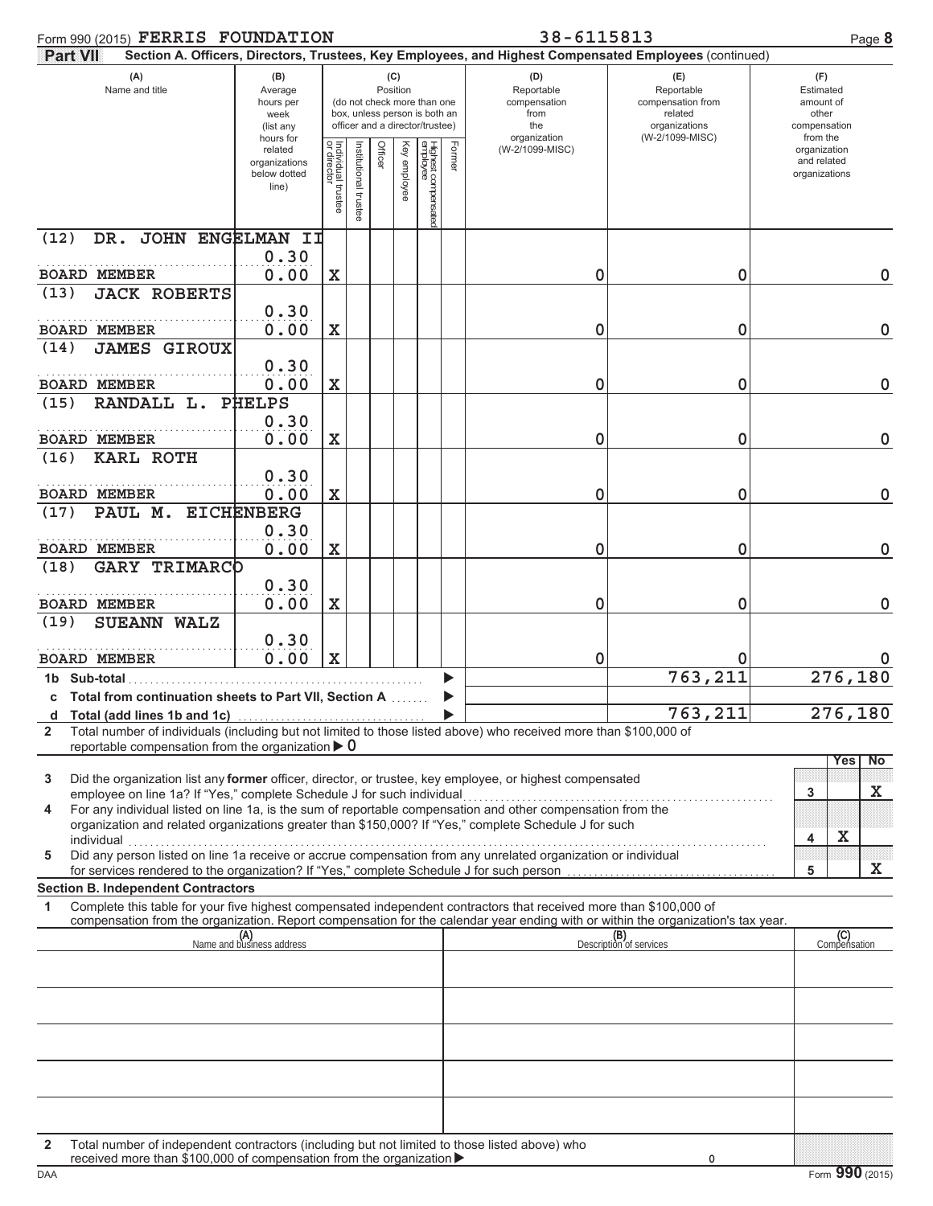Form 990 (2015) **FERRIS FOUNDATION** 38-6115813

**Part VII** **Section A. Officers, Directors, Trustees, Key Employees, and Highest Compensated Employees** (continued)

| (A) Name and title | (B) Average hours per week (list any hours for related organizations below dotted line) | (C) Position: Individual trustee or director | Institutional trustee | Officer | Key employee | Highest compensated employee | Former | (D) Reportable compensation from the organization (W-2/1099-MISC) | (E) Reportable compensation from related organizations (W-2/1099-MISC) | (F) Estimated amount of other compensation from the organization and related organizations |
|---|---|---|---|---|---|---|---|---|---|---|
| (12) DR. JOHN ENGELMAN II<br>BOARD MEMBER | 0.30<br>0.00 | X | | | | | | 0 | 0 | 0 |
| (13) JACK ROBERTS<br>BOARD MEMBER | 0.30<br>0.00 | X | | | | | | 0 | 0 | 0 |
| (14) JAMES GIROUX<br>BOARD MEMBER | 0.30<br>0.00 | X | | | | | | 0 | 0 | 0 |
| (15) RANDALL L. PHELPS<br>BOARD MEMBER | 0.30<br>0.00 | X | | | | | | 0 | 0 | 0 |
| (16) KARL ROTH<br>BOARD MEMBER | 0.30<br>0.00 | X | | | | | | 0 | 0 | 0 |
| (17) PAUL M. EICHENBERG<br>BOARD MEMBER | 0.30<br>0.00 | X | | | | | | 0 | 0 | 0 |
| (18) GARY TRIMARCO<br>BOARD MEMBER | 0.30<br>0.00 | X | | | | | | 0 | 0 | 0 |
| (19) SUEANN WALZ<br>BOARD MEMBER | 0.30<br>0.00 | X | | | | | | 0 | 0 | 0 |
| **1b Sub-total** | | | | | | | | | 763,211 | 276,180 |
| **c Total from continuation sheets to Part VII, Section A** | | | | | | | | | | |
| **d Total (add lines 1b and 1c)** | | | | | | | | | 763,211 | 276,180 |

**2** Total number of individuals (including but not limited to those listed above) who received more than $100,000 of reportable compensation from the organization ▶ 0

| | | Yes | No |
|---|---|---|---|
| **3** Did the organization list any **former** officer, director, or trustee, key employee, or highest compensated employee on line 1a? If "Yes," complete Schedule J for such individual | 3 | | X |
| **4** For any individual listed on line 1a, is the sum of reportable compensation and other compensation from the organization and related organizations greater than $150,000? If "Yes," complete Schedule J for such individual | 4 | X | |
| **5** Did any person listed on line 1a receive or accrue compensation from any unrelated organization or individual for services rendered to the organization? If "Yes," complete Schedule J for such person | 5 | | X |

**Section B. Independent Contractors**

**1** Complete this table for your five highest compensated independent contractors that received more than $100,000 of compensation from the organization. Report compensation for the calendar year ending with or within the organization's tax year.

| (A) Name and business address | (B) Description of services | (C) Compensation |
|---|---|---|
| | | |
| | | |
| | | |
| | | |
| | | |

**2** Total number of independent contractors (including but not limited to those listed above) who received more than $100,000 of compensation from the organization ▶ 0

DAA Form **990** (2015)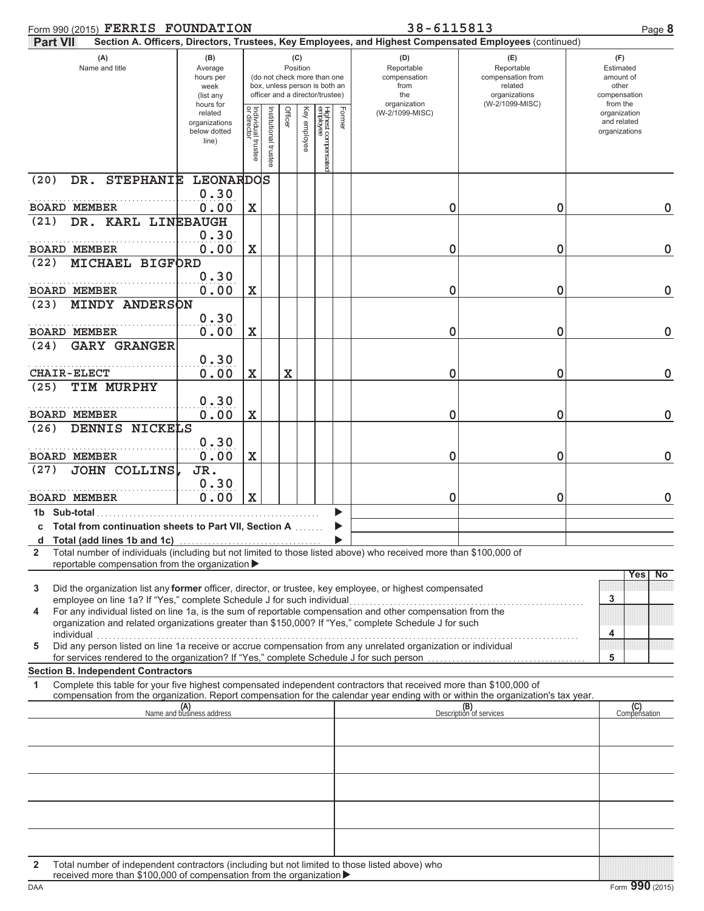Form 990 (2015) **FERRIS FOUNDATION** 38-6115813

**Part VII** **Section A. Officers, Directors, Trustees, Key Employees, and Highest Compensated Employees** (continued)

| (A) Name and title | (B) Average hours per week (list any hours for related organizations below dotted line) | (C) Position: Individual trustee or director | Institutional trustee | Officer | Key employee | Highest compensated employee | Former | (D) Reportable compensation from the organization (W-2/1099-MISC) | (E) Reportable compensation from related organizations (W-2/1099-MISC) | (F) Estimated amount of other compensation from the organization and related organizations |
|---|---|---|---|---|---|---|---|---|---|---|
| (20) DR. STEPHANIE LEONARDOS<br>BOARD MEMBER | 0.30<br>0.00 | X | | | | | | 0 | 0 | 0 |
| (21) DR. KARL LINEBAUGH<br>BOARD MEMBER | 0.30<br>0.00 | X | | | | | | 0 | 0 | 0 |
| (22) MICHAEL BIGFORD<br>BOARD MEMBER | 0.30<br>0.00 | X | | | | | | 0 | 0 | 0 |
| (23) MINDY ANDERSON<br>BOARD MEMBER | 0.30<br>0.00 | X | | | | | | 0 | 0 | 0 |
| (24) GARY GRANGER<br>CHAIR-ELECT | 0.30<br>0.00 | X | | X | | | | 0 | 0 | 0 |
| (25) TIM MURPHY<br>BOARD MEMBER | 0.30<br>0.00 | X | | | | | | 0 | 0 | 0 |
| (26) DENNIS NICKELS<br>BOARD MEMBER | 0.30<br>0.00 | X | | | | | | 0 | 0 | 0 |
| (27) JOHN COLLINS, JR.<br>BOARD MEMBER | 0.30<br>0.00 | X | | | | | | 0 | 0 | 0 |
| **1b Sub-total** | | | | | | | | | | |
| **c Total from continuation sheets to Part VII, Section A** | | | | | | | | | | |
| **d Total (add lines 1b and 1c)** | | | | | | | | | | |

**2** Total number of individuals (including but not limited to those listed above) who received more than $100,000 of reportable compensation from the organization ▶

| | | Yes | No |
|---|---|---|---|
| **3** Did the organization list any **former** officer, director, or trustee, key employee, or highest compensated employee on line 1a? If "Yes," complete Schedule J for such individual | 3 | | |
| **4** For any individual listed on line 1a, is the sum of reportable compensation and other compensation from the organization and related organizations greater than $150,000? If "Yes," complete Schedule J for such individual | 4 | | |
| **5** Did any person listed on line 1a receive or accrue compensation from any unrelated organization or individual for services rendered to the organization? If "Yes," complete Schedule J for such person | 5 | | |

**Section B. Independent Contractors**

**1** Complete this table for your five highest compensated independent contractors that received more than $100,000 of compensation from the organization. Report compensation for the calendar year ending with or within the organization's tax year.

| (A) Name and business address | (B) Description of services | (C) Compensation |
|---|---|---|
| | | |
| | | |
| | | |
| | | |
| | | |

**2** Total number of independent contractors (including but not limited to those listed above) who received more than $100,000 of compensation from the organization ▶

DAA Form **990** (2015)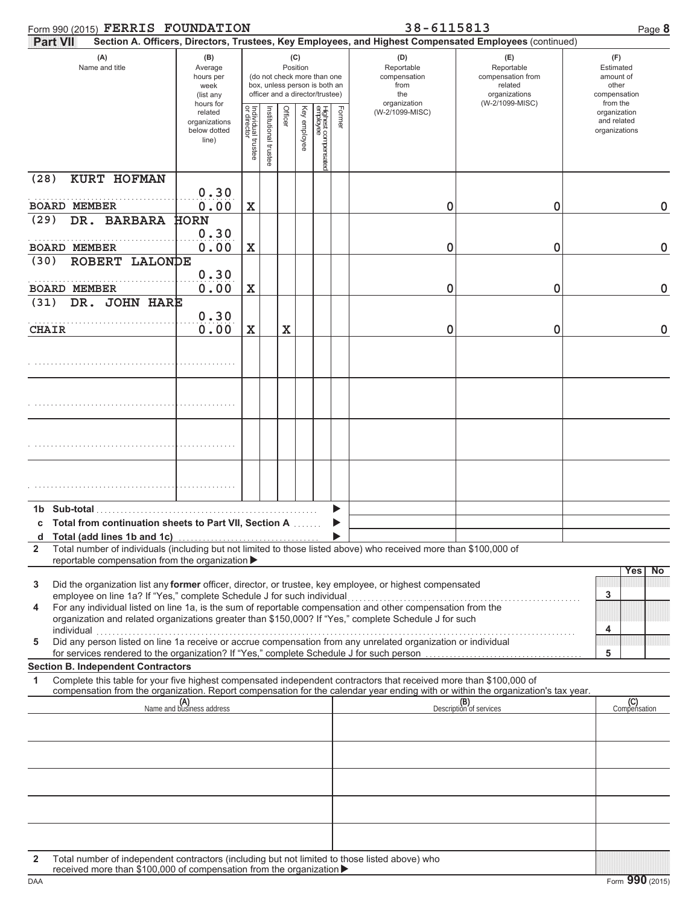Form 990 (2015) **FERRIS FOUNDATION** 38-6115813

**Part VII** **Section A. Officers, Directors, Trustees, Key Employees, and Highest Compensated Employees** (continued)

| (A) Name and title | (B) Average hours per week (list any hours for related organizations below dotted line) | (C) Position: Individual trustee or director | Institutional trustee | Officer | Key employee | Highest compensated employee | Former | (D) Reportable compensation from the organization (W-2/1099-MISC) | (E) Reportable compensation from related organizations (W-2/1099-MISC) | (F) Estimated amount of other compensation from the organization and related organizations |
|---|---|---|---|---|---|---|---|---|---|---|
| (28) KURT HOFMAN<br>BOARD MEMBER | 0.30<br>0.00 | X | | | | | | 0 | 0 | 0 |
| (29) DR. BARBARA HORN<br>BOARD MEMBER | 0.30<br>0.00 | X | | | | | | 0 | 0 | 0 |
| (30) ROBERT LALONDE<br>BOARD MEMBER | 0.30<br>0.00 | X | | | | | | 0 | 0 | 0 |
| (31) DR. JOHN HARE<br>CHAIR | 0.30<br>0.00 | X | | X | | | | 0 | 0 | 0 |
| | | | | | | | | | | |
| | | | | | | | | | | |
| | | | | | | | | | | |
| | | | | | | | | | | |

**1b Sub-total**

**c Total from continuation sheets to Part VII, Section A**

**d Total (add lines 1b and 1c)**

**2** Total number of individuals (including but not limited to those listed above) who received more than $100,000 of reportable compensation from the organization ▶

| | | Yes | No |
|---|---|---|---|
| **3** Did the organization list any **former** officer, director, or trustee, key employee, or highest compensated employee on line 1a? If "Yes," complete Schedule J for such individual | 3 | | |
| **4** For any individual listed on line 1a, is the sum of reportable compensation and other compensation from the organization and related organizations greater than $150,000? If "Yes," complete Schedule J for such individual | 4 | | |
| **5** Did any person listed on line 1a receive or accrue compensation from any unrelated organization or individual for services rendered to the organization? If "Yes," complete Schedule J for such person | 5 | | |

**Section B. Independent Contractors**

**1** Complete this table for your five highest compensated independent contractors that received more than $100,000 of compensation from the organization. Report compensation for the calendar year ending with or within the organization's tax year.

| (A) Name and business address | (B) Description of services | (C) Compensation |
|---|---|---|
| | | |
| | | |
| | | |
| | | |
| | | |

**2** Total number of independent contractors (including but not limited to those listed above) who received more than $100,000 of compensation from the organization ▶

DAA Form **990** (2015)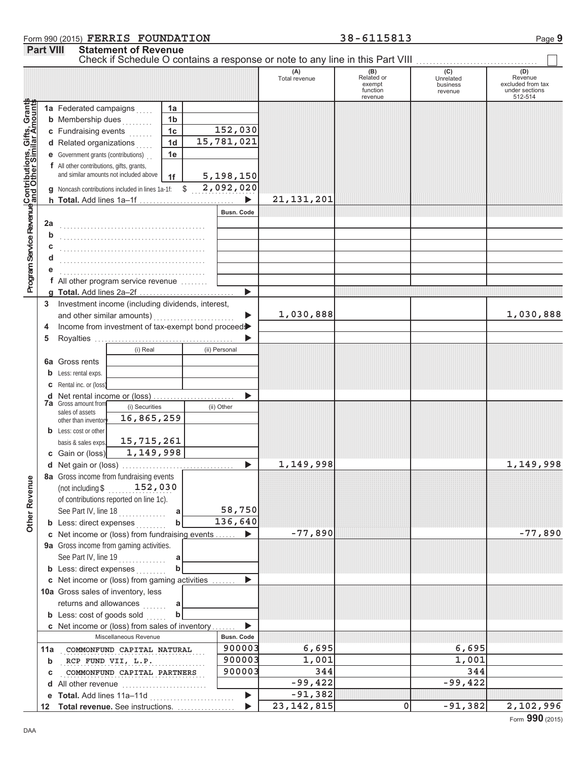Form 990 (2015) **FERRIS FOUNDATION** **38-6115813**

## Part VIII Statement of Revenue

Check if Schedule O contains a response or note to any line in this Part VIII ☐

| | | | | (A) Total revenue | (B) Related or exempt function revenue | (C) Unrelated business revenue | (D) Revenue excluded from tax under sections 512-514 |
|---|---|---|---|---|---|---|---|
| **Contributions, Gifts, Grants and Other Similar Amounts** | 1a Federated campaigns | 1a | | | | | |
| | b Membership dues | 1b | | | | | |
| | c Fundraising events | 1c | 152,030 | | | | |
| | d Related organizations | 1d | 15,781,021 | | | | |
| | e Government grants (contributions) | 1e | | | | | |
| | f All other contributions, gifts, grants, and similar amounts not included above | 1f | 5,198,150 | | | | |
| | g Noncash contributions included in lines 1a-1f: $ 2,092,020 | | | | | | |
| | h **Total.** Add lines 1a–1f | | ▶ | 21,131,201 | | | |
| **Program Service Revenue** | | | Busn. Code | | | | |
| | 2a | | | | | | |
| | b | | | | | | |
| | c | | | | | | |
| | d | | | | | | |
| | e | | | | | | |
| | f All other program service revenue | | | | | | |
| | g **Total.** Add lines 2a–2f | | ▶ | | | | |
| **Other Revenue** | 3 Investment income (including dividends, interest, and other similar amounts) | | ▶ | 1,030,888 | | | 1,030,888 |
| | 4 Income from investment of tax-exempt bond proceeds | | ▶ | | | | |
| | 5 Royalties | | ▶ | | | | |
| | | (i) Real | (ii) Personal | | | | |
| | 6a Gross rents | | | | | | |
| | b Less: rental exps. | | | | | | |
| | c Rental inc. or (loss) | | | | | | |
| | d Net rental income or (loss) | | ▶ | | | | |
| | 7a Gross amount from sales of assets other than inventory | (i) Securities 16,865,259 | (ii) Other | | | | |
| | b Less: cost or other basis & sales exps. | 15,715,261 | | | | | |
| | c Gain or (loss) | 1,149,998 | | | | | |
| | d Net gain or (loss) | | ▶ | 1,149,998 | | | 1,149,998 |
| | 8a Gross income from fundraising events (not including $ 152,030 of contributions reported on line 1c). See Part IV, line 18 | a | 58,750 | | | | |
| | b Less: direct expenses | b | 136,640 | | | | |
| | c Net income or (loss) from fundraising events | | ▶ | -77,890 | | | -77,890 |
| | 9a Gross income from gaming activities. See Part IV, line 19 | a | | | | | |
| | b Less: direct expenses | b | | | | | |
| | c Net income or (loss) from gaming activities | | ▶ | | | | |
| | 10a Gross sales of inventory, less returns and allowances | a | | | | | |
| | b Less: cost of goods sold | b | | | | | |
| | c Net income or (loss) from sales of inventory | | ▶ | | | | |
| | Miscellaneous Revenue | | Busn. Code | | | | |
| | 11a COMMONFUND CAPITAL NATURAL | | 900003 | 6,695 | | 6,695 | |
| | b RCP FUND VII, L.P. | | 900003 | 1,001 | | 1,001 | |
| | c COMMONFUND CAPITAL PARTNERS | | 900003 | 344 | | 344 | |
| | d All other revenue | | | -99,422 | | -99,422 | |
| | e **Total.** Add lines 11a–11d | | ▶ | -91,382 | | | |
| | 12 **Total revenue.** See instructions. | | ▶ | 23,142,815 | 0 | -91,382 | 2,102,996 |

Form **990** (2015)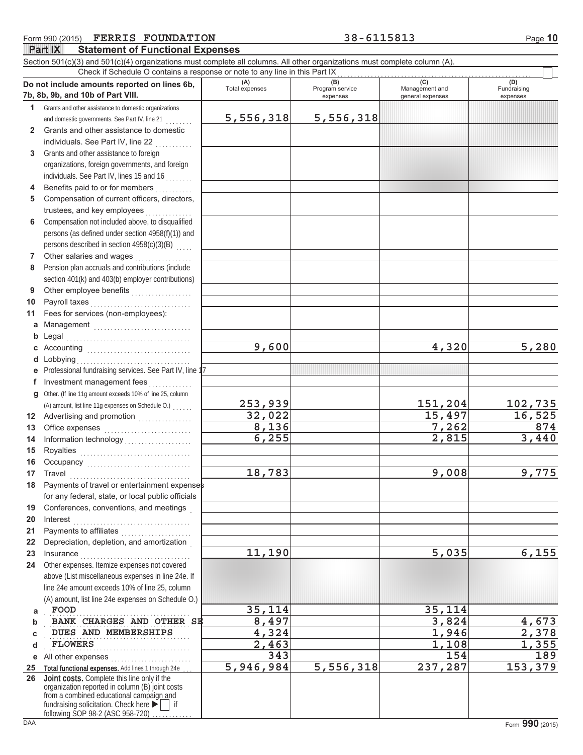Form 990 (2015) **FERRIS FOUNDATION** 38-6115813 Page **10**

## Part IX Statement of Functional Expenses

Section 501(c)(3) and 501(c)(4) organizations must complete all columns. All other organizations must complete column (A).

Check if Schedule O contains a response or note to any line in this Part IX . . . . . . . . . . ☐

| Do not include amounts reported on lines 6b, 7b, 8b, 9b, and 10b of Part VIII. | (A) Total expenses | (B) Program service expenses | (C) Management and general expenses | (D) Fundraising expenses |
|---|---|---|---|---|
| **1** Grants and other assistance to domestic organizations and domestic governments. See Part IV, line 21 | 5,556,318 | 5,556,318 | | |
| **2** Grants and other assistance to domestic individuals. See Part IV, line 22 | | | | |
| **3** Grants and other assistance to foreign organizations, foreign governments, and foreign individuals. See Part IV, lines 15 and 16 | | | | |
| **4** Benefits paid to or for members | | | | |
| **5** Compensation of current officers, directors, trustees, and key employees | | | | |
| **6** Compensation not included above, to disqualified persons (as defined under section 4958(f)(1)) and persons described in section 4958(c)(3)(B) | | | | |
| **7** Other salaries and wages | | | | |
| **8** Pension plan accruals and contributions (include section 401(k) and 403(b) employer contributions) | | | | |
| **9** Other employee benefits | | | | |
| **10** Payroll taxes | | | | |
| **11** Fees for services (non-employees): | | | | |
| **a** Management | | | | |
| **b** Legal | | | | |
| **c** Accounting | 9,600 | | 4,320 | 5,280 |
| **d** Lobbying | | | | |
| **e** Professional fundraising services. See Part IV, line 17 | | | | |
| **f** Investment management fees | | | | |
| **g** Other. (If line 11g amount exceeds 10% of line 25, column (A) amount, list line 11g expenses on Schedule O.) | 253,939 | | 151,204 | 102,735 |
| **12** Advertising and promotion | 32,022 | | 15,497 | 16,525 |
| **13** Office expenses | 8,136 | | 7,262 | 874 |
| **14** Information technology | 6,255 | | 2,815 | 3,440 |
| **15** Royalties | | | | |
| **16** Occupancy | | | | |
| **17** Travel | 18,783 | | 9,008 | 9,775 |
| **18** Payments of travel or entertainment expenses for any federal, state, or local public officials | | | | |
| **19** Conferences, conventions, and meetings | | | | |
| **20** Interest | | | | |
| **21** Payments to affiliates | | | | |
| **22** Depreciation, depletion, and amortization | | | | |
| **23** Insurance | 11,190 | | 5,035 | 6,155 |
| **24** Other expenses. Itemize expenses not covered above (List miscellaneous expenses in line 24e. If line 24e amount exceeds 10% of line 25, column (A) amount, list line 24e expenses on Schedule O.) | | | | |
| **a** FOOD | 35,114 | | 35,114 | |
| **b** BANK CHARGES AND OTHER SE | 8,497 | | 3,824 | 4,673 |
| **c** DUES AND MEMBERSHIPS | 4,324 | | 1,946 | 2,378 |
| **d** FLOWERS | 2,463 | | 1,108 | 1,355 |
| **e** All other expenses | 343 | | 154 | 189 |
| **25** **Total functional expenses.** Add lines 1 through 24e | 5,946,984 | 5,556,318 | 237,287 | 153,379 |
| **26** **Joint costs.** Complete this line only if the organization reported in column (B) joint costs from a combined educational campaign and fundraising solicitation. Check here ▶ ☐ if following SOP 98-2 (ASC 958-720) | | | | |

DAA Form **990** (2015)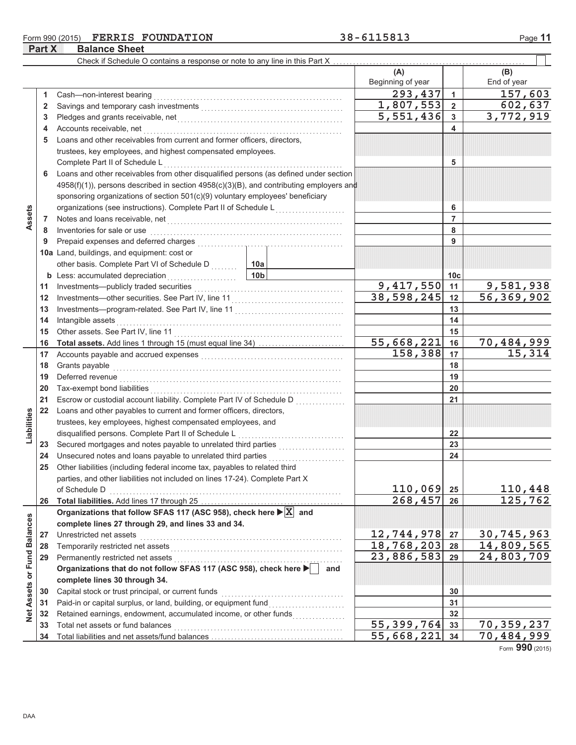Form 990 (2015) FERRIS FOUNDATION 38-6115813

## Part X Balance Sheet

Check if Schedule O contains a response or note to any line in this Part X

| | | | (A) Beginning of year | | (B) End of year |
|---|---|---|---|---|---|
| **Assets** | 1 | Cash—non-interest bearing | 293,437 | 1 | 157,603 |
| | 2 | Savings and temporary cash investments | 1,807,553 | 2 | 602,637 |
| | 3 | Pledges and grants receivable, net | 5,551,436 | 3 | 3,772,919 |
| | 4 | Accounts receivable, net | | 4 | |
| | 5 | Loans and other receivables from current and former officers, directors, trustees, key employees, and highest compensated employees. Complete Part II of Schedule L | | 5 | |
| | 6 | Loans and other receivables from other disqualified persons (as defined under section 4958(f)(1)), persons described in section 4958(c)(3)(B), and contributing employers and sponsoring organizations of section 501(c)(9) voluntary employees' beneficiary organizations (see instructions). Complete Part II of Schedule L | | 6 | |
| | 7 | Notes and loans receivable, net | | 7 | |
| | 8 | Inventories for sale or use | | 8 | |
| | 9 | Prepaid expenses and deferred charges | | 9 | |
| | 10a | Land, buildings, and equipment: cost or other basis. Complete Part VI of Schedule D — 10a | | | |
| | b | Less: accumulated depreciation — 10b | | 10c | |
| | 11 | Investments—publicly traded securities | 9,417,550 | 11 | 9,581,938 |
| | 12 | Investments—other securities. See Part IV, line 11 | 38,598,245 | 12 | 56,369,902 |
| | 13 | Investments—program-related. See Part IV, line 11 | | 13 | |
| | 14 | Intangible assets | | 14 | |
| | 15 | Other assets. See Part IV, line 11 | | 15 | |
| | 16 | **Total assets.** Add lines 1 through 15 (must equal line 34) | 55,668,221 | 16 | 70,484,999 |
| **Liabilities** | 17 | Accounts payable and accrued expenses | 158,388 | 17 | 15,314 |
| | 18 | Grants payable | | 18 | |
| | 19 | Deferred revenue | | 19 | |
| | 20 | Tax-exempt bond liabilities | | 20 | |
| | 21 | Escrow or custodial account liability. Complete Part IV of Schedule D | | 21 | |
| | 22 | Loans and other payables to current and former officers, directors, trustees, key employees, highest compensated employees, and disqualified persons. Complete Part II of Schedule L | | 22 | |
| | 23 | Secured mortgages and notes payable to unrelated third parties | | 23 | |
| | 24 | Unsecured notes and loans payable to unrelated third parties | | 24 | |
| | 25 | Other liabilities (including federal income tax, payables to related third parties, and other liabilities not included on lines 17-24). Complete Part X of Schedule D | 110,069 | 25 | 110,448 |
| | 26 | **Total liabilities.** Add lines 17 through 25 | 268,457 | 26 | 125,762 |
| **Net Assets or Fund Balances** | | **Organizations that follow SFAS 117 (ASC 958), check here ▶ [X] and complete lines 27 through 29, and lines 33 and 34.** | | | |
| | 27 | Unrestricted net assets | 12,744,978 | 27 | 30,745,963 |
| | 28 | Temporarily restricted net assets | 18,768,203 | 28 | 14,809,565 |
| | 29 | Permanently restricted net assets | 23,886,583 | 29 | 24,803,709 |
| | | **Organizations that do not follow SFAS 117 (ASC 958), check here ▶ [ ] and complete lines 30 through 34.** | | | |
| | 30 | Capital stock or trust principal, or current funds | | 30 | |
| | 31 | Paid-in or capital surplus, or land, building, or equipment fund | | 31 | |
| | 32 | Retained earnings, endowment, accumulated income, or other funds | | 32 | |
| | 33 | Total net assets or fund balances | 55,399,764 | 33 | 70,359,237 |
| | 34 | Total liabilities and net assets/fund balances | 55,668,221 | 34 | 70,484,999 |

Form 990 (2015)

DAA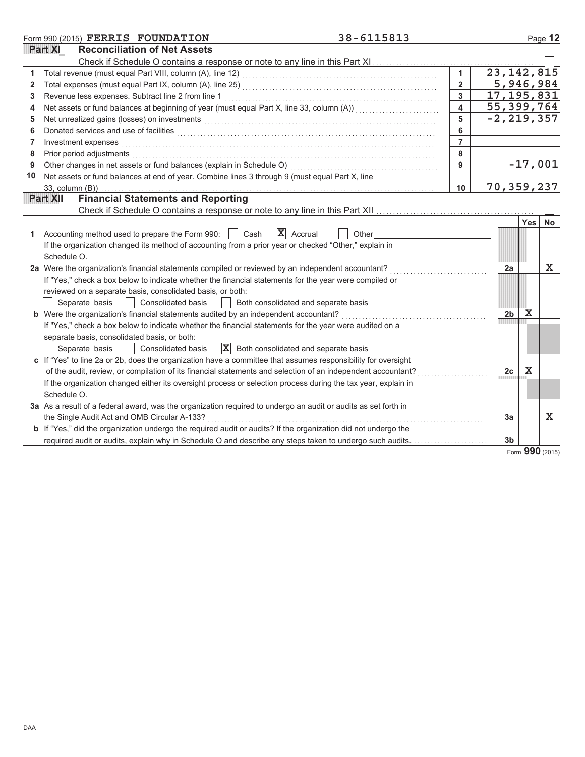Form 990 (2015) **FERRIS FOUNDATION** 38-6115813

## Part XI Reconciliation of Net Assets

Check if Schedule O contains a response or note to any line in this Part XI . . . . . . ☐

| | | | |
|---|---|---|---|
| 1 | Total revenue (must equal Part VIII, column (A), line 12) | 1 | 23,142,815 |
| 2 | Total expenses (must equal Part IX, column (A), line 25) | 2 | 5,946,984 |
| 3 | Revenue less expenses. Subtract line 2 from line 1 | 3 | 17,195,831 |
| 4 | Net assets or fund balances at beginning of year (must equal Part X, line 33, column (A)) | 4 | 55,399,764 |
| 5 | Net unrealized gains (losses) on investments | 5 | -2,219,357 |
| 6 | Donated services and use of facilities | 6 | |
| 7 | Investment expenses | 7 | |
| 8 | Prior period adjustments | 8 | |
| 9 | Other changes in net assets or fund balances (explain in Schedule O) | 9 | -17,001 |
| 10 | Net assets or fund balances at end of year. Combine lines 3 through 9 (must equal Part X, line 33, column (B)) | 10 | 70,359,237 |

## Part XII Financial Statements and Reporting

Check if Schedule O contains a response or note to any line in this Part XII . . . . . . ☐

| | | | Yes | No |
|---|---|---|---|---|
| 1 | Accounting method used to prepare the Form 990: ☐ Cash ☒ Accrual ☐ Other<br>If the organization changed its method of accounting from a prior year or checked "Other," explain in Schedule O. | | | |
| 2a | Were the organization's financial statements compiled or reviewed by an independent accountant?<br>If "Yes," check a box below to indicate whether the financial statements for the year were compiled or reviewed on a separate basis, consolidated basis, or both:<br>☐ Separate basis ☐ Consolidated basis ☐ Both consolidated and separate basis | 2a | | X |
| b | Were the organization's financial statements audited by an independent accountant?<br>If "Yes," check a box below to indicate whether the financial statements for the year were audited on a separate basis, consolidated basis, or both:<br>☐ Separate basis ☐ Consolidated basis ☒ Both consolidated and separate basis | 2b | X | |
| c | If "Yes" to line 2a or 2b, does the organization have a committee that assumes responsibility for oversight of the audit, review, or compilation of its financial statements and selection of an independent accountant?<br>If the organization changed either its oversight process or selection process during the tax year, explain in Schedule O. | 2c | X | |
| 3a | As a result of a federal award, was the organization required to undergo an audit or audits as set forth in the Single Audit Act and OMB Circular A-133? | 3a | | X |
| b | If "Yes," did the organization undergo the required audit or audits? If the organization did not undergo the required audit or audits, explain why in Schedule O and describe any steps taken to undergo such audits. | 3b | | |

Form **990** (2015)

DAA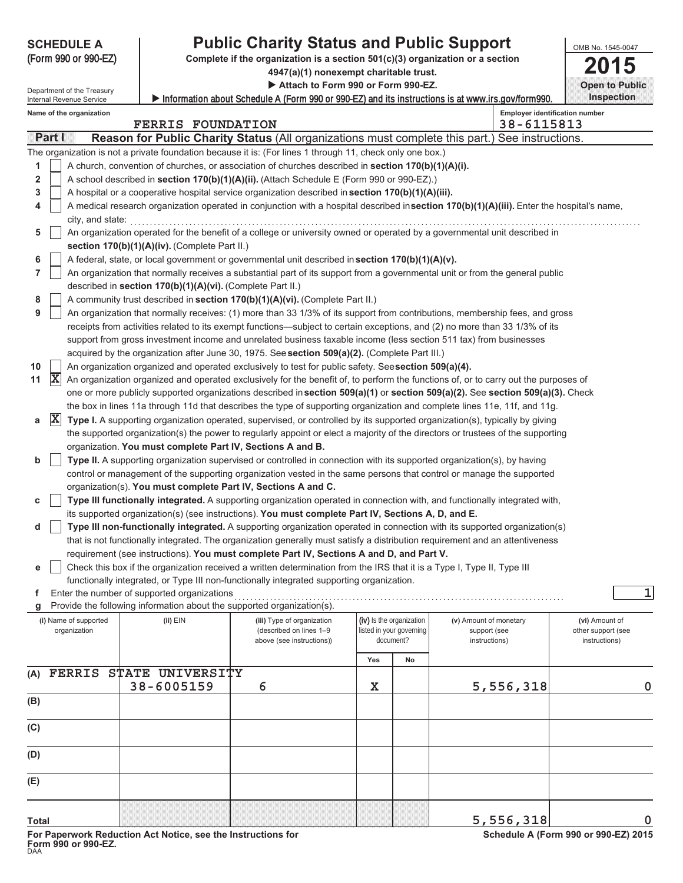**SCHEDULE A**
**(Form 990 or 990-EZ)**

Department of the Treasury
Internal Revenue Service

# Public Charity Status and Public Support

**Complete if the organization is a section 501(c)(3) organization or a section 4947(a)(1) nonexempt charitable trust.**

▶ **Attach to Form 990 or Form 990-EZ.**

▶ Information about Schedule A (Form 990 or 990-EZ) and its instructions is at www.irs.gov/form990.

OMB No. 1545-0047

**2015**

**Open to Public Inspection**

Name of the organization: FERRIS FOUNDATION

Employer identification number: 38-6115813

**Part I** **Reason for Public Charity Status** (All organizations must complete this part.) See instructions.

The organization is not a private foundation because it is: (For lines 1 through 11, check only one box.)

1 [ ] A church, convention of churches, or association of churches described in **section 170(b)(1)(A)(i).**

2 [ ] A school described in **section 170(b)(1)(A)(ii).** (Attach Schedule E (Form 990 or 990-EZ).)

3 [ ] A hospital or a cooperative hospital service organization described in **section 170(b)(1)(A)(iii).**

4 [ ] A medical research organization operated in conjunction with a hospital described in **section 170(b)(1)(A)(iii).** Enter the hospital's name, city, and state:

5 [ ] An organization operated for the benefit of a college or university owned or operated by a governmental unit described in **section 170(b)(1)(A)(iv).** (Complete Part II.)

6 [ ] A federal, state, or local government or governmental unit described in **section 170(b)(1)(A)(v).**

7 [ ] An organization that normally receives a substantial part of its support from a governmental unit or from the general public described in **section 170(b)(1)(A)(vi).** (Complete Part II.)

8 [ ] A community trust described in **section 170(b)(1)(A)(vi).** (Complete Part II.)

9 [ ] An organization that normally receives: (1) more than 33 1/3% of its support from contributions, membership fees, and gross receipts from activities related to its exempt functions—subject to certain exceptions, and (2) no more than 33 1/3% of its support from gross investment income and unrelated business taxable income (less section 511 tax) from businesses acquired by the organization after June 30, 1975. See **section 509(a)(2).** (Complete Part III.)

10 [ ] An organization organized and operated exclusively to test for public safety. See **section 509(a)(4).**

11 [X] An organization organized and operated exclusively for the benefit of, to perform the functions of, or to carry out the purposes of one or more publicly supported organizations described in **section 509(a)(1)** or **section 509(a)(2).** See **section 509(a)(3).** Check the box in lines 11a through 11d that describes the type of supporting organization and complete lines 11e, 11f, and 11g.

a [X] **Type I.** A supporting organization operated, supervised, or controlled by its supported organization(s), typically by giving the supported organization(s) the power to regularly appoint or elect a majority of the directors or trustees of the supporting organization. **You must complete Part IV, Sections A and B.**

b [ ] **Type II.** A supporting organization supervised or controlled in connection with its supported organization(s), by having control or management of the supporting organization vested in the same persons that control or manage the supported organization(s). **You must complete Part IV, Sections A and C.**

c [ ] **Type III functionally integrated.** A supporting organization operated in connection with, and functionally integrated with, its supported organization(s) (see instructions). **You must complete Part IV, Sections A, D, and E.**

d [ ] **Type III non-functionally integrated.** A supporting organization operated in connection with its supported organization(s) that is not functionally integrated. The organization generally must satisfy a distribution requirement and an attentiveness requirement (see instructions). **You must complete Part IV, Sections A and D, and Part V.**

e [ ] Check this box if the organization received a written determination from the IRS that it is a Type I, Type II, Type III functionally integrated, or Type III non-functionally integrated supporting organization.

f Enter the number of supported organizations: 1

g Provide the following information about the supported organization(s).

| | (i) Name of supported organization | (ii) EIN | (iii) Type of organization (described on lines 1–9 above (see instructions)) | (iv) Is the organization listed in your governing document? Yes | No | (v) Amount of monetary support (see instructions) | (vi) Amount of other support (see instructions) |
|---|---|---|---|---|---|---|---|
| (A) | FERRIS STATE UNIVERSITY | 38-6005159 | 6 | X | | 5,556,318 | 0 |
| (B) | | | | | | | |
| (C) | | | | | | | |
| (D) | | | | | | | |
| (E) | | | | | | | |
| **Total** | | | | | | 5,556,318 | 0 |

**For Paperwork Reduction Act Notice, see the Instructions for Form 990 or 990-EZ.**
DAA

**Schedule A (Form 990 or 990-EZ) 2015**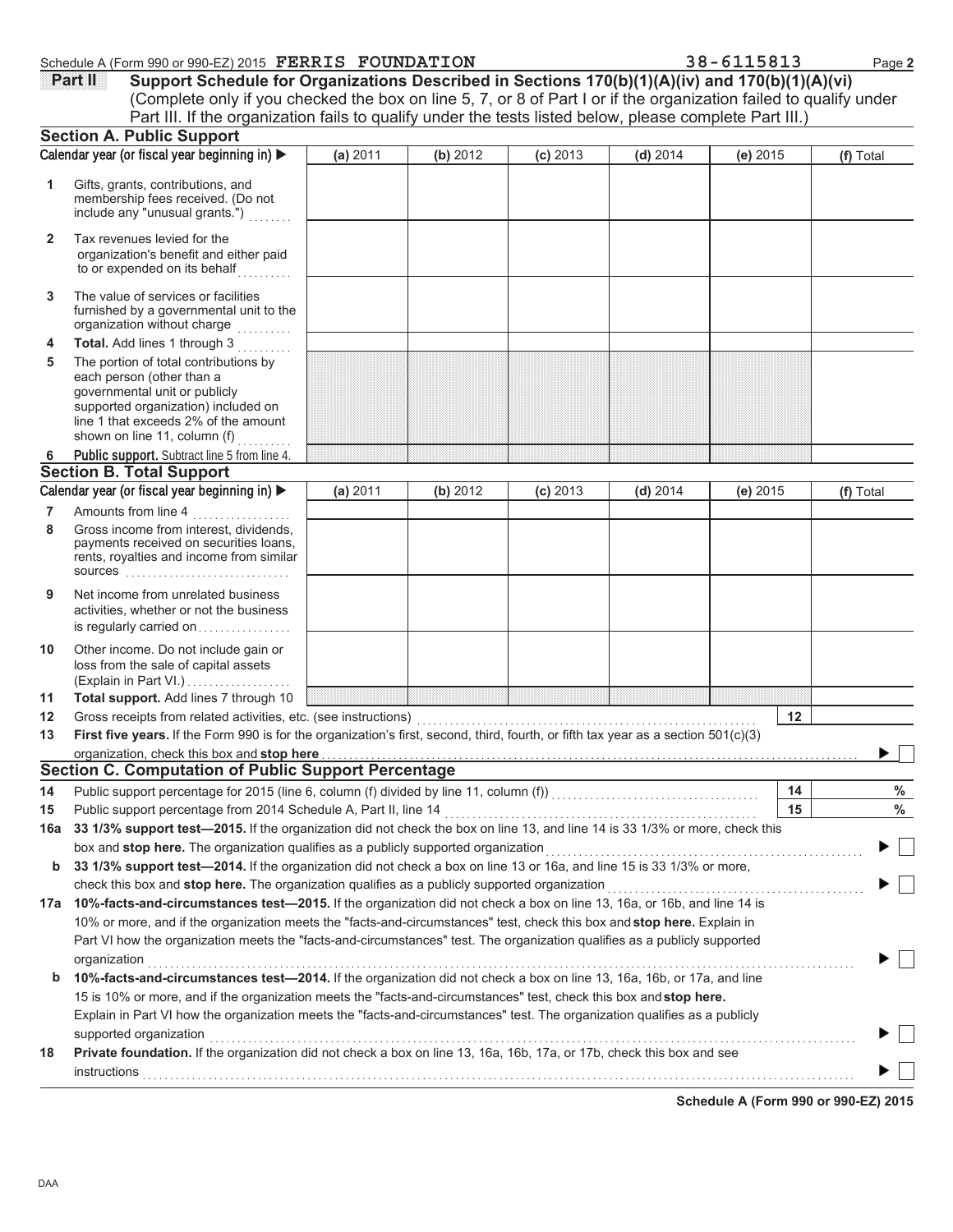Schedule A (Form 990 or 990-EZ) 2015 FERRIS FOUNDATION 38-6115813

## Part II Support Schedule for Organizations Described in Sections 170(b)(1)(A)(iv) and 170(b)(1)(A)(vi)

(Complete only if you checked the box on line 5, 7, or 8 of Part I or if the organization failed to qualify under Part III. If the organization fails to qualify under the tests listed below, please complete Part III.)

### Section A. Public Support

| Calendar year (or fiscal year beginning in) ▶ | (a) 2011 | (b) 2012 | (c) 2013 | (d) 2014 | (e) 2015 | (f) Total |
|---|---|---|---|---|---|---|
| 1 Gifts, grants, contributions, and membership fees received. (Do not include any "unusual grants.") | | | | | | |
| 2 Tax revenues levied for the organization's benefit and either paid to or expended on its behalf | | | | | | |
| 3 The value of services or facilities furnished by a governmental unit to the organization without charge | | | | | | |
| 4 **Total.** Add lines 1 through 3 | | | | | | |
| 5 The portion of total contributions by each person (other than a governmental unit or publicly supported organization) included on line 1 that exceeds 2% of the amount shown on line 11, column (f) | | | | | | |
| 6 **Public support.** Subtract line 5 from line 4. | | | | | | |

### Section B. Total Support

| Calendar year (or fiscal year beginning in) ▶ | (a) 2011 | (b) 2012 | (c) 2013 | (d) 2014 | (e) 2015 | (f) Total |
|---|---|---|---|---|---|---|
| 7 Amounts from line 4 | | | | | | |
| 8 Gross income from interest, dividends, payments received on securities loans, rents, royalties and income from similar sources | | | | | | |
| 9 Net income from unrelated business activities, whether or not the business is regularly carried on | | | | | | |
| 10 Other income. Do not include gain or loss from the sale of capital assets (Explain in Part VI.) | | | | | | |
| 11 **Total support.** Add lines 7 through 10 | | | | | | |

12 Gross receipts from related activities, etc. (see instructions) 12

13 **First five years.** If the Form 990 is for the organization's first, second, third, fourth, or fifth tax year as a section 501(c)(3) organization, check this box and **stop here** ▶ ☐

### Section C. Computation of Public Support Percentage

14 Public support percentage for 2015 (line 6, column (f) divided by line 11, column (f)) 14 %

15 Public support percentage from 2014 Schedule A, Part II, line 14 15 %

16a **33 1/3% support test—2015.** If the organization did not check the box on line 13, and line 14 is 33 1/3% or more, check this box and **stop here.** The organization qualifies as a publicly supported organization ▶ ☐

b **33 1/3% support test—2014.** If the organization did not check a box on line 13 or 16a, and line 15 is 33 1/3% or more, check this box and **stop here.** The organization qualifies as a publicly supported organization ▶ ☐

17a **10%-facts-and-circumstances test—2015.** If the organization did not check a box on line 13, 16a, or 16b, and line 14 is 10% or more, and if the organization meets the "facts-and-circumstances" test, check this box and **stop here.** Explain in Part VI how the organization meets the "facts-and-circumstances" test. The organization qualifies as a publicly supported organization ▶ ☐

b **10%-facts-and-circumstances test—2014.** If the organization did not check a box on line 13, 16a, 16b, or 17a, and line 15 is 10% or more, and if the organization meets the "facts-and-circumstances" test, check this box and **stop here.** Explain in Part VI how the organization meets the "facts-and-circumstances" test. The organization qualifies as a publicly supported organization ▶ ☐

18 **Private foundation.** If the organization did not check a box on line 13, 16a, 16b, 17a, or 17b, check this box and see instructions ▶ ☐

**Schedule A (Form 990 or 990-EZ) 2015**

DAA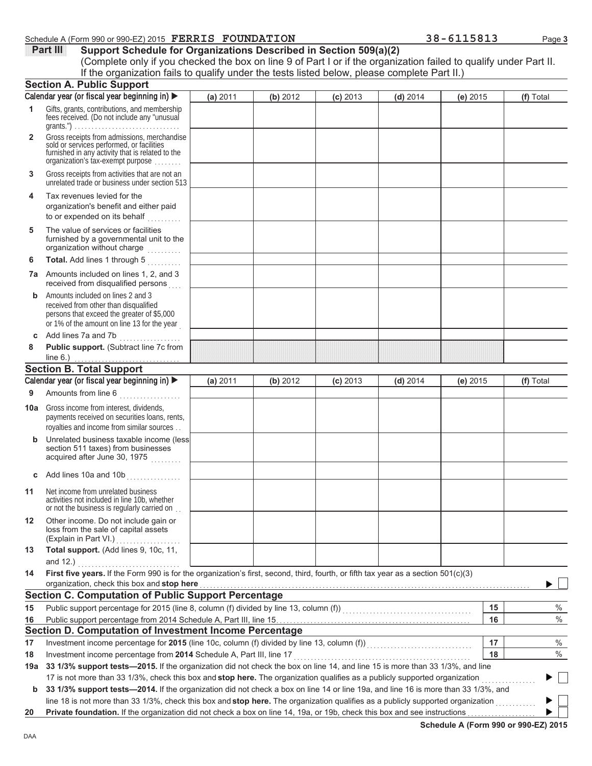Schedule A (Form 990 or 990-EZ) 2015 **FERRIS FOUNDATION** **38-6115813**

## Part III Support Schedule for Organizations Described in Section 509(a)(2)

(Complete only if you checked the box on line 9 of Part I or if the organization failed to qualify under Part II. If the organization fails to qualify under the tests listed below, please complete Part II.)

### Section A. Public Support

| Calendar year (or fiscal year beginning in) ▶ | (a) 2011 | (b) 2012 | (c) 2013 | (d) 2014 | (e) 2015 | (f) Total |
|---|---|---|---|---|---|---|
| **1** Gifts, grants, contributions, and membership fees received. (Do not include any "unusual grants.") | | | | | | |
| **2** Gross receipts from admissions, merchandise sold or services performed, or facilities furnished in any activity that is related to the organization's tax-exempt purpose | | | | | | |
| **3** Gross receipts from activities that are not an unrelated trade or business under section 513 | | | | | | |
| **4** Tax revenues levied for the organization's benefit and either paid to or expended on its behalf | | | | | | |
| **5** The value of services or facilities furnished by a governmental unit to the organization without charge | | | | | | |
| **6** **Total.** Add lines 1 through 5 | | | | | | |
| **7a** Amounts included on lines 1, 2, and 3 received from disqualified persons | | | | | | |
| **b** Amounts included on lines 2 and 3 received from other than disqualified persons that exceed the greater of $5,000 or 1% of the amount on line 13 for the year | | | | | | |
| **c** Add lines 7a and 7b | | | | | | |
| **8** **Public support.** (Subtract line 7c from line 6.) | | | | | | |

### Section B. Total Support

| Calendar year (or fiscal year beginning in) ▶ | (a) 2011 | (b) 2012 | (c) 2013 | (d) 2014 | (e) 2015 | (f) Total |
|---|---|---|---|---|---|---|
| **9** Amounts from line 6 | | | | | | |
| **10a** Gross income from interest, dividends, payments received on securities loans, rents, royalties and income from similar sources | | | | | | |
| **b** Unrelated business taxable income (less section 511 taxes) from businesses acquired after June 30, 1975 | | | | | | |
| **c** Add lines 10a and 10b | | | | | | |
| **11** Net income from unrelated business activities not included in line 10b, whether or not the business is regularly carried on | | | | | | |
| **12** Other income. Do not include gain or loss from the sale of capital assets (Explain in Part VI.) | | | | | | |
| **13** **Total support.** (Add lines 9, 10c, 11, and 12.) | | | | | | |

**14** **First five years.** If the Form 990 is for the organization's first, second, third, fourth, or fifth tax year as a section 501(c)(3) organization, check this box and **stop here** ▶ ☐

### Section C. Computation of Public Support Percentage

| | | | |
|---|---|---|---|
| **15** | Public support percentage for 2015 (line 8, column (f) divided by line 13, column (f)) | 15 | % |
| **16** | Public support percentage from 2014 Schedule A, Part III, line 15 | 16 | % |

### Section D. Computation of Investment Income Percentage

| | | | |
|---|---|---|---|
| **17** | Investment income percentage for **2015** (line 10c, column (f) divided by line 13, column (f)) | 17 | % |
| **18** | Investment income percentage from **2014** Schedule A, Part III, line 17 | 18 | % |

**19a** **33 1/3% support tests—2015.** If the organization did not check the box on line 14, and line 15 is more than 33 1/3%, and line 17 is not more than 33 1/3%, check this box and **stop here.** The organization qualifies as a publicly supported organization ▶ ☐

**b** **33 1/3% support tests—2014.** If the organization did not check a box on line 14 or line 19a, and line 16 is more than 33 1/3%, and line 18 is not more than 33 1/3%, check this box and **stop here.** The organization qualifies as a publicly supported organization ▶ ☐

**20** **Private foundation.** If the organization did not check a box on line 14, 19a, or 19b, check this box and see instructions ▶ ☐

**Schedule A (Form 990 or 990-EZ) 2015**

DAA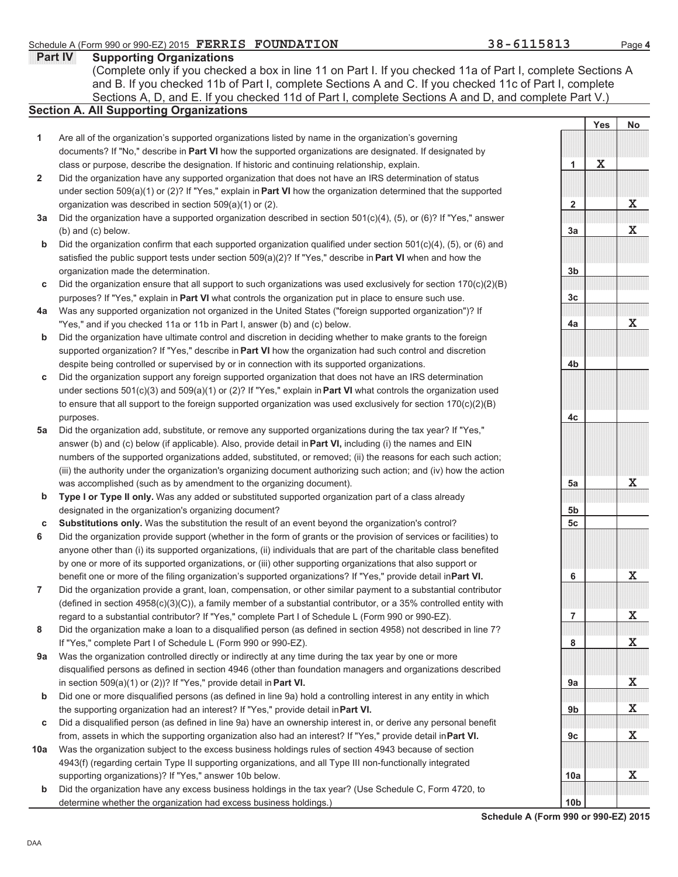Schedule A (Form 990 or 990-EZ) 2015 **FERRIS FOUNDATION** **38-6115813** Page **4**

## Part IV Supporting Organizations

(Complete only if you checked a box in line 11 on Part I. If you checked 11a of Part I, complete Sections A and B. If you checked 11b of Part I, complete Sections A and C. If you checked 11c of Part I, complete Sections A, D, and E. If you checked 11d of Part I, complete Sections A and D, and complete Part V.)

### Section A. All Supporting Organizations

| | | | Yes | No |
|---|---|---|---|---|
| **1** | Are all of the organization's supported organizations listed by name in the organization's governing documents? If "No," describe in **Part VI** how the supported organizations are designated. If designated by class or purpose, describe the designation. If historic and continuing relationship, explain. | 1 | X | |
| **2** | Did the organization have any supported organization that does not have an IRS determination of status under section 509(a)(1) or (2)? If "Yes," explain in **Part VI** how the organization determined that the supported organization was described in section 509(a)(1) or (2). | 2 | | X |
| **3a** | Did the organization have a supported organization described in section 501(c)(4), (5), or (6)? If "Yes," answer (b) and (c) below. | 3a | | X |
| **b** | Did the organization confirm that each supported organization qualified under section 501(c)(4), (5), or (6) and satisfied the public support tests under section 509(a)(2)? If "Yes," describe in **Part VI** when and how the organization made the determination. | 3b | | |
| **c** | Did the organization ensure that all support to such organizations was used exclusively for section 170(c)(2)(B) purposes? If "Yes," explain in **Part VI** what controls the organization put in place to ensure such use. | 3c | | |
| **4a** | Was any supported organization not organized in the United States ("foreign supported organization")? If "Yes," and if you checked 11a or 11b in Part I, answer (b) and (c) below. | 4a | | X |
| **b** | Did the organization have ultimate control and discretion in deciding whether to make grants to the foreign supported organization? If "Yes," describe in **Part VI** how the organization had such control and discretion despite being controlled or supervised by or in connection with its supported organizations. | 4b | | |
| **c** | Did the organization support any foreign supported organization that does not have an IRS determination under sections 501(c)(3) and 509(a)(1) or (2)? If "Yes," explain in **Part VI** what controls the organization used to ensure that all support to the foreign supported organization was used exclusively for section 170(c)(2)(B) purposes. | 4c | | |
| **5a** | Did the organization add, substitute, or remove any supported organizations during the tax year? If "Yes," answer (b) and (c) below (if applicable). Also, provide detail in **Part VI,** including (i) the names and EIN numbers of the supported organizations added, substituted, or removed; (ii) the reasons for each such action; (iii) the authority under the organization's organizing document authorizing such action; and (iv) how the action was accomplished (such as by amendment to the organizing document). | 5a | | X |
| **b** | **Type I or Type II only.** Was any added or substituted supported organization part of a class already designated in the organization's organizing document? | 5b | | |
| **c** | **Substitutions only.** Was the substitution the result of an event beyond the organization's control? | 5c | | |
| **6** | Did the organization provide support (whether in the form of grants or the provision of services or facilities) to anyone other than (i) its supported organizations, (ii) individuals that are part of the charitable class benefited by one or more of its supported organizations, or (iii) other supporting organizations that also support or benefit one or more of the filing organization's supported organizations? If "Yes," provide detail in **Part VI.** | 6 | | X |
| **7** | Did the organization provide a grant, loan, compensation, or other similar payment to a substantial contributor (defined in section 4958(c)(3)(C)), a family member of a substantial contributor, or a 35% controlled entity with regard to a substantial contributor? If "Yes," complete Part I of Schedule L (Form 990 or 990-EZ). | 7 | | X |
| **8** | Did the organization make a loan to a disqualified person (as defined in section 4958) not described in line 7? If "Yes," complete Part I of Schedule L (Form 990 or 990-EZ). | 8 | | X |
| **9a** | Was the organization controlled directly or indirectly at any time during the tax year by one or more disqualified persons as defined in section 4946 (other than foundation managers and organizations described in section 509(a)(1) or (2))? If "Yes," provide detail in **Part VI.** | 9a | | X |
| **b** | Did one or more disqualified persons (as defined in line 9a) hold a controlling interest in any entity in which the supporting organization had an interest? If "Yes," provide detail in **Part VI.** | 9b | | X |
| **c** | Did a disqualified person (as defined in line 9a) have an ownership interest in, or derive any personal benefit from, assets in which the supporting organization also had an interest? If "Yes," provide detail in **Part VI.** | 9c | | X |
| **10a** | Was the organization subject to the excess business holdings rules of section 4943 because of section 4943(f) (regarding certain Type II supporting organizations, and all Type III non-functionally integrated supporting organizations)? If "Yes," answer 10b below. | 10a | | X |
| **b** | Did the organization have any excess business holdings in the tax year? (Use Schedule C, Form 4720, to determine whether the organization had excess business holdings.) | 10b | | |

**Schedule A (Form 990 or 990-EZ) 2015**

DAA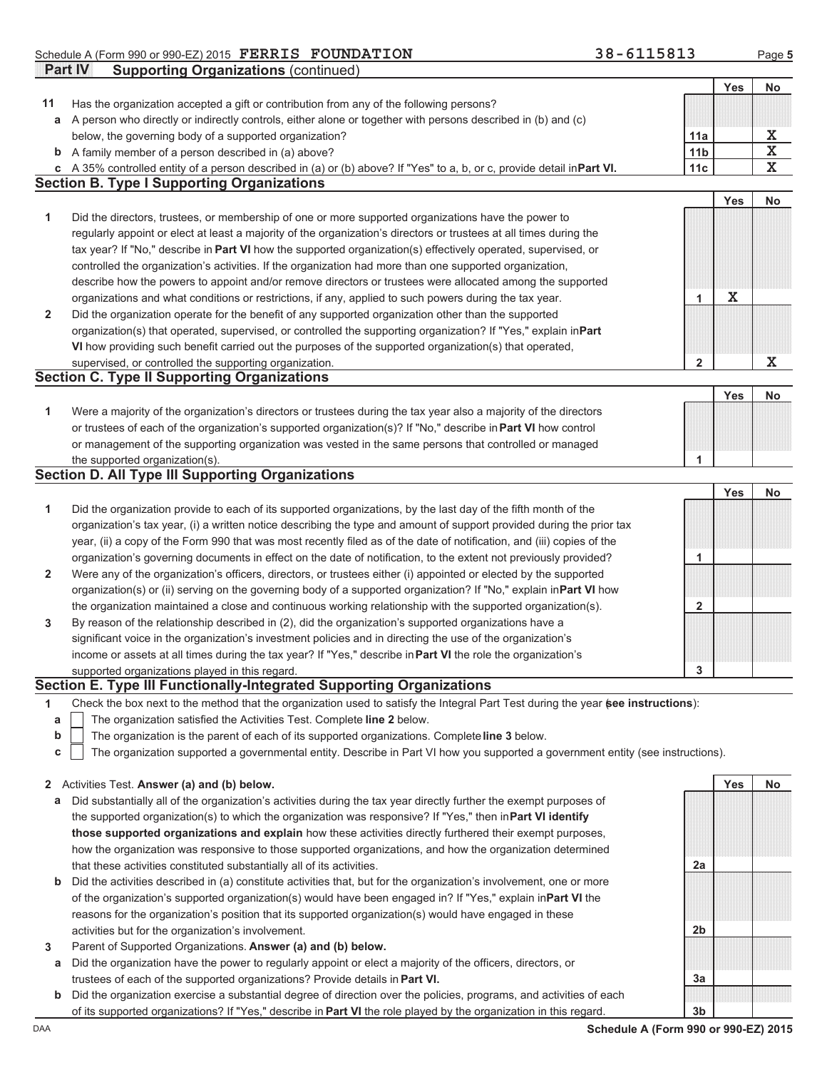Schedule A (Form 990 or 990-EZ) 2015 **FERRIS FOUNDATION** 38-6115813 Page **5**

**Part IV Supporting Organizations** (continued)

| | | | Yes | No |
|---|---|---|---|---|
| **11** | Has the organization accepted a gift or contribution from any of the following persons? | | | |
| **a** | A person who directly or indirectly controls, either alone or together with persons described in (b) and (c) below, the governing body of a supported organization? | 11a | | X |
| **b** | A family member of a person described in (a) above? | 11b | | X |
| **c** | A 35% controlled entity of a person described in (a) or (b) above? If "Yes" to a, b, or c, provide detail in **Part VI.** | 11c | | X |

## Section B. Type I Supporting Organizations

| | | | Yes | No |
|---|---|---|---|---|
| **1** | Did the directors, trustees, or membership of one or more supported organizations have the power to regularly appoint or elect at least a majority of the organization's directors or trustees at all times during the tax year? If "No," describe in **Part VI** how the supported organization(s) effectively operated, supervised, or controlled the organization's activities. If the organization had more than one supported organization, describe how the powers to appoint and/or remove directors or trustees were allocated among the supported organizations and what conditions or restrictions, if any, applied to such powers during the tax year. | 1 | X | |
| **2** | Did the organization operate for the benefit of any supported organization other than the supported organization(s) that operated, supervised, or controlled the supporting organization? If "Yes," explain in **Part VI** how providing such benefit carried out the purposes of the supported organization(s) that operated, supervised, or controlled the supporting organization. | 2 | | X |

## Section C. Type II Supporting Organizations

| | | | Yes | No |
|---|---|---|---|---|
| **1** | Were a majority of the organization's directors or trustees during the tax year also a majority of the directors or trustees of each of the organization's supported organization(s)? If "No," describe in **Part VI** how control or management of the supporting organization was vested in the same persons that controlled or managed the supported organization(s). | 1 | | |

## Section D. All Type III Supporting Organizations

| | | | Yes | No |
|---|---|---|---|---|
| **1** | Did the organization provide to each of its supported organizations, by the last day of the fifth month of the organization's tax year, (i) a written notice describing the type and amount of support provided during the prior tax year, (ii) a copy of the Form 990 that was most recently filed as of the date of notification, and (iii) copies of the organization's governing documents in effect on the date of notification, to the extent not previously provided? | 1 | | |
| **2** | Were any of the organization's officers, directors, or trustees either (i) appointed or elected by the supported organization(s) or (ii) serving on the governing body of a supported organization? If "No," explain in **Part VI** how the organization maintained a close and continuous working relationship with the supported organization(s). | 2 | | |
| **3** | By reason of the relationship described in (2), did the organization's supported organizations have a significant voice in the organization's investment policies and in directing the use of the organization's income or assets at all times during the tax year? If "Yes," describe in **Part VI** the role the organization's supported organizations played in this regard. | 3 | | |

## Section E. Type III Functionally-Integrated Supporting Organizations

**1** Check the box next to the method that the organization used to satisfy the Integral Part Test during the year (**see instructions**):

- **a** ☐ The organization satisfied the Activities Test. Complete **line 2** below.
- **b** ☐ The organization is the parent of each of its supported organizations. Complete **line 3** below.
- **c** ☐ The organization supported a governmental entity. Describe in Part VI how you supported a government entity (see instructions).

| | | | Yes | No |
|---|---|---|---|---|
| **2** | Activities Test. **Answer (a) and (b) below.** | | | |
| **a** | Did substantially all of the organization's activities during the tax year directly further the exempt purposes of the supported organization(s) to which the organization was responsive? If "Yes," then in **Part VI identify those supported organizations and explain** how these activities directly furthered their exempt purposes, how the organization was responsive to those supported organizations, and how the organization determined that these activities constituted substantially all of its activities. | 2a | | |
| **b** | Did the activities described in (a) constitute activities that, but for the organization's involvement, one or more of the organization's supported organization(s) would have been engaged in? If "Yes," explain in **Part VI** the reasons for the organization's position that its supported organization(s) would have engaged in these activities but for the organization's involvement. | 2b | | |
| **3** | Parent of Supported Organizations. **Answer (a) and (b) below.** | | | |
| **a** | Did the organization have the power to regularly appoint or elect a majority of the officers, directors, or trustees of each of the supported organizations? Provide details in **Part VI.** | 3a | | |
| **b** | Did the organization exercise a substantial degree of direction over the policies, programs, and activities of each of its supported organizations? If "Yes," describe in **Part VI** the role played by the organization in this regard. | 3b | | |

DAA **Schedule A (Form 990 or 990-EZ) 2015**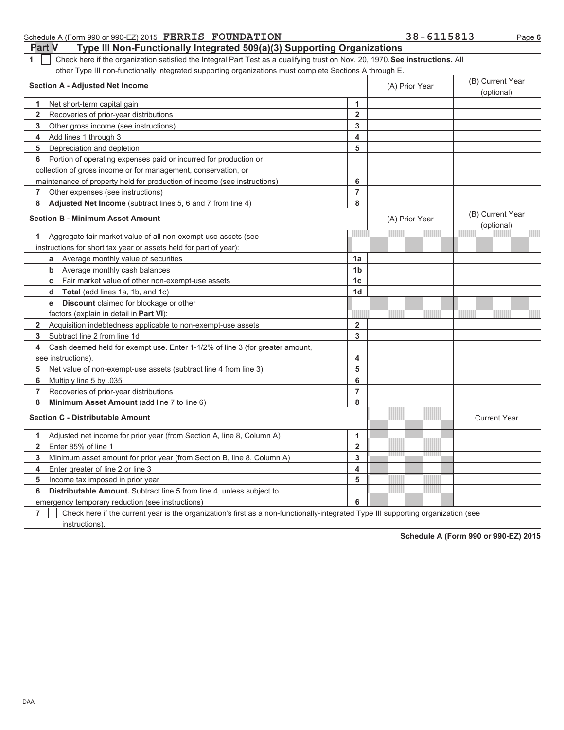Schedule A (Form 990 or 990-EZ) 2015 FERRIS FOUNDATION 38-6115813

## Part V Type III Non-Functionally Integrated 509(a)(3) Supporting Organizations

1 ☐ Check here if the organization satisfied the Integral Part Test as a qualifying trust on Nov. 20, 1970. **See instructions.** All other Type III non-functionally integrated supporting organizations must complete Sections A through E.

| **Section A - Adjusted Net Income** | | (A) Prior Year | (B) Current Year (optional) |
|---|---|---|---|
| 1 Net short-term capital gain | 1 | | |
| 2 Recoveries of prior-year distributions | 2 | | |
| 3 Other gross income (see instructions) | 3 | | |
| 4 Add lines 1 through 3 | 4 | | |
| 5 Depreciation and depletion | 5 | | |
| 6 Portion of operating expenses paid or incurred for production or collection of gross income or for management, conservation, or maintenance of property held for production of income (see instructions) | 6 | | |
| 7 Other expenses (see instructions) | 7 | | |
| 8 **Adjusted Net Income** (subtract lines 5, 6 and 7 from line 4) | 8 | | |

| **Section B - Minimum Asset Amount** | | (A) Prior Year | (B) Current Year (optional) |
|---|---|---|---|
| 1 Aggregate fair market value of all non-exempt-use assets (see instructions for short tax year or assets held for part of year): | | | |
| a Average monthly value of securities | 1a | | |
| b Average monthly cash balances | 1b | | |
| c Fair market value of other non-exempt-use assets | 1c | | |
| d **Total** (add lines 1a, 1b, and 1c) | 1d | | |
| e **Discount** claimed for blockage or other factors (explain in detail in **Part VI**): | | | |
| 2 Acquisition indebtedness applicable to non-exempt-use assets | 2 | | |
| 3 Subtract line 2 from line 1d | 3 | | |
| 4 Cash deemed held for exempt use. Enter 1-1/2% of line 3 (for greater amount, see instructions). | 4 | | |
| 5 Net value of non-exempt-use assets (subtract line 4 from line 3) | 5 | | |
| 6 Multiply line 5 by .035 | 6 | | |
| 7 Recoveries of prior-year distributions | 7 | | |
| 8 **Minimum Asset Amount** (add line 7 to line 6) | 8 | | |

| **Section C - Distributable Amount** | | | Current Year |
|---|---|---|---|
| 1 Adjusted net income for prior year (from Section A, line 8, Column A) | 1 | | |
| 2 Enter 85% of line 1 | 2 | | |
| 3 Minimum asset amount for prior year (from Section B, line 8, Column A) | 3 | | |
| 4 Enter greater of line 2 or line 3 | 4 | | |
| 5 Income tax imposed in prior year | 5 | | |
| 6 **Distributable Amount.** Subtract line 5 from line 4, unless subject to emergency temporary reduction (see instructions) | 6 | | |

7 ☐ Check here if the current year is the organization's first as a non-functionally-integrated Type III supporting organization (see instructions).

**Schedule A (Form 990 or 990-EZ) 2015**

DAA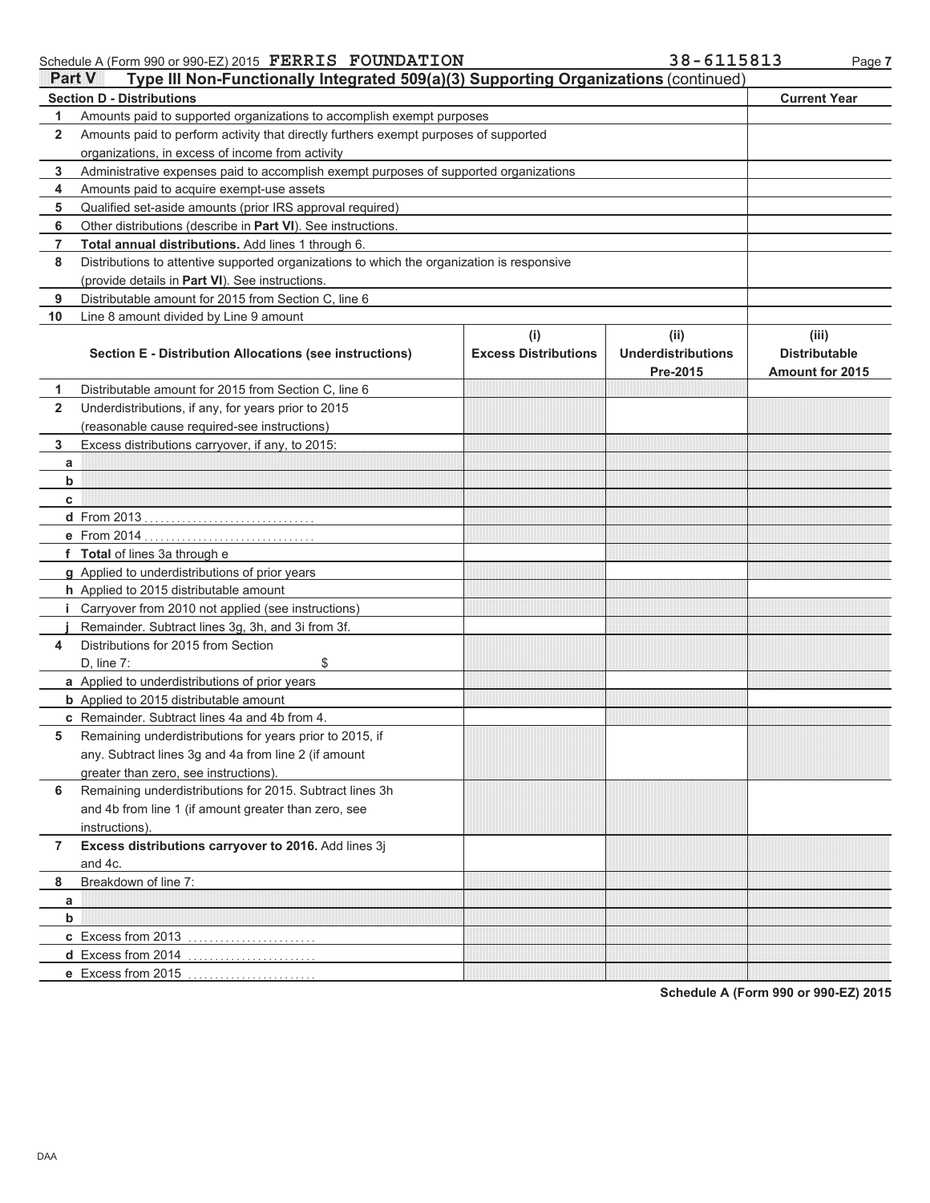Schedule A (Form 990 or 990-EZ) 2015 FERRIS FOUNDATION 38-6115813

## Part V Type III Non-Functionally Integrated 509(a)(3) Supporting Organizations (continued)

| Section D - Distributions | | Current Year |
|---|---|---|
| 1 | Amounts paid to supported organizations to accomplish exempt purposes | |
| 2 | Amounts paid to perform activity that directly furthers exempt purposes of supported organizations, in excess of income from activity | |
| 3 | Administrative expenses paid to accomplish exempt purposes of supported organizations | |
| 4 | Amounts paid to acquire exempt-use assets | |
| 5 | Qualified set-aside amounts (prior IRS approval required) | |
| 6 | Other distributions (describe in **Part VI**). See instructions. | |
| 7 | **Total annual distributions.** Add lines 1 through 6. | |
| 8 | Distributions to attentive supported organizations to which the organization is responsive (provide details in **Part VI**). See instructions. | |
| 9 | Distributable amount for 2015 from Section C, line 6 | |
| 10 | Line 8 amount divided by Line 9 amount | |

| | Section E - Distribution Allocations (see instructions) | (i) Excess Distributions | (ii) Underdistributions Pre-2015 | (iii) Distributable Amount for 2015 |
|---|---|---|---|---|
| 1 | Distributable amount for 2015 from Section C, line 6 | | | |
| 2 | Underdistributions, if any, for years prior to 2015 (reasonable cause required-see instructions) | | | |
| 3 | Excess distributions carryover, if any, to 2015: | | | |
| a | | | | |
| b | | | | |
| c | | | | |
| d | From 2013 | | | |
| e | From 2014 | | | |
| f | **Total** of lines 3a through e | | | |
| g | Applied to underdistributions of prior years | | | |
| h | Applied to 2015 distributable amount | | | |
| i | Carryover from 2010 not applied (see instructions) | | | |
| j | Remainder. Subtract lines 3g, 3h, and 3i from 3f. | | | |
| 4 | Distributions for 2015 from Section D, line 7: $ | | | |
| a | Applied to underdistributions of prior years | | | |
| b | Applied to 2015 distributable amount | | | |
| c | Remainder. Subtract lines 4a and 4b from 4. | | | |
| 5 | Remaining underdistributions for years prior to 2015, if any. Subtract lines 3g and 4a from line 2 (if amount greater than zero, see instructions). | | | |
| 6 | Remaining underdistributions for 2015. Subtract lines 3h and 4b from line 1 (if amount greater than zero, see instructions). | | | |
| 7 | **Excess distributions carryover to 2016.** Add lines 3j and 4c. | | | |
| 8 | Breakdown of line 7: | | | |
| a | | | | |
| b | | | | |
| c | Excess from 2013 | | | |
| d | Excess from 2014 | | | |
| e | Excess from 2015 | | | |

**Schedule A (Form 990 or 990-EZ) 2015**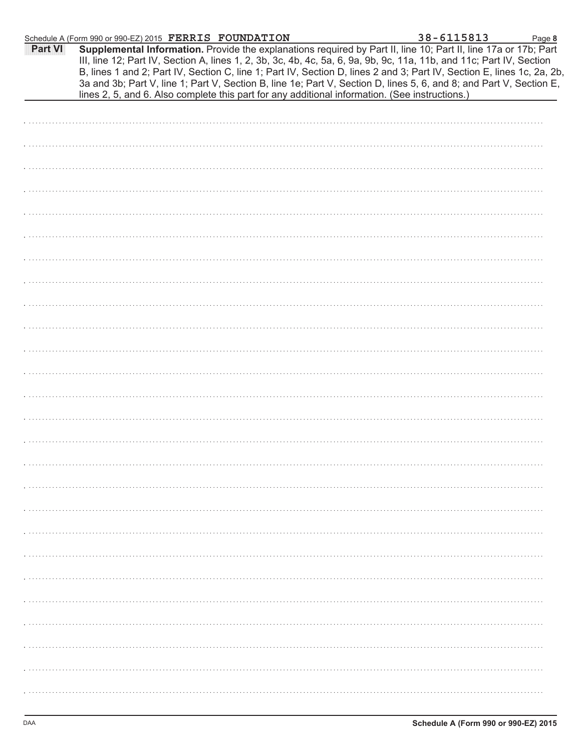Schedule A (Form 990 or 990-EZ) 2015 **FERRIS FOUNDATION** 38-6115813

**Part VI** **Supplemental Information.** Provide the explanations required by Part II, line 10; Part II, line 17a or 17b; Part III, line 12; Part IV, Section A, lines 1, 2, 3b, 3c, 4b, 4c, 5a, 6, 9a, 9b, 9c, 11a, 11b, and 11c; Part IV, Section B, lines 1 and 2; Part IV, Section C, line 1; Part IV, Section D, lines 2 and 3; Part IV, Section E, lines 1c, 2a, 2b, 3a and 3b; Part V, line 1; Part V, Section B, line 1e; Part V, Section D, lines 5, 6, and 8; and Part V, Section E, lines 2, 5, and 6. Also complete this part for any additional information. (See instructions.)

DAA **Schedule A (Form 990 or 990-EZ) 2015**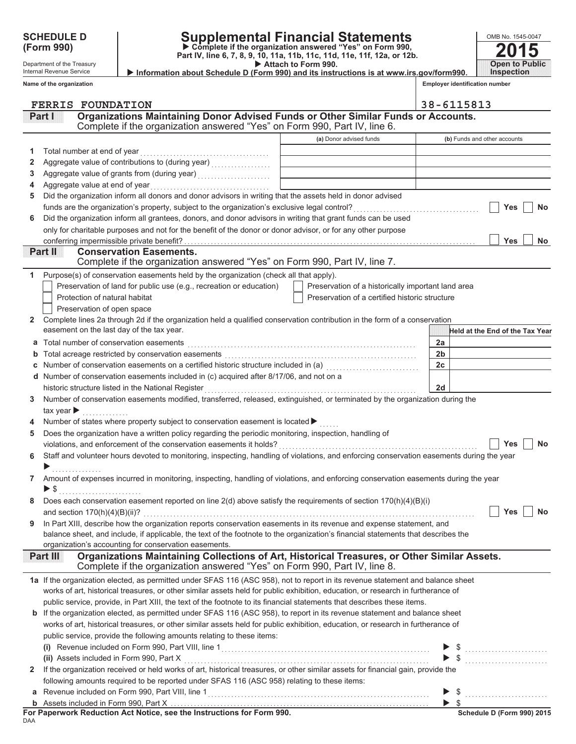# SCHEDULE D (Form 990)

Department of the Treasury
Internal Revenue Service

## Supplemental Financial Statements

▶ Complete if the organization answered "Yes" on Form 990, Part IV, line 6, 7, 8, 9, 10, 11a, 11b, 11c, 11d, 11e, 11f, 12a, or 12b.
▶ Attach to Form 990.
▶ Information about Schedule D (Form 990) and its instructions is at www.irs.gov/form990.

OMB No. 1545-0047
**2015**
**Open to Public Inspection**

**Name of the organization:** FERRIS FOUNDATION
**Employer identification number:** 38-6115813

### Part I — Organizations Maintaining Donor Advised Funds or Other Similar Funds or Accounts.
Complete if the organization answered "Yes" on Form 990, Part IV, line 6.

| | | (a) Donor advised funds | (b) Funds and other accounts |
|---|---|---|---|
| 1 | Total number at end of year | | |
| 2 | Aggregate value of contributions to (during year) | | |
| 3 | Aggregate value of grants from (during year) | | |
| 4 | Aggregate value at end of year | | |

5 Did the organization inform all donors and donor advisors in writing that the assets held in donor advised funds are the organization's property, subject to the organization's exclusive legal control? ☐ Yes ☐ No

6 Did the organization inform all grantees, donors, and donor advisors in writing that grant funds can be used only for charitable purposes and not for the benefit of the donor or donor advisor, or for any other purpose conferring impermissible private benefit? ☐ Yes ☐ No

### Part II — Conservation Easements.
Complete if the organization answered "Yes" on Form 990, Part IV, line 7.

1 Purpose(s) of conservation easements held by the organization (check all that apply).
- ☐ Preservation of land for public use (e.g., recreation or education)
- ☐ Preservation of a historically important land area
- ☐ Protection of natural habitat
- ☐ Preservation of a certified historic structure
- ☐ Preservation of open space

2 Complete lines 2a through 2d if the organization held a qualified conservation contribution in the form of a conservation easement on the last day of the tax year.

| | | | Held at the End of the Tax Year |
|---|---|---|---|
| a | Total number of conservation easements | 2a | |
| b | Total acreage restricted by conservation easements | 2b | |
| c | Number of conservation easements on a certified historic structure included in (a) | 2c | |
| d | Number of conservation easements included in (c) acquired after 8/17/06, and not on a historic structure listed in the National Register | 2d | |

3 Number of conservation easements modified, transferred, released, extinguished, or terminated by the organization during the tax year ▶

4 Number of states where property subject to conservation easement is located ▶

5 Does the organization have a written policy regarding the periodic monitoring, inspection, handling of violations, and enforcement of the conservation easements it holds? ☐ Yes ☐ No

6 Staff and volunteer hours devoted to monitoring, inspecting, handling of violations, and enforcing conservation easements during the year ▶

7 Amount of expenses incurred in monitoring, inspecting, handling of violations, and enforcing conservation easements during the year ▶ $

8 Does each conservation easement reported on line 2(d) above satisfy the requirements of section 170(h)(4)(B)(i) and section 170(h)(4)(B)(ii)? ☐ Yes ☐ No

9 In Part XIII, describe how the organization reports conservation easements in its revenue and expense statement, and balance sheet, and include, if applicable, the text of the footnote to the organization's financial statements that describes the organization's accounting for conservation easements.

### Part III — Organizations Maintaining Collections of Art, Historical Treasures, or Other Similar Assets.
Complete if the organization answered "Yes" on Form 990, Part IV, line 8.

1a If the organization elected, as permitted under SFAS 116 (ASC 958), not to report in its revenue statement and balance sheet works of art, historical treasures, or other similar assets held for public exhibition, education, or research in furtherance of public service, provide, in Part XIII, the text of the footnote to its financial statements that describes these items.

b If the organization elected, as permitted under SFAS 116 (ASC 958), to report in its revenue statement and balance sheet works of art, historical treasures, or other similar assets held for public exhibition, education, or research in furtherance of public service, provide the following amounts relating to these items:

(i) Revenue included on Form 990, Part VIII, line 1 ▶ $

(ii) Assets included in Form 990, Part X ▶ $

2 If the organization received or held works of art, historical treasures, or other similar assets for financial gain, provide the following amounts required to be reported under SFAS 116 (ASC 958) relating to these items:

a Revenue included on Form 990, Part VIII, line 1 ▶ $

b Assets included in Form 990, Part X ▶ $

**For Paperwork Reduction Act Notice, see the Instructions for Form 990.**
DAA
**Schedule D (Form 990) 2015**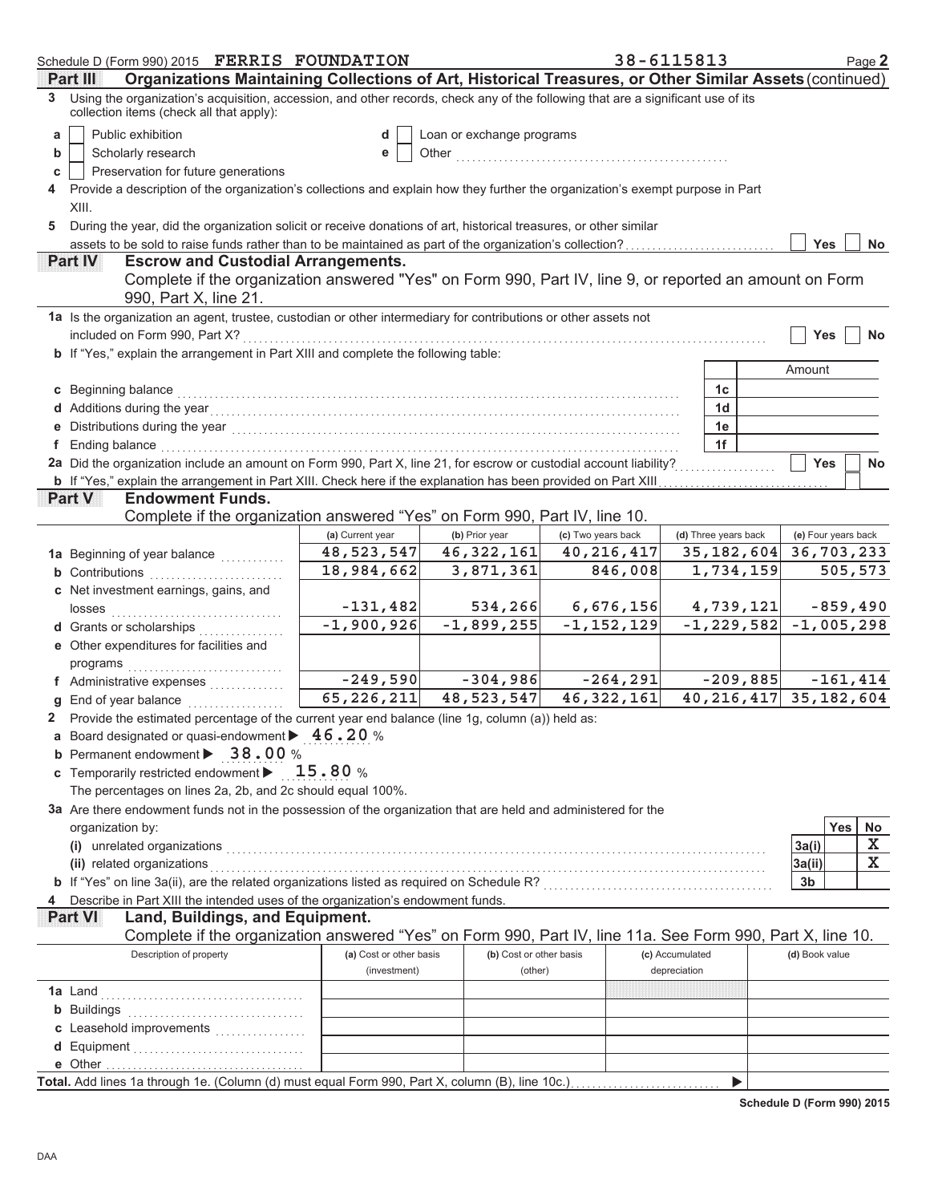Schedule D (Form 990) 2015 FERRIS FOUNDATION 38-6115813 Page 2

## Part III Organizations Maintaining Collections of Art, Historical Treasures, or Other Similar Assets (continued)

3 Using the organization's acquisition, accession, and other records, check any of the following that are a significant use of its collection items (check all that apply):

- a ☐ Public exhibition
- b ☐ Scholarly research
- c ☐ Preservation for future generations
- d ☐ Loan or exchange programs
- e ☐ Other

4 Provide a description of the organization's collections and explain how they further the organization's exempt purpose in Part XIII.

5 During the year, did the organization solicit or receive donations of art, historical treasures, or other similar assets to be sold to raise funds rather than to be maintained as part of the organization's collection? ☐ Yes ☐ No

## Part IV Escrow and Custodial Arrangements.

Complete if the organization answered "Yes" on Form 990, Part IV, line 9, or reported an amount on Form 990, Part X, line 21.

1a Is the organization an agent, trustee, custodian or other intermediary for contributions or other assets not included on Form 990, Part X? ☐ Yes ☐ No

b If "Yes," explain the arrangement in Part XIII and complete the following table:

| | | Amount |
|---|---|---|
| c Beginning balance | 1c | |
| d Additions during the year | 1d | |
| e Distributions during the year | 1e | |
| f Ending balance | 1f | |

2a Did the organization include an amount on Form 990, Part X, line 21, for escrow or custodial liability? ☐ Yes ☐ No

b If "Yes," explain the arrangement in Part XIII. Check here if the explanation has been provided on Part XIII ☐

## Part V Endowment Funds.

Complete if the organization answered "Yes" on Form 990, Part IV, line 10.

| | (a) Current year | (b) Prior year | (c) Two years back | (d) Three years back | (e) Four years back |
|---|---|---|---|---|---|
| 1a Beginning of year balance | 48,523,547 | 46,322,161 | 40,216,417 | 35,182,604 | 36,703,233 |
| b Contributions | 18,984,662 | 3,871,361 | 846,008 | 1,734,159 | 505,573 |
| c Net investment earnings, gains, and losses | -131,482 | 534,266 | 6,676,156 | 4,739,121 | -859,490 |
| d Grants or scholarships | -1,900,926 | -1,899,255 | -1,152,129 | -1,229,582 | -1,005,298 |
| e Other expenditures for facilities and programs | | | | | |
| f Administrative expenses | -249,590 | -304,986 | -264,291 | -209,885 | -161,414 |
| g End of year balance | 65,226,211 | 48,523,547 | 46,322,161 | 40,216,417 | 35,182,604 |

2 Provide the estimated percentage of the current year end balance (line 1g, column (a)) held as:

a Board designated or quasi-endowment ▶ 46.20 %

b Permanent endowment ▶ 38.00 %

c Temporarily restricted endowment ▶ 15.80 %

The percentages on lines 2a, 2b, and 2c should equal 100%.

3a Are there endowment funds not in the possession of the organization that are held and administered for the organization by:

| | | Yes | No |
|---|---|---|---|
| (i) unrelated organizations | 3a(i) | | X |
| (ii) related organizations | 3a(ii) | | X |
| b If "Yes" on line 3a(ii), are the related organizations listed as required on Schedule R? | 3b | | |

4 Describe in Part XIII the intended uses of the organization's endowment funds.

## Part VI Land, Buildings, and Equipment.

Complete if the organization answered "Yes" on Form 990, Part IV, line 11a. See Form 990, Part X, line 10.

| Description of property | (a) Cost or other basis (investment) | (b) Cost or other basis (other) | (c) Accumulated depreciation | (d) Book value |
|---|---|---|---|---|
| 1a Land | | | | |
| b Buildings | | | | |
| c Leasehold improvements | | | | |
| d Equipment | | | | |
| e Other | | | | |

Total. Add lines 1a through 1e. (Column (d) must equal Form 990, Part X, column (B), line 10c.) ▶

Schedule D (Form 990) 2015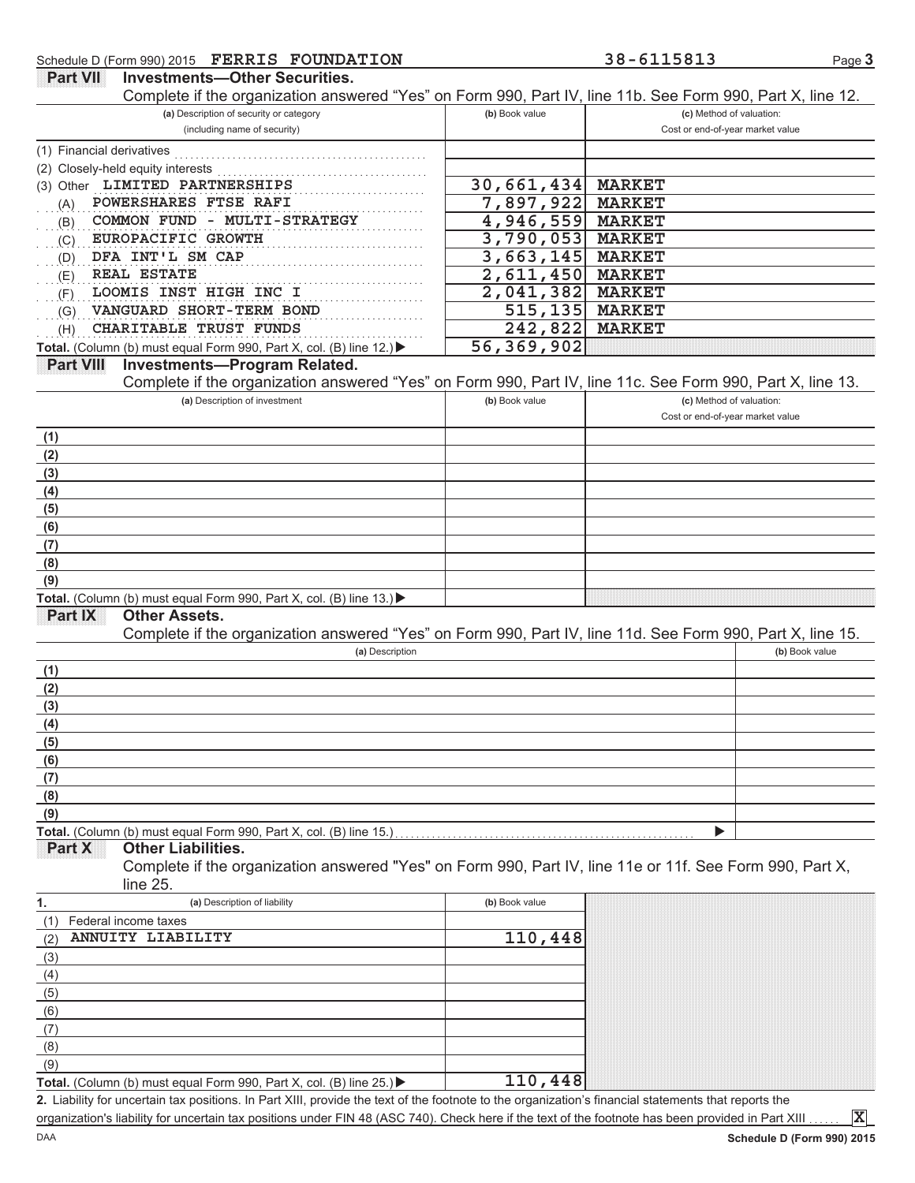Schedule D (Form 990) 2015 FERRIS FOUNDATION 38-6115813 Page 3

## Part VII Investments—Other Securities.

Complete if the organization answered "Yes" on Form 990, Part IV, line 11b. See Form 990, Part X, line 12.

| (a) Description of security or category (including name of security) | (b) Book value | (c) Method of valuation: Cost or end-of-year market value |
|---|---|---|
| (1) Financial derivatives | | |
| (2) Closely-held equity interests | | |
| (3) Other LIMITED PARTNERSHIPS | 30,661,434 | MARKET |
| (A) POWERSHARES FTSE RAFI | 7,897,922 | MARKET |
| (B) COMMON FUND - MULTI-STRATEGY | 4,946,559 | MARKET |
| (C) EUROPACIFIC GROWTH | 3,790,053 | MARKET |
| (D) DFA INT'L SM CAP | 3,663,145 | MARKET |
| (E) REAL ESTATE | 2,611,450 | MARKET |
| (F) LOOMIS INST HIGH INC I | 2,041,382 | MARKET |
| (G) VANGUARD SHORT-TERM BOND | 515,135 | MARKET |
| (H) CHARITABLE TRUST FUNDS | 242,822 | MARKET |
| **Total.** (Column (b) must equal Form 990, Part X, col. (B) line 12.) ▶ | 56,369,902 | |

## Part VIII Investments—Program Related.

Complete if the organization answered "Yes" on Form 990, Part IV, line 11c. See Form 990, Part X, line 13.

| (a) Description of investment | (b) Book value | (c) Method of valuation: Cost or end-of-year market value |
|---|---|---|
| (1) | | |
| (2) | | |
| (3) | | |
| (4) | | |
| (5) | | |
| (6) | | |
| (7) | | |
| (8) | | |
| (9) | | |
| **Total.** (Column (b) must equal Form 990, Part X, col. (B) line 13.) ▶ | | |

## Part IX Other Assets.

Complete if the organization answered "Yes" on Form 990, Part IV, line 11d. See Form 990, Part X, line 15.

| (a) Description | (b) Book value |
|---|---|
| (1) | |
| (2) | |
| (3) | |
| (4) | |
| (5) | |
| (6) | |
| (7) | |
| (8) | |
| (9) | |
| **Total.** (Column (b) must equal Form 990, Part X, col. (B) line 15.) ▶ | |

## Part X Other Liabilities.

Complete if the organization answered "Yes" on Form 990, Part IV, line 11e or 11f. See Form 990, Part X, line 25.

| 1. (a) Description of liability | (b) Book value |
|---|---|
| (1) Federal income taxes | |
| (2) ANNUITY LIABILITY | 110,448 |
| (3) | |
| (4) | |
| (5) | |
| (6) | |
| (7) | |
| (8) | |
| (9) | |
| **Total.** (Column (b) must equal Form 990, Part X, col. (B) line 25.) ▶ | 110,448 |

**2.** Liability for uncertain tax positions. In Part XIII, provide the text of the footnote to the organization's financial statements that reports the organization's liability for uncertain tax positions under FIN 48 (ASC 740). Check here if the text of the footnote has been provided in Part XIII ...... [X]

DAA Schedule D (Form 990) 2015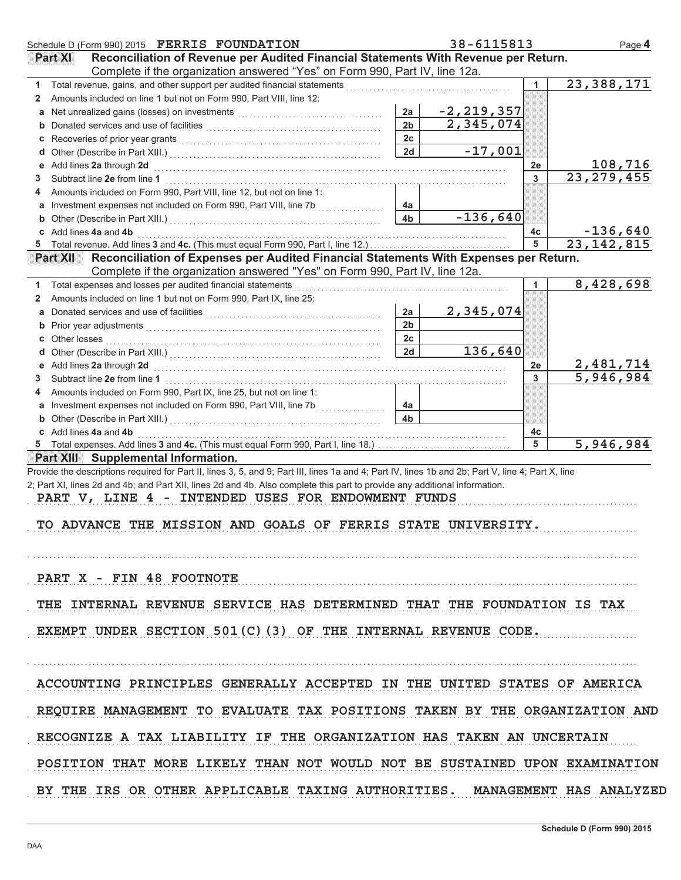Schedule D (Form 990) 2015 FERRIS FOUNDATION 38-6115813

## Part XI Reconciliation of Revenue per Audited Financial Statements With Revenue per Return.

Complete if the organization answered "Yes" on Form 990, Part IV, line 12a.

| | | | | | |
|---|---|---|---|---|---|
| 1 | Total revenue, gains, and other support per audited financial statements | | | 1 | 23,388,171 |
| 2 | Amounts included on line 1 but not on Form 990, Part VIII, line 12: | | | | |
| a | Net unrealized gains (losses) on investments | 2a | -2,219,357 | | |
| b | Donated services and use of facilities | 2b | 2,345,074 | | |
| c | Recoveries of prior year grants | 2c | | | |
| d | Other (Describe in Part XIII.) | 2d | -17,001 | | |
| e | Add lines 2a through 2d | | | 2e | 108,716 |
| 3 | Subtract line 2e from line 1 | | | 3 | 23,279,455 |
| 4 | Amounts included on Form 990, Part VIII, line 12, but not on line 1: | | | | |
| a | Investment expenses not included on Form 990, Part VIII, line 7b | 4a | | | |
| b | Other (Describe in Part XIII.) | 4b | -136,640 | | |
| c | Add lines 4a and 4b | | | 4c | -136,640 |
| 5 | Total revenue. Add lines 3 and 4c. (This must equal Form 990, Part I, line 12.) | | | 5 | 23,142,815 |

## Part XII Reconciliation of Expenses per Audited Financial Statements With Expenses per Return.

Complete if the organization answered "Yes" on Form 990, Part IV, line 12a.

| | | | | | |
|---|---|---|---|---|---|
| 1 | Total expenses and losses per audited financial statements | | | 1 | 8,428,698 |
| 2 | Amounts included on line 1 but not on Form 990, Part IX, line 25: | | | | |
| a | Donated services and use of facilities | 2a | 2,345,074 | | |
| b | Prior year adjustments | 2b | | | |
| c | Other losses | 2c | | | |
| d | Other (Describe in Part XIII.) | 2d | 136,640 | | |
| e | Add lines 2a through 2d | | | 2e | 2,481,714 |
| 3 | Subtract line 2e from line 1 | | | 3 | 5,946,984 |
| 4 | Amounts included on Form 990, Part IX, line 25, but not on line 1: | | | | |
| a | Investment expenses not included on Form 990, Part VIII, line 7b | 4a | | | |
| b | Other (Describe in Part XIII.) | 4b | | | |
| c | Add lines 4a and 4b | | | 4c | |
| 5 | Total expenses. Add lines 3 and 4c. (This must equal Form 990, Part I, line 18.) | | | 5 | 5,946,984 |

## Part XIII Supplemental Information.

Provide the descriptions required for Part II, lines 3, 5, and 9; Part III, lines 1a and 4; Part IV, lines 1b and 2b; Part V, line 4; Part X, line 2; Part XI, lines 2d and 4b; and Part XII, lines 2d and 4b. Also complete this part to provide any additional information.

PART V, LINE 4 - INTENDED USES FOR ENDOWMENT FUNDS

TO ADVANCE THE MISSION AND GOALS OF FERRIS STATE UNIVERSITY.

PART X - FIN 48 FOOTNOTE

THE INTERNAL REVENUE SERVICE HAS DETERMINED THAT THE FOUNDATION IS TAX EXEMPT UNDER SECTION 501(C)(3) OF THE INTERNAL REVENUE CODE.

ACCOUNTING PRINCIPLES GENERALLY ACCEPTED IN THE UNITED STATES OF AMERICA REQUIRE MANAGEMENT TO EVALUATE TAX POSITIONS TAKEN BY THE ORGANIZATION AND RECOGNIZE A TAX LIABILITY IF THE ORGANIZATION HAS TAKEN AN UNCERTAIN POSITION THAT MORE LIKELY THAN NOT WOULD NOT BE SUSTAINED UPON EXAMINATION BY THE IRS OR OTHER APPLICABLE TAXING AUTHORITIES. MANAGEMENT HAS ANALYZED

Schedule D (Form 990) 2015

DAA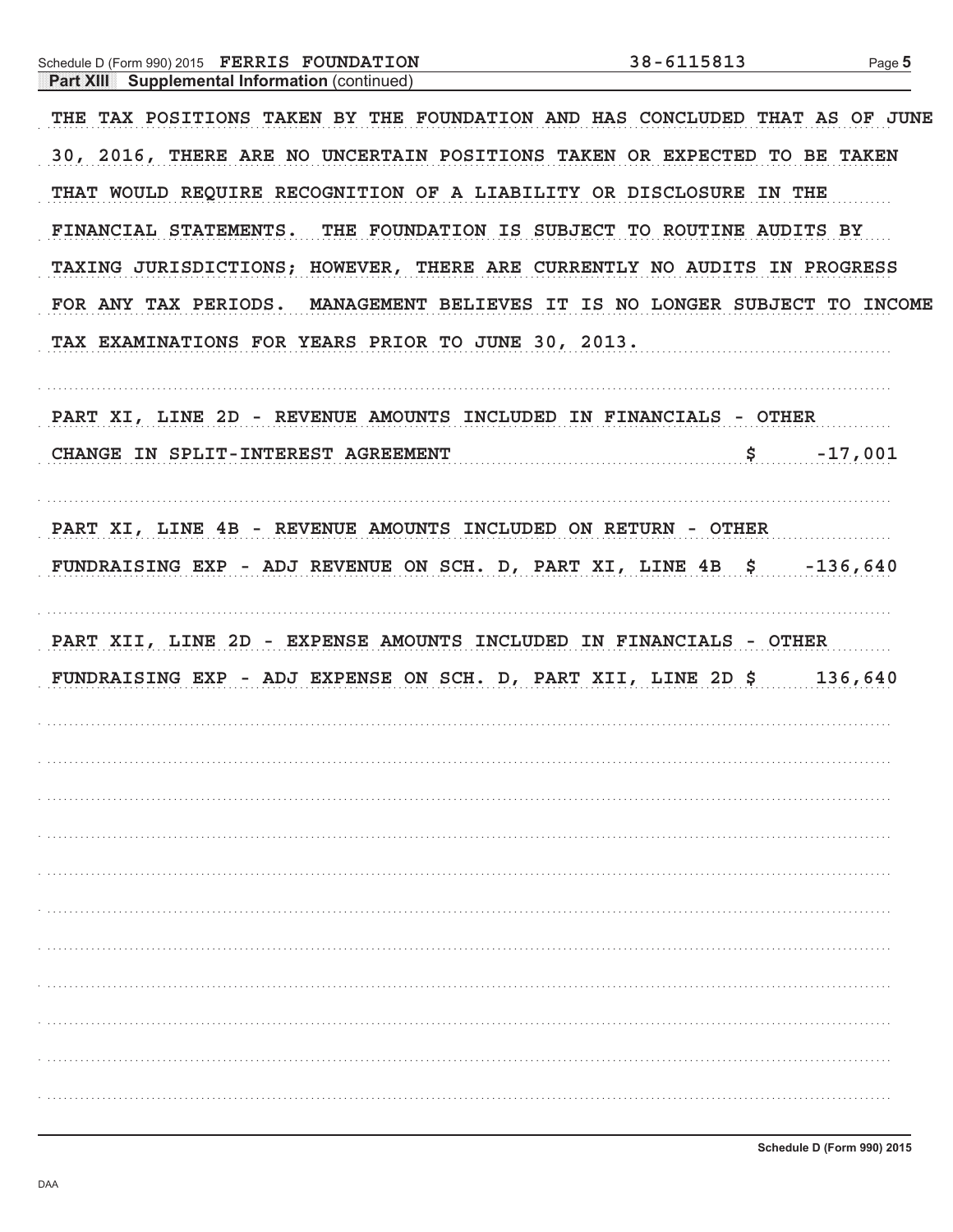Schedule D (Form 990) 2015 FERRIS FOUNDATION 38-6115813

**Part XIII Supplemental Information** (continued)

THE TAX POSITIONS TAKEN BY THE FOUNDATION AND HAS CONCLUDED THAT AS OF JUNE 30, 2016, THERE ARE NO UNCERTAIN POSITIONS TAKEN OR EXPECTED TO BE TAKEN THAT WOULD REQUIRE RECOGNITION OF A LIABILITY OR DISCLOSURE IN THE FINANCIAL STATEMENTS. THE FOUNDATION IS SUBJECT TO ROUTINE AUDITS BY TAXING JURISDICTIONS; HOWEVER, THERE ARE CURRENTLY NO AUDITS IN PROGRESS FOR ANY TAX PERIODS. MANAGEMENT BELIEVES IT IS NO LONGER SUBJECT TO INCOME TAX EXAMINATIONS FOR YEARS PRIOR TO JUNE 30, 2013.

PART XI, LINE 2D - REVENUE AMOUNTS INCLUDED IN FINANCIALS - OTHER

CHANGE IN SPLIT-INTEREST AGREEMENT $ -17,001

PART XI, LINE 4B - REVENUE AMOUNTS INCLUDED ON RETURN - OTHER

FUNDRAISING EXP - ADJ REVENUE ON SCH. D, PART XI, LINE 4B $ -136,640

PART XII, LINE 2D - EXPENSE AMOUNTS INCLUDED IN FINANCIALS - OTHER

FUNDRAISING EXP - ADJ EXPENSE ON SCH. D, PART XII, LINE 2D $ 136,640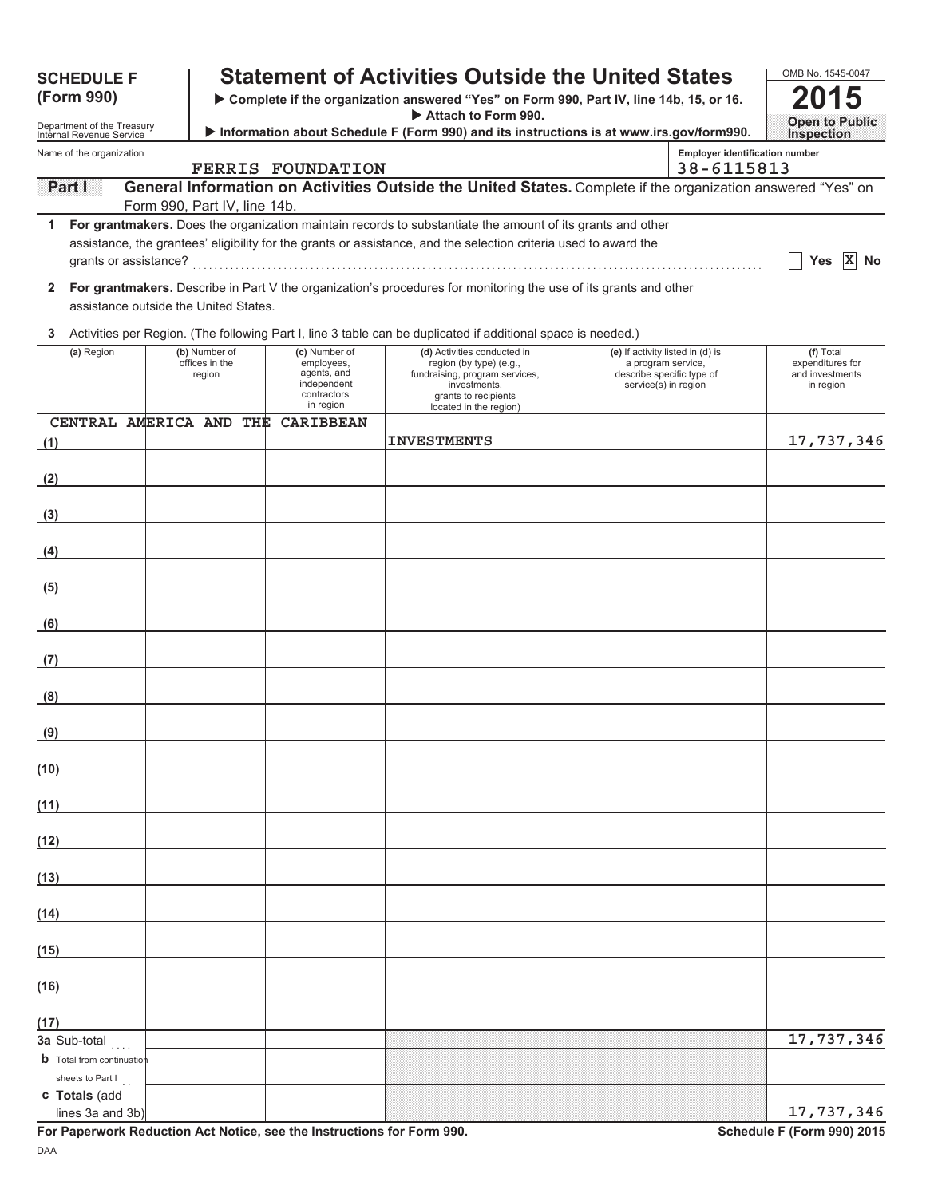**SCHEDULE F (Form 990)**

Department of the Treasury
Internal Revenue Service

# Statement of Activities Outside the United States

▶ Complete if the organization answered "Yes" on Form 990, Part IV, line 14b, 15, or 16.
▶ Attach to Form 990.
▶ Information about Schedule F (Form 990) and its instructions is at www.irs.gov/form990.

OMB No. 1545-0047

**2015**

**Open to Public Inspection**

Name of the organization: FERRIS FOUNDATION

Employer identification number: 38-6115813

**Part I — General Information on Activities Outside the United States.** Complete if the organization answered "Yes" on Form 990, Part IV, line 14b.

**1** **For grantmakers.** Does the organization maintain records to substantiate the amount of its grants and other assistance, the grantees' eligibility for the grants or assistance, and the selection criteria used to award the grants or assistance? ☐ Yes ☒ No

**2** **For grantmakers.** Describe in Part V the organization's procedures for monitoring the use of its grants and other assistance outside the United States.

**3** Activities per Region. (The following Part I, line 3 table can be duplicated if additional space is needed.)

| | (a) Region | (b) Number of offices in the region | (c) Number of employees, agents, and independent contractors in region | (d) Activities conducted in region (by type) (e.g., fundraising, program services, investments, grants to recipients located in the region) | (e) If activity listed in (d) is a program service, describe specific type of service(s) in region | (f) Total expenditures for and investments in region |
|---|---|---|---|---|---|---|
| (1) | CENTRAL AMERICA AND THE CARIBBEAN | | | INVESTMENTS | | 17,737,346 |
| (2) | | | | | | |
| (3) | | | | | | |
| (4) | | | | | | |
| (5) | | | | | | |
| (6) | | | | | | |
| (7) | | | | | | |
| (8) | | | | | | |
| (9) | | | | | | |
| (10) | | | | | | |
| (11) | | | | | | |
| (12) | | | | | | |
| (13) | | | | | | |
| (14) | | | | | | |
| (15) | | | | | | |
| (16) | | | | | | |
| (17) | | | | | | |
| 3a | Sub-total | | | | | 17,737,346 |
| b | Total from continuation sheets to Part I | | | | | |
| c | Totals (add lines 3a and 3b) | | | | | 17,737,346 |

For Paperwork Reduction Act Notice, see the Instructions for Form 990.

Schedule F (Form 990) 2015

DAA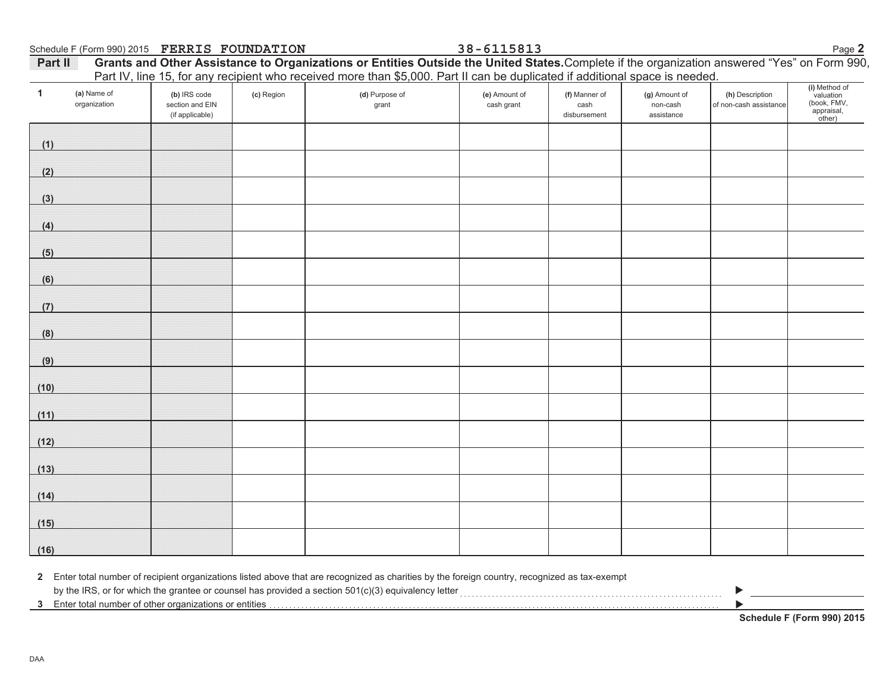Schedule F (Form 990) 2015 **FERRIS FOUNDATION** 38-6115813

**Part II** **Grants and Other Assistance to Organizations or Entities Outside the United States.** Complete if the organization answered "Yes" on Form 990, Part IV, line 15, for any recipient who received more than $5,000. Part II can be duplicated if additional space is needed.

| 1 (a) Name of organization | (b) IRS code section and EIN (if applicable) | (c) Region | (d) Purpose of grant | (e) Amount of cash grant | (f) Manner of cash disbursement | (g) Amount of non-cash assistance | (h) Description of non-cash assistance | (i) Method of valuation (book, FMV, appraisal, other) |
|---|---|---|---|---|---|---|---|---|
| (1) | | | | | | | | |
| (2) | | | | | | | | |
| (3) | | | | | | | | |
| (4) | | | | | | | | |
| (5) | | | | | | | | |
| (6) | | | | | | | | |
| (7) | | | | | | | | |
| (8) | | | | | | | | |
| (9) | | | | | | | | |
| (10) | | | | | | | | |
| (11) | | | | | | | | |
| (12) | | | | | | | | |
| (13) | | | | | | | | |
| (14) | | | | | | | | |
| (15) | | | | | | | | |
| (16) | | | | | | | | |

**2** Enter total number of recipient organizations listed above that are recognized as charities by the foreign country, recognized as tax-exempt by the IRS, or for which the grantee or counsel has provided a section 501(c)(3) equivalency letter ▶

**3** Enter total number of other organizations or entities ▶

**Schedule F (Form 990) 2015**

DAA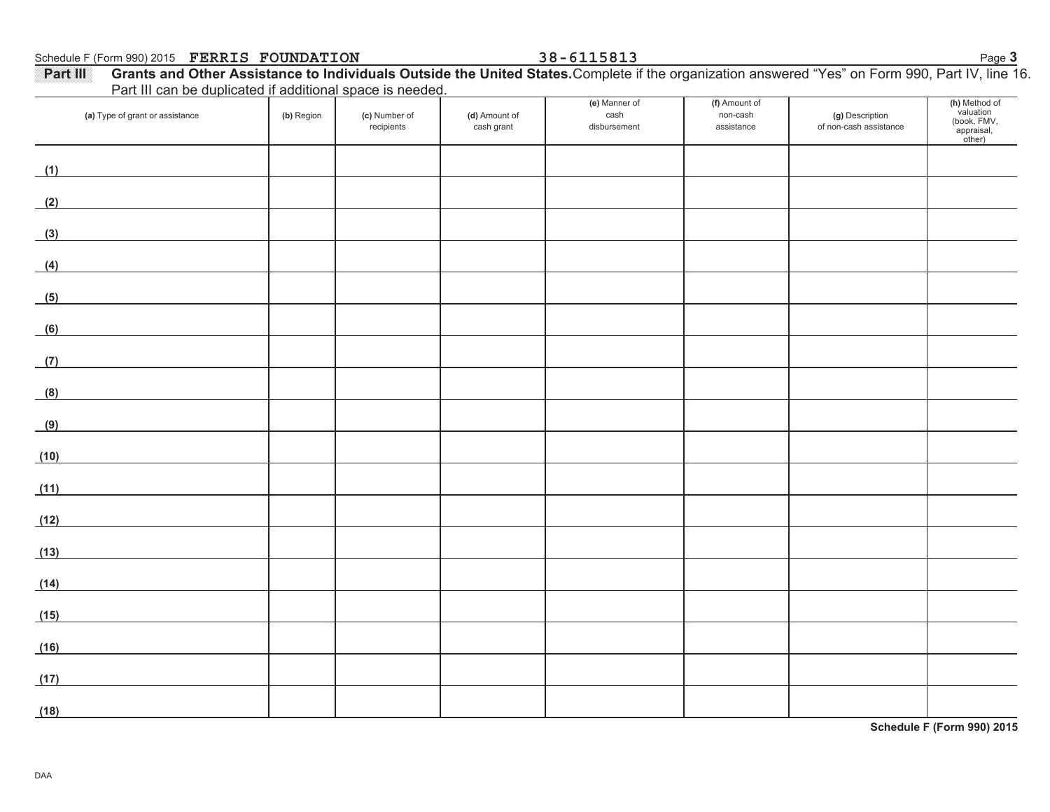Schedule F (Form 990) 2015 FERRIS FOUNDATION 38-6115813

**Part III** **Grants and Other Assistance to Individuals Outside the United States.** Complete if the organization answered "Yes" on Form 990, Part IV, line 16. Part III can be duplicated if additional space is needed.

| (a) Type of grant or assistance | (b) Region | (c) Number of recipients | (d) Amount of cash grant | (e) Manner of cash disbursement | (f) Amount of non-cash assistance | (g) Description of non-cash assistance | (h) Method of valuation (book, FMV, appraisal, other) |
|---|---|---|---|---|---|---|---|
| (1) | | | | | | | |
| (2) | | | | | | | |
| (3) | | | | | | | |
| (4) | | | | | | | |
| (5) | | | | | | | |
| (6) | | | | | | | |
| (7) | | | | | | | |
| (8) | | | | | | | |
| (9) | | | | | | | |
| (10) | | | | | | | |
| (11) | | | | | | | |
| (12) | | | | | | | |
| (13) | | | | | | | |
| (14) | | | | | | | |
| (15) | | | | | | | |
| (16) | | | | | | | |
| (17) | | | | | | | |
| (18) | | | | | | | |

**Schedule F (Form 990) 2015**

DAA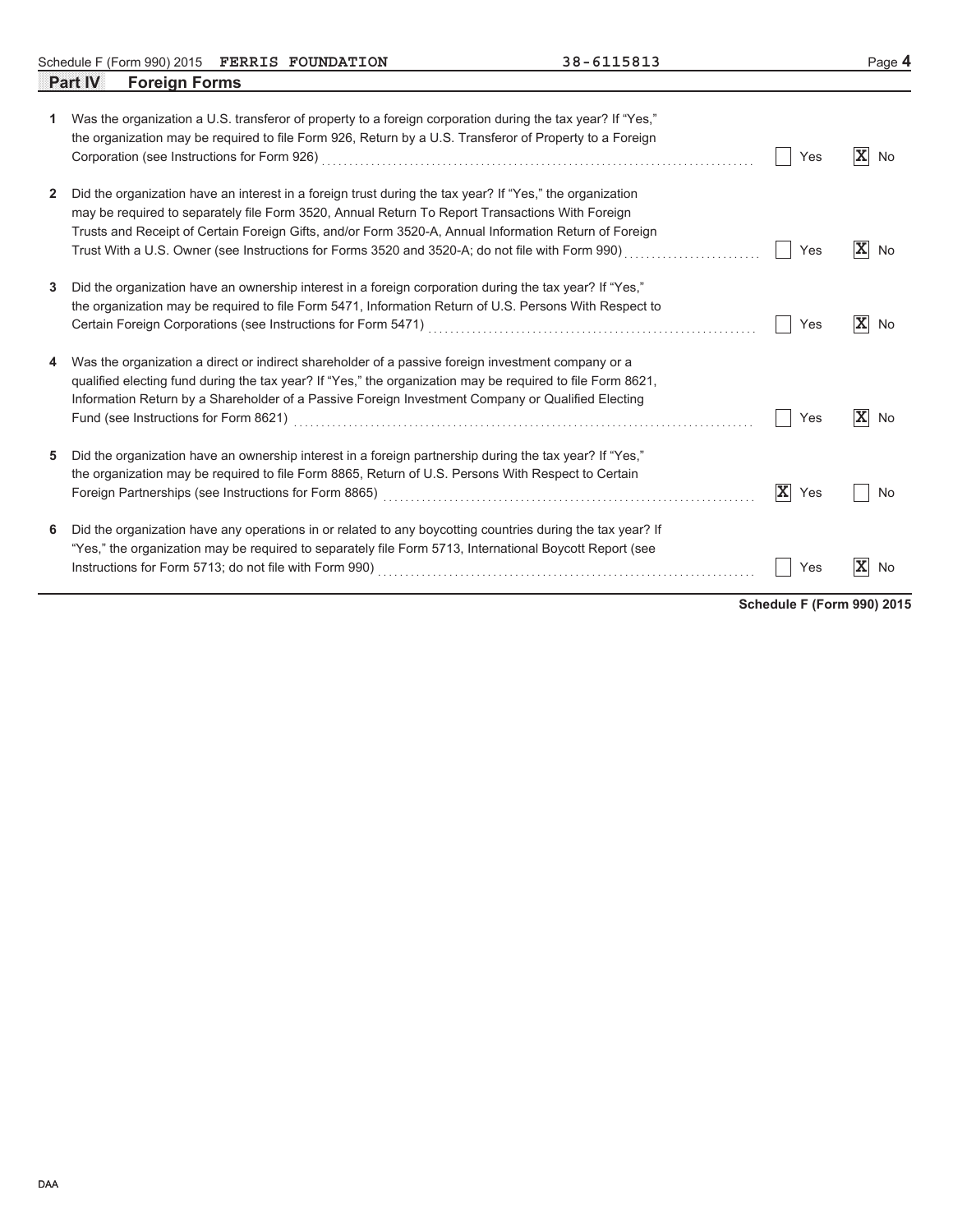Schedule F (Form 990) 2015 **FERRIS FOUNDATION** 38-6115813

## Part IV Foreign Forms

| | | Yes | No |
|---|---|---|---|
| **1** | Was the organization a U.S. transferor of property to a foreign corporation during the tax year? If "Yes," the organization may be required to file Form 926, Return by a U.S. Transferor of Property to a Foreign Corporation (see Instructions for Form 926) | | X |
| **2** | Did the organization have an interest in a foreign trust during the tax year? If "Yes," the organization may be required to separately file Form 3520, Annual Return To Report Transactions With Foreign Trusts and Receipt of Certain Foreign Gifts, and/or Form 3520-A, Annual Information Return of Foreign Trust With a U.S. Owner (see Instructions for Forms 3520 and 3520-A; do not file with Form 990) | | X |
| **3** | Did the organization have an ownership interest in a foreign corporation during the tax year? If "Yes," the organization may be required to file Form 5471, Information Return of U.S. Persons With Respect to Certain Foreign Corporations (see Instructions for Form 5471) | | X |
| **4** | Was the organization a direct or indirect shareholder of a passive foreign investment company or a qualified electing fund during the tax year? If "Yes," the organization may be required to file Form 8621, Information Return by a Shareholder of a Passive Foreign Investment Company or Qualified Electing Fund (see Instructions for Form 8621) | | X |
| **5** | Did the organization have an ownership interest in a foreign partnership during the tax year? If "Yes," the organization may be required to file Form 8865, Return of U.S. Persons With Respect to Certain Foreign Partnerships (see Instructions for Form 8865) | X | |
| **6** | Did the organization have any operations in or related to any boycotting countries during the tax year? If "Yes," the organization may be required to separately file Form 5713, International Boycott Report (see Instructions for Form 5713; do not file with Form 990) | | X |

**Schedule F (Form 990) 2015**

DAA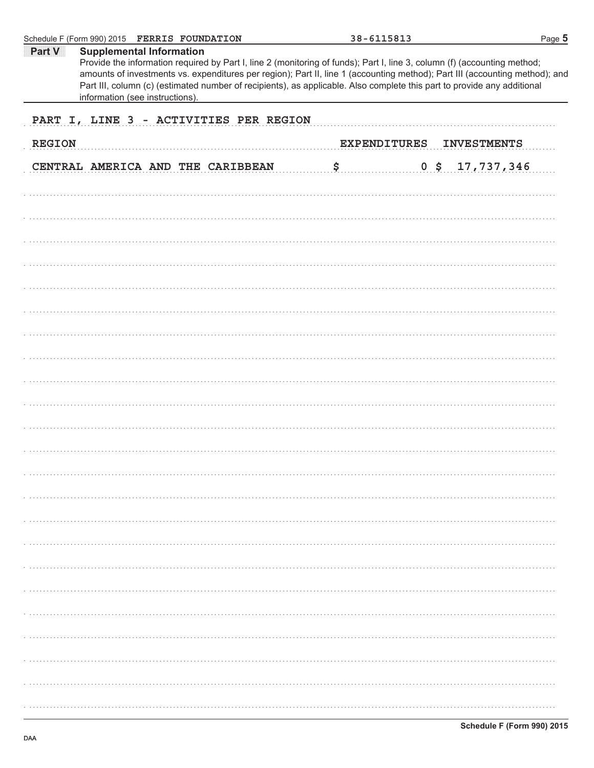Schedule F (Form 990) 2015 **FERRIS FOUNDATION** 38-6115813

**Part V** **Supplemental Information**

Provide the information required by Part I, line 2 (monitoring of funds); Part I, line 3, column (f) (accounting method; amounts of investments vs. expenditures per region); Part II, line 1 (accounting method); Part III (accounting method); and Part III, column (c) (estimated number of recipients), as applicable. Also complete this part to provide any additional information (see instructions).

PART I, LINE 3 - ACTIVITIES PER REGION

| REGION | EXPENDITURES | INVESTMENTS |
|---|---|---|
| CENTRAL AMERICA AND THE CARIBBEAN | $ 0 | $ 17,737,346 |

Schedule F (Form 990) 2015

DAA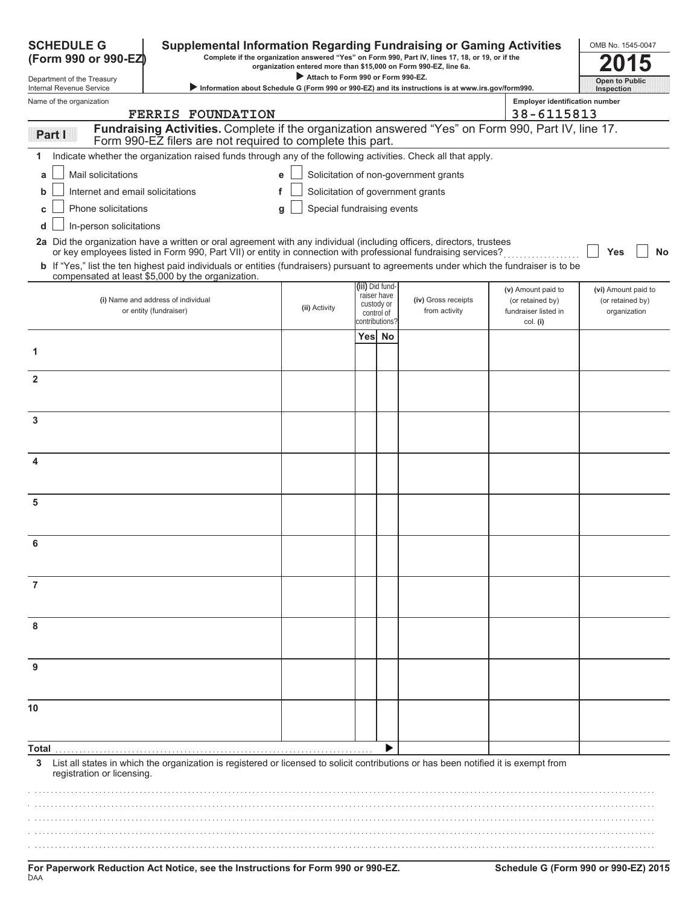**SCHEDULE G (Form 990 or 990-EZ)**

Department of the Treasury
Internal Revenue Service

# Supplemental Information Regarding Fundraising or Gaming Activities

**Complete if the organization answered "Yes" on Form 990, Part IV, lines 17, 18, or 19, or if the organization entered more than $15,000 on Form 990-EZ, line 6a.**

▶ **Attach to Form 990 or Form 990-EZ.**

▶ **Information about Schedule G (Form 990 or 990-EZ) and its instructions is at www.irs.gov/form990.**

OMB No. 1545-0047

**2015**

**Open to Public Inspection**

Name of the organization: FERRIS FOUNDATION

Employer identification number: 38-6115813

## Part I Fundraising Activities. Complete if the organization answered "Yes" on Form 990, Part IV, line 17. Form 990-EZ filers are not required to complete this part.

**1** Indicate whether the organization raised funds through any of the following activities. Check all that apply.

- **a** ☐ Mail solicitations
- **b** ☐ Internet and email solicitations
- **c** ☐ Phone solicitations
- **d** ☐ In-person solicitations
- **e** ☐ Solicitation of non-government grants
- **f** ☐ Solicitation of government grants
- **g** ☐ Special fundraising events

**2a** Did the organization have a written or oral agreement with any individual (including officers, directors, trustees or key employees listed in Form 990, Part VII) or entity in connection with professional fundraising services? ☐ **Yes** ☐ **No**

**b** If "Yes," list the ten highest paid individuals or entities (fundraisers) pursuant to agreements under which the fundraiser is to be compensated at least $5,000 by the organization.

| | (i) Name and address of individual or entity (fundraiser) | (ii) Activity | (iii) Did fundraiser have custody or control of contributions? Yes | No | (iv) Gross receipts from activity | (v) Amount paid to (or retained by) fundraiser listed in col. (i) | (vi) Amount paid to (or retained by) organization |
|---|---|---|---|---|---|---|---|
| 1 | | | | | | | |
| 2 | | | | | | | |
| 3 | | | | | | | |
| 4 | | | | | | | |
| 5 | | | | | | | |
| 6 | | | | | | | |
| 7 | | | | | | | |
| 8 | | | | | | | |
| 9 | | | | | | | |
| 10 | | | | | | | |
| **Total** | | | | ▶ | | | |

**3** List all states in which the organization is registered or licensed to solicit contributions or has been notified it is exempt from registration or licensing.

**For Paperwork Reduction Act Notice, see the Instructions for Form 990 or 990-EZ.**

DAA

**Schedule G (Form 990 or 990-EZ) 2015**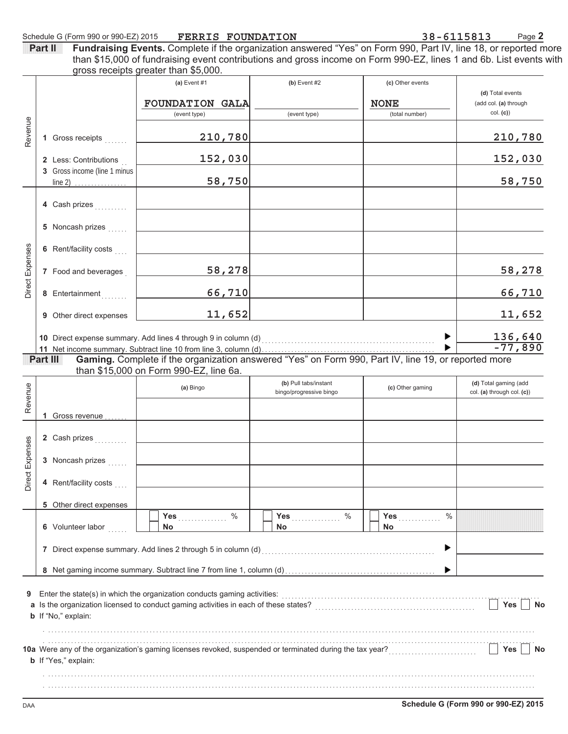Schedule G (Form 990 or 990-EZ) 2015 **FERRIS FOUNDATION** **38-6115813**

**Part II** **Fundraising Events.** Complete if the organization answered "Yes" on Form 990, Part IV, line 18, or reported more than $15,000 of fundraising event contributions and gross income on Form 990-EZ, lines 1 and 6b. List events with gross receipts greater than $5,000.

| | | (a) Event #1 | (b) Event #2 | (c) Other events | (d) Total events (add col. (a) through col. (c)) |
|---|---|---|---|---|---|
| | | FOUNDATION GALA (event type) | (event type) | NONE (total number) | |
| Revenue | 1 Gross receipts | 210,780 | | | 210,780 |
| | 2 Less: Contributions | 152,030 | | | 152,030 |
| | 3 Gross income (line 1 minus line 2) | 58,750 | | | 58,750 |
| Direct Expenses | 4 Cash prizes | | | | |
| | 5 Noncash prizes | | | | |
| | 6 Rent/facility costs | | | | |
| | 7 Food and beverages | 58,278 | | | 58,278 |
| | 8 Entertainment | 66,710 | | | 66,710 |
| | 9 Other direct expenses | 11,652 | | | 11,652 |

10 Direct expense summary. Add lines 4 through 9 in column (d) ▶ 136,640

11 Net income summary. Subtract line 10 from line 3, column (d) ▶ -77,890

**Part III** **Gaming.** Complete if the organization answered "Yes" on Form 990, Part IV, line 19, or reported more than $15,000 on Form 990-EZ, line 6a.

| | | (a) Bingo | (b) Pull tabs/instant bingo/progressive bingo | (c) Other gaming | (d) Total gaming (add col. (a) through col. (c)) |
|---|---|---|---|---|---|
| Revenue | 1 Gross revenue | | | | |
| Direct Expenses | 2 Cash prizes | | | | |
| | 3 Noncash prizes | | | | |
| | 4 Rent/facility costs | | | | |
| | 5 Other direct expenses | | | | |
| | 6 Volunteer labor | ☐ Yes ___ % ☐ No | ☐ Yes ___ % ☐ No | ☐ Yes ___ % ☐ No | |

7 Direct expense summary. Add lines 2 through 5 in column (d) ▶

8 Net gaming income summary. Subtract line 7 from line 1, column (d) ▶

9 Enter the state(s) in which the organization conducts gaming activities:

a Is the organization licensed to conduct gaming activities in each of these states? ☐ Yes ☐ No

b If "No," explain:

10a Were any of the organization's gaming licenses revoked, suspended or terminated during the tax year? ☐ Yes ☐ No

b If "Yes," explain:

DAA **Schedule G (Form 990 or 990-EZ) 2015**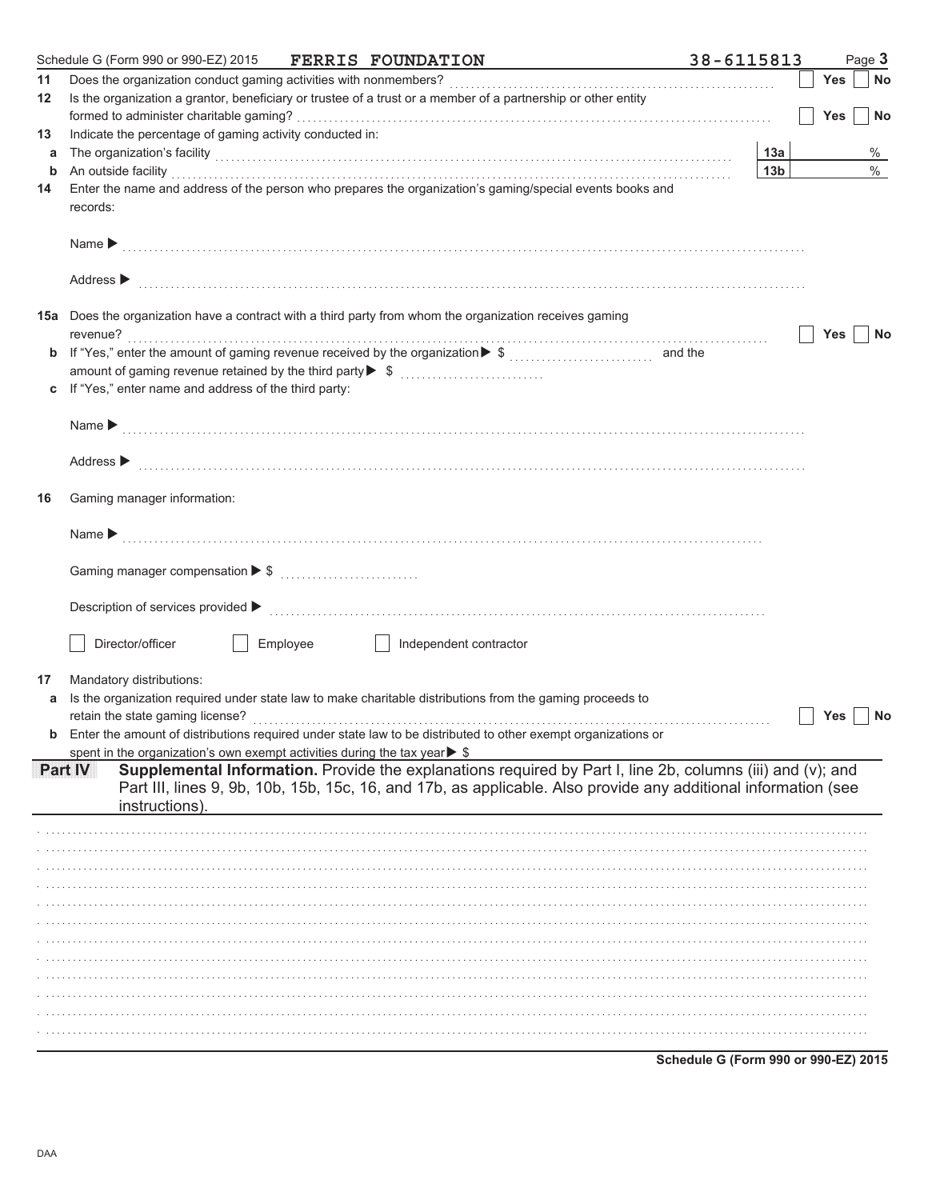Schedule G (Form 990 or 990-EZ) 2015 **FERRIS FOUNDATION** 38-6115813

**11** Does the organization conduct gaming activities with nonmembers? ☐ Yes ☐ No

**12** Is the organization a grantor, beneficiary or trustee of a trust or a member of a partnership or other entity formed to administer charitable gaming? ☐ Yes ☐ No

**13** Indicate the percentage of gaming activity conducted in:

**a** The organization's facility **13a** %

**b** An outside facility **13b** %

**14** Enter the name and address of the person who prepares the organization's gaming/special events books and records:

Name ▶

Address ▶

**15a** Does the organization have a contract with a third party from whom the organization receives gaming revenue? ☐ Yes ☐ No

**b** If "Yes," enter the amount of gaming revenue received by the organization ▶ $ and the amount of gaming revenue retained by the third party ▶ $

**c** If "Yes," enter name and address of the third party:

Name ▶

Address ▶

**16** Gaming manager information:

Name ▶

Gaming manager compensation ▶ $

Description of services provided ▶

☐ Director/officer ☐ Employee ☐ Independent contractor

**17** Mandatory distributions:

**a** Is the organization required under state law to make charitable distributions from the gaming proceeds to retain the state gaming license? ☐ Yes ☐ No

**b** Enter the amount of distributions required under state law to be distributed to other exempt organizations or spent in the organization's own exempt activities during the tax year ▶ $

**Part IV** **Supplemental Information.** Provide the explanations required by Part I, line 2b, columns (iii) and (v); and Part III, lines 9, 9b, 10b, 15b, 15c, 16, and 17b, as applicable. Also provide any additional information (see instructions).

**Schedule G (Form 990 or 990-EZ) 2015**

DAA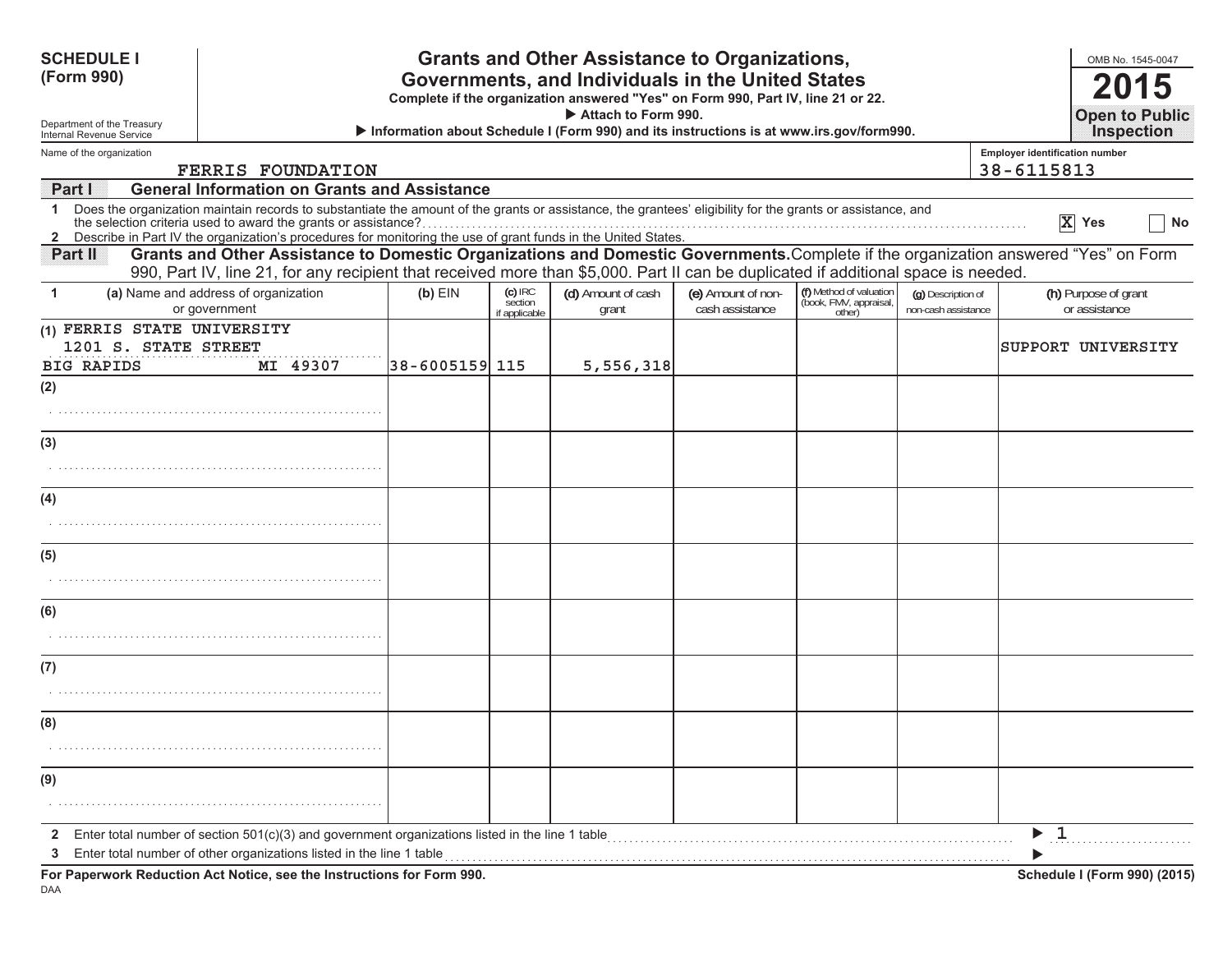**SCHEDULE I (Form 990)**

Department of the Treasury
Internal Revenue Service

# Grants and Other Assistance to Organizations, Governments, and Individuals in the United States

**Complete if the organization answered "Yes" on Form 990, Part IV, line 21 or 22.**
**▶ Attach to Form 990.**
**▶ Information about Schedule I (Form 990) and its instructions is at www.irs.gov/form990.**

OMB No. 1545-0047
**2015**
**Open to Public Inspection**

Name of the organization: FERRIS FOUNDATION

Employer identification number: 38-6115813

## Part I General Information on Grants and Assistance

1 Does the organization maintain records to substantiate the amount of the grants or assistance, the grantees' eligibility for the grants or assistance, and the selection criteria used to award the grants or assistance? [X] Yes [ ] No

2 Describe in Part IV the organization's procedures for monitoring the use of grant funds in the United States.

## Part II Grants and Other Assistance to Domestic Organizations and Domestic Governments.

Complete if the organization answered "Yes" on Form 990, Part IV, line 21, for any recipient that received more than $5,000. Part II can be duplicated if additional space is needed.

| 1 | (a) Name and address of organization or government | (b) EIN | (c) IRC section if applicable | (d) Amount of cash grant | (e) Amount of non-cash assistance | (f) Method of valuation (book, FMV, appraisal, other) | (g) Description of non-cash assistance | (h) Purpose of grant or assistance |
|---|---|---|---|---|---|---|---|---|
| (1) | FERRIS STATE UNIVERSITY 1201 S. STATE STREET BIG RAPIDS MI 49307 | 38-6005159 | 115 | 5,556,318 | | | | SUPPORT UNIVERSITY |
| (2) | | | | | | | | |
| (3) | | | | | | | | |
| (4) | | | | | | | | |
| (5) | | | | | | | | |
| (6) | | | | | | | | |
| (7) | | | | | | | | |
| (8) | | | | | | | | |
| (9) | | | | | | | | |

2 Enter total number of section 501(c)(3) and government organizations listed in the line 1 table ▶ 1

3 Enter total number of other organizations listed in the line 1 table ▶

**For Paperwork Reduction Act Notice, see the Instructions for Form 990.**

**Schedule I (Form 990) (2015)**

DAA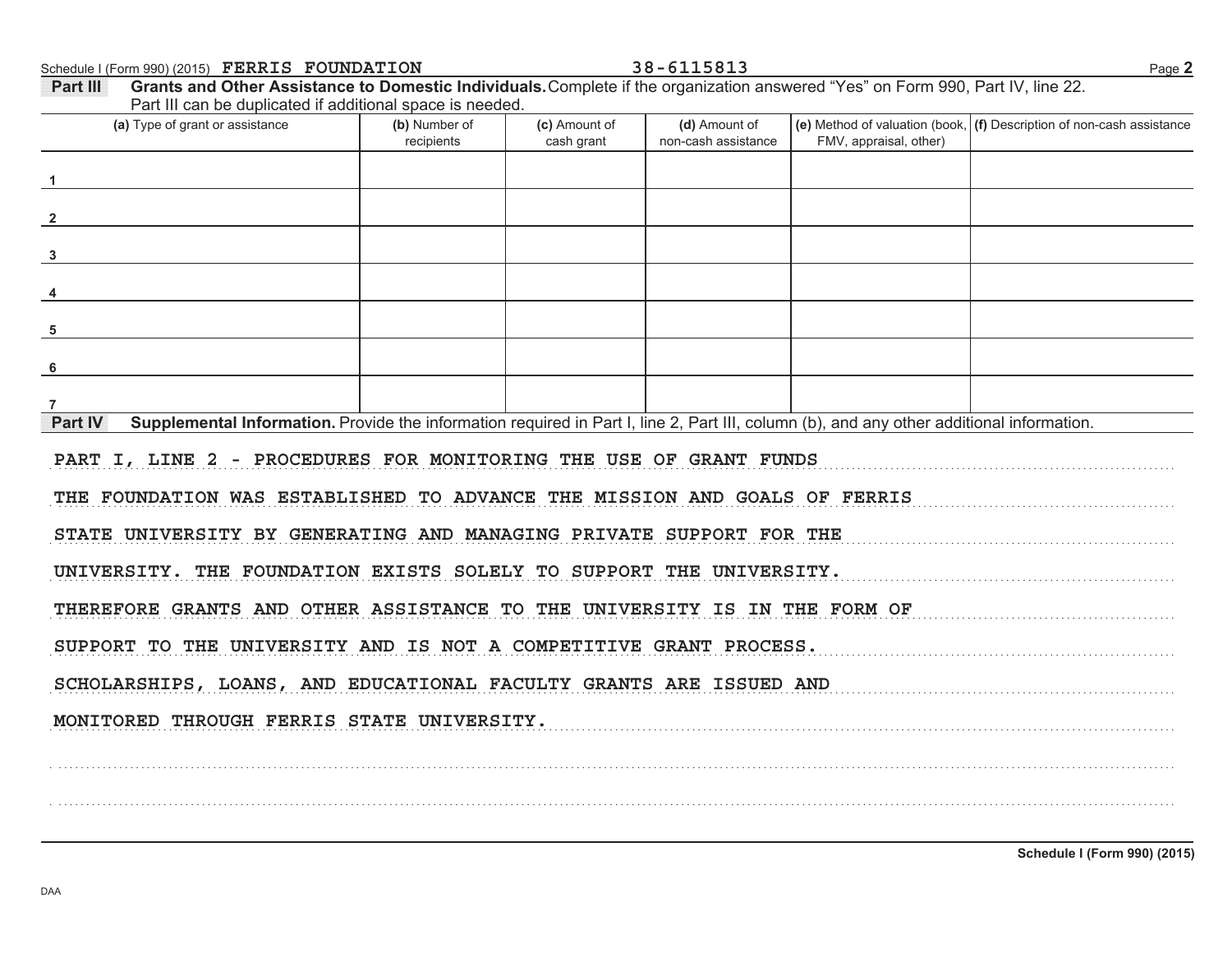Schedule I (Form 990) (2015) FERRIS FOUNDATION 38-6115813

**Part III** **Grants and Other Assistance to Domestic Individuals.** Complete if the organization answered "Yes" on Form 990, Part IV, line 22. Part III can be duplicated if additional space is needed.

| (a) Type of grant or assistance | (b) Number of recipients | (c) Amount of cash grant | (d) Amount of non-cash assistance | (e) Method of valuation (book, FMV, appraisal, other) | (f) Description of non-cash assistance |
|---|---|---|---|---|---|
| 1 | | | | | |
| 2 | | | | | |
| 3 | | | | | |
| 4 | | | | | |
| 5 | | | | | |
| 6 | | | | | |
| 7 | | | | | |

**Part IV** **Supplemental Information.** Provide the information required in Part I, line 2, Part III, column (b), and any other additional information.

PART I, LINE 2 - PROCEDURES FOR MONITORING THE USE OF GRANT FUNDS

THE FOUNDATION WAS ESTABLISHED TO ADVANCE THE MISSION AND GOALS OF FERRIS STATE UNIVERSITY BY GENERATING AND MANAGING PRIVATE SUPPORT FOR THE UNIVERSITY. THE FOUNDATION EXISTS SOLELY TO SUPPORT THE UNIVERSITY. THEREFORE GRANTS AND OTHER ASSISTANCE TO THE UNIVERSITY IS IN THE FORM OF SUPPORT TO THE UNIVERSITY AND IS NOT A COMPETITIVE GRANT PROCESS. SCHOLARSHIPS, LOANS, AND EDUCATIONAL FACULTY GRANTS ARE ISSUED AND MONITORED THROUGH FERRIS STATE UNIVERSITY.

Schedule I (Form 990) (2015)

DAA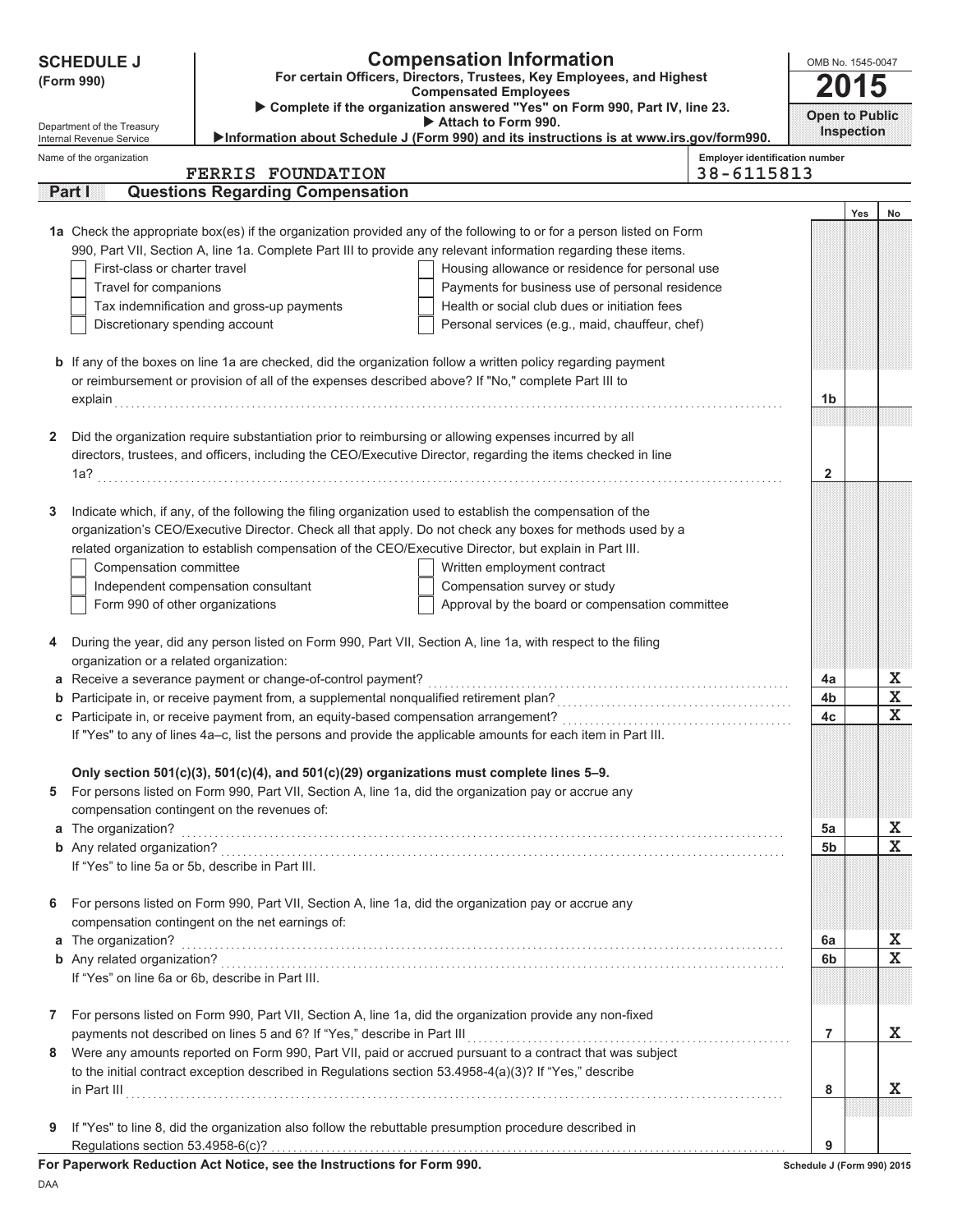# SCHEDULE J (Form 990)

Department of the Treasury
Internal Revenue Service

## Compensation Information

**For certain Officers, Directors, Trustees, Key Employees, and Highest Compensated Employees**

▶ Complete if the organization answered "Yes" on Form 990, Part IV, line 23.
▶ Attach to Form 990.
▶Information about Schedule J (Form 990) and its instructions is at www.irs.gov/form990.

OMB No. 1545-0047

**2015**

**Open to Public Inspection**

Name of the organization: FERRIS FOUNDATION

Employer identification number: 38-6115813

### Part I Questions Regarding Compensation

| | | Yes | No |
|---|---|---|---|
| **1a** Check the appropriate box(es) if the organization provided any of the following to or for a person listed on Form 990, Part VII, Section A, line 1a. Complete Part III to provide any relevant information regarding these items.<br>☐ First-class or charter travel ☐ Housing allowance or residence for personal use<br>☐ Travel for companions ☐ Payments for business use of personal residence<br>☐ Tax indemnification and gross-up payments ☐ Health or social club dues or initiation fees<br>☐ Discretionary spending account ☐ Personal services (e.g., maid, chauffeur, chef) | | | |
| **b** If any of the boxes on line 1a are checked, did the organization follow a written policy regarding payment or reimbursement or provision of all of the expenses described above? If "No," complete Part III to explain | 1b | | |
| **2** Did the organization require substantiation prior to reimbursing or allowing expenses incurred by all directors, trustees, and officers, including the CEO/Executive Director, regarding the items checked in line 1a? | 2 | | |
| **3** Indicate which, if any, of the following the filing organization used to establish the compensation of the organization's CEO/Executive Director. Check all that apply. Do not check any boxes for methods used by a related organization to establish compensation of the CEO/Executive Director, but explain in Part III.<br>☐ Compensation committee ☐ Written employment contract<br>☐ Independent compensation consultant ☐ Compensation survey or study<br>☐ Form 990 of other organizations ☐ Approval by the board or compensation committee | | | |
| **4** During the year, did any person listed on Form 990, Part VII, Section A, line 1a, with respect to the filing organization or a related organization: | | | |
| **a** Receive a severance payment or change-of-control payment? | 4a | | X |
| **b** Participate in, or receive payment from, a supplemental nonqualified retirement plan? | 4b | | X |
| **c** Participate in, or receive payment from, an equity-based compensation arrangement? | 4c | | X |
| If "Yes" to any of lines 4a–c, list the persons and provide the applicable amounts for each item in Part III. | | | |
| **Only section 501(c)(3), 501(c)(4), and 501(c)(29) organizations must complete lines 5–9.** | | | |
| **5** For persons listed on Form 990, Part VII, Section A, line 1a, did the organization pay or accrue any compensation contingent on the revenues of: | | | |
| **a** The organization? | 5a | | X |
| **b** Any related organization? | 5b | | X |
| If "Yes" to line 5a or 5b, describe in Part III. | | | |
| **6** For persons listed on Form 990, Part VII, Section A, line 1a, did the organization pay or accrue any compensation contingent on the net earnings of: | | | |
| **a** The organization? | 6a | | X |
| **b** Any related organization? | 6b | | X |
| If "Yes" on line 6a or 6b, describe in Part III. | | | |
| **7** For persons listed on Form 990, Part VII, Section A, line 1a, did the organization provide any non-fixed payments not described on lines 5 and 6? If "Yes," describe in Part III | 7 | | X |
| **8** Were any amounts reported on Form 990, Part VII, paid or accrued pursuant to a contract that was subject to the initial contract exception described in Regulations section 53.4958-4(a)(3)? If "Yes," describe in Part III | 8 | | X |
| **9** If "Yes" to line 8, did the organization also follow the rebuttable presumption procedure described in Regulations section 53.4958-6(c)? | 9 | | |

**For Paperwork Reduction Act Notice, see the Instructions for Form 990.** Schedule J (Form 990) 2015

DAA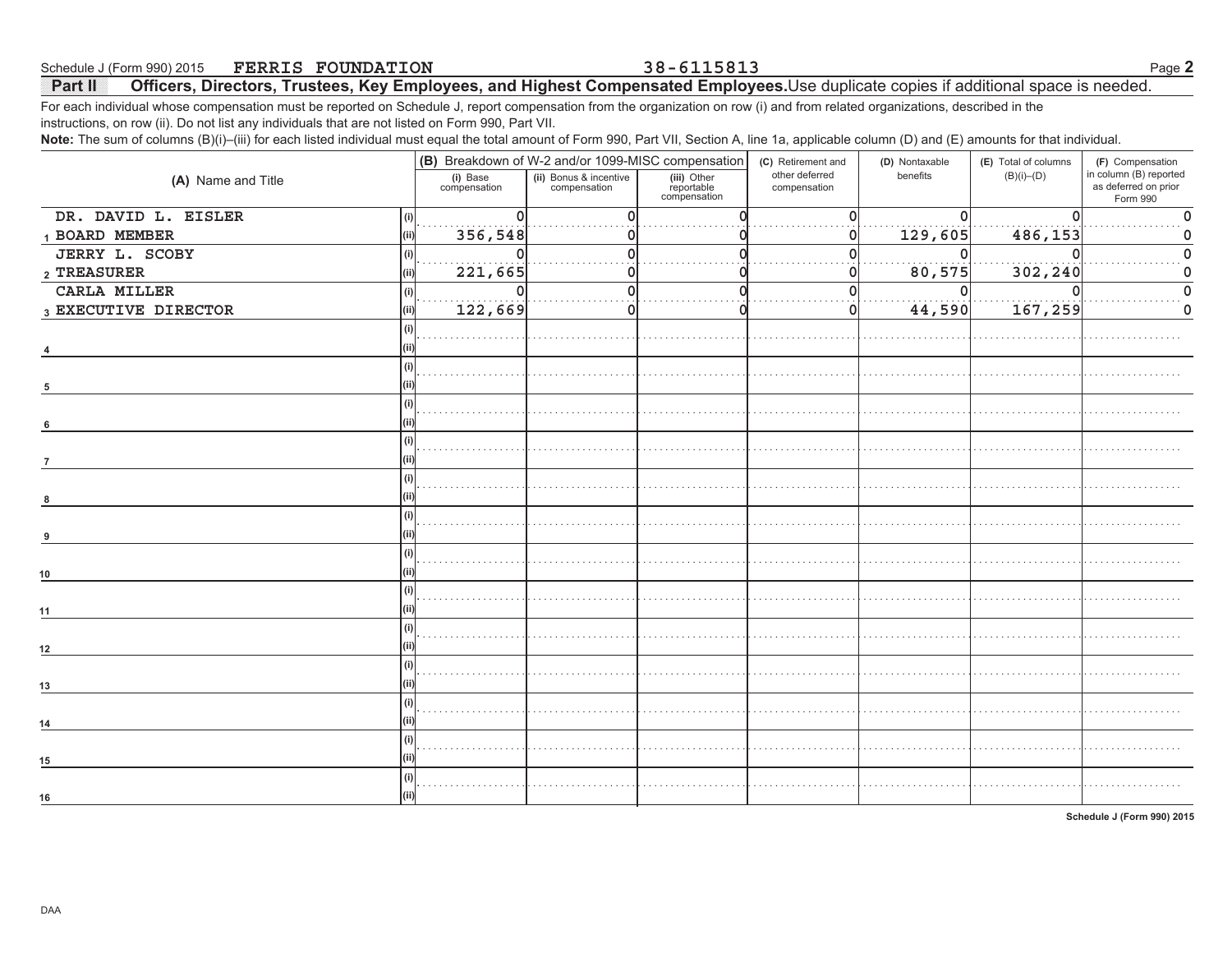Schedule J (Form 990) 2015 FERRIS FOUNDATION 38-6115813 Page **2**

## Part II Officers, Directors, Trustees, Key Employees, and Highest Compensated Employees. Use duplicate copies if additional space is needed.

For each individual whose compensation must be reported on Schedule J, report compensation from the organization on row (i) and from related organizations, described in the instructions, on row (ii). Do not list any individuals that are not listed on Form 990, Part VII.

**Note:** The sum of columns (B)(i)–(iii) for each listed individual must equal the total amount of Form 990, Part VII, Section A, line 1a, applicable column (D) and (E) amounts for that individual.

| (A) Name and Title | | (B) Breakdown of W-2 and/or 1099-MISC compensation | | | (C) Retirement and other deferred compensation | (D) Nontaxable benefits | (E) Total of columns (B)(i)–(D) | (F) Compensation in column (B) reported as deferred on prior Form 990 |
|---|---|---|---|---|---|---|---|---|
| | | (i) Base compensation | (ii) Bonus & incentive compensation | (iii) Other reportable compensation | | | | |
| DR. DAVID L. EISLER | (i) | 0 | 0 | 0 | 0 | 0 | 0 | 0 |
| 1 BOARD MEMBER | (ii) | 356,548 | 0 | 0 | 0 | 129,605 | 486,153 | 0 |
| JERRY L. SCOBY | (i) | 0 | 0 | 0 | 0 | 0 | 0 | 0 |
| 2 TREASURER | (ii) | 221,665 | 0 | 0 | 0 | 80,575 | 302,240 | 0 |
| CARLA MILLER | (i) | 0 | 0 | 0 | 0 | 0 | 0 | 0 |
| 3 EXECUTIVE DIRECTOR | (ii) | 122,669 | 0 | 0 | 0 | 44,590 | 167,259 | 0 |
| | (i) | | | | | | | |
| 4 | (ii) | | | | | | | |
| | (i) | | | | | | | |
| 5 | (ii) | | | | | | | |
| | (i) | | | | | | | |
| 6 | (ii) | | | | | | | |
| | (i) | | | | | | | |
| 7 | (ii) | | | | | | | |
| | (i) | | | | | | | |
| 8 | (ii) | | | | | | | |
| | (i) | | | | | | | |
| 9 | (ii) | | | | | | | |
| | (i) | | | | | | | |
| 10 | (ii) | | | | | | | |
| | (i) | | | | | | | |
| 11 | (ii) | | | | | | | |
| | (i) | | | | | | | |
| 12 | (ii) | | | | | | | |
| | (i) | | | | | | | |
| 13 | (ii) | | | | | | | |
| | (i) | | | | | | | |
| 14 | (ii) | | | | | | | |
| | (i) | | | | | | | |
| 15 | (ii) | | | | | | | |
| | (i) | | | | | | | |
| 16 | (ii) | | | | | | | |

**Schedule J (Form 990) 2015**

DAA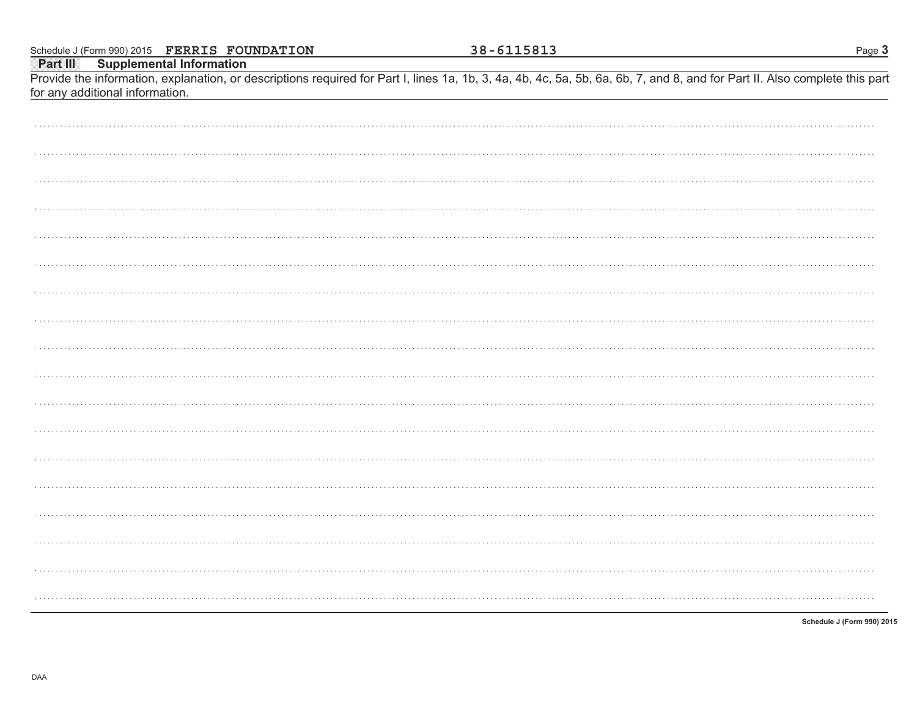Schedule J (Form 990) 2015 **FERRIS FOUNDATION** 38-6115813

**Part III Supplemental Information**

Provide the information, explanation, or descriptions required for Part I, lines 1a, 1b, 3, 4a, 4b, 4c, 5a, 5b, 6a, 6b, 7, and 8, and for Part II. Also complete this part for any additional information.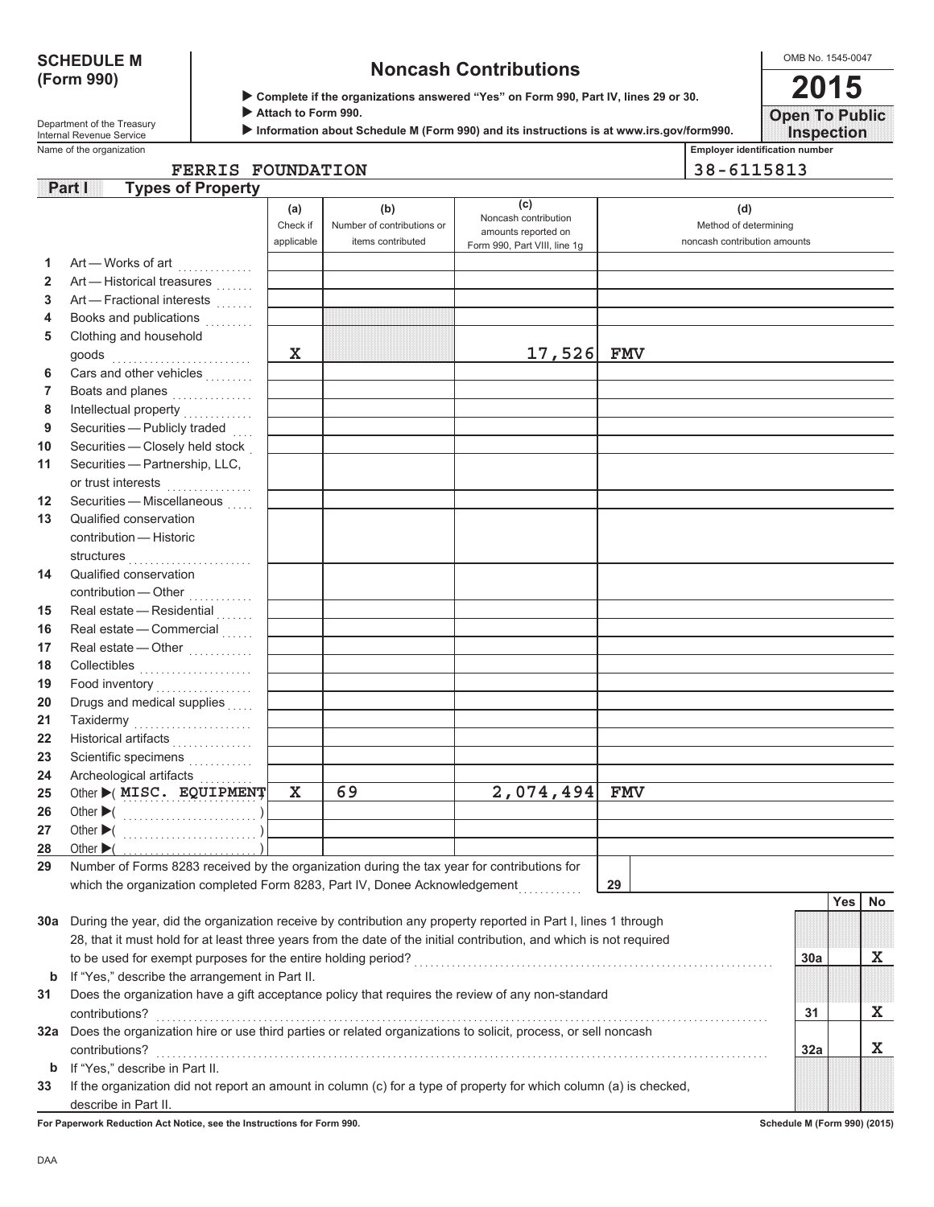**SCHEDULE M (Form 990)**

Department of the Treasury
Internal Revenue Service

# Noncash Contributions

▶ Complete if the organizations answered "Yes" on Form 990, Part IV, lines 29 or 30.
▶ Attach to Form 990.
▶ Information about Schedule M (Form 990) and its instructions is at www.irs.gov/form990.

OMB No. 1545-0047

**2015**

**Open To Public Inspection**

Name of the organization: FERRIS FOUNDATION

Employer identification number: 38-6115813

## Part I Types of Property

| | | (a) Check if applicable | (b) Number of contributions or items contributed | (c) Noncash contribution amounts reported on Form 990, Part VIII, line 1g | (d) Method of determining noncash contribution amounts |
|---|---|---|---|---|---|
| 1 | Art — Works of art | | | | |
| 2 | Art — Historical treasures | | | | |
| 3 | Art — Fractional interests | | | | |
| 4 | Books and publications | | | | |
| 5 | Clothing and household goods | X | | 17,526 | FMV |
| 6 | Cars and other vehicles | | | | |
| 7 | Boats and planes | | | | |
| 8 | Intellectual property | | | | |
| 9 | Securities — Publicly traded | | | | |
| 10 | Securities — Closely held stock | | | | |
| 11 | Securities — Partnership, LLC, or trust interests | | | | |
| 12 | Securities — Miscellaneous | | | | |
| 13 | Qualified conservation contribution — Historic structures | | | | |
| 14 | Qualified conservation contribution — Other | | | | |
| 15 | Real estate — Residential | | | | |
| 16 | Real estate — Commercial | | | | |
| 17 | Real estate — Other | | | | |
| 18 | Collectibles | | | | |
| 19 | Food inventory | | | | |
| 20 | Drugs and medical supplies | | | | |
| 21 | Taxidermy | | | | |
| 22 | Historical artifacts | | | | |
| 23 | Scientific specimens | | | | |
| 24 | Archeological artifacts | | | | |
| 25 | Other ▶( MISC. EQUIPMENT ) | X | 69 | 2,074,494 | FMV |
| 26 | Other ▶( ) | | | | |
| 27 | Other ▶( ) | | | | |
| 28 | Other ▶( ) | | | | |

29 Number of Forms 8283 received by the organization during the tax year for contributions for which the organization completed Form 8283, Part IV, Donee Acknowledgement ..... 29

| | | | Yes | No |
|---|---|---|---|---|
| 30a | During the year, did the organization receive by contribution any property reported in Part I, lines 1 through 28, that it must hold for at least three years from the date of the initial contribution, and which is not required to be used for exempt purposes for the entire holding period? | 30a | | X |
| b | If "Yes," describe the arrangement in Part II. | | | |
| 31 | Does the organization have a gift acceptance policy that requires the review of any non-standard contributions? | 31 | | X |
| 32a | Does the organization hire or use third parties or related organizations to solicit, process, or sell noncash contributions? | 32a | | X |
| b | If "Yes," describe in Part II. | | | |
| 33 | If the organization did not report an amount in column (c) for a type of property for which column (a) is checked, describe in Part II. | | | |

For Paperwork Reduction Act Notice, see the Instructions for Form 990.

Schedule M (Form 990) (2015)

DAA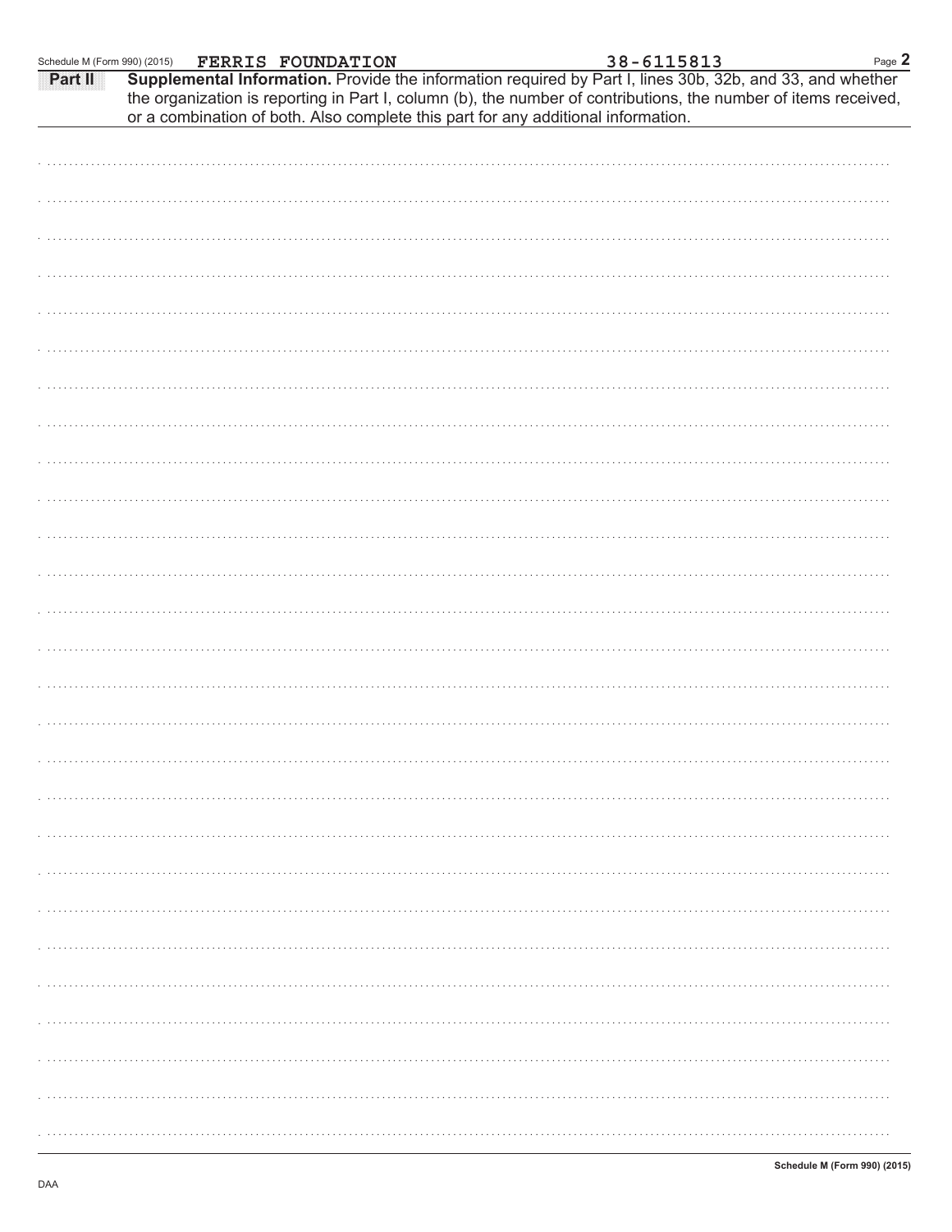Schedule M (Form 990) (2015) **FERRIS FOUNDATION** 38-6115813

**Part II** **Supplemental Information.** Provide the information required by Part I, lines 30b, 32b, and 33, and whether the organization is reporting in Part I, column (b), the number of contributions, the number of items received, or a combination of both. Also complete this part for any additional information.

**Schedule M (Form 990) (2015)**

DAA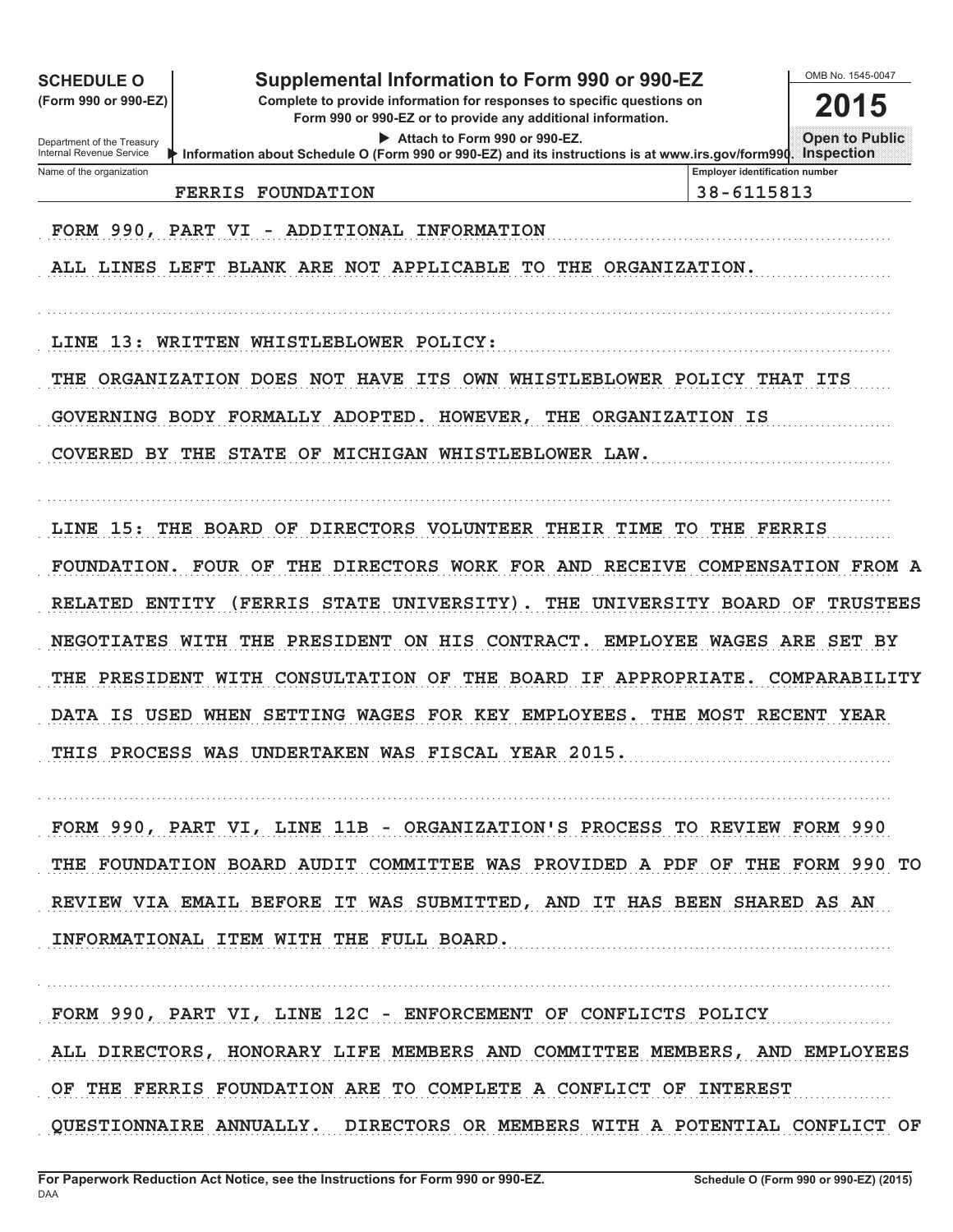**SCHEDULE O**
**(Form 990 or 990-EZ)**

Department of the Treasury
Internal Revenue Service

# Supplemental Information to Form 990 or 990-EZ

**Complete to provide information for responses to specific questions on Form 990 or 990-EZ or to provide any additional information.**

▶ **Attach to Form 990 or 990-EZ.**

▶ **Information about Schedule O (Form 990 or 990-EZ) and its instructions is at www.irs.gov/form990.**

OMB No. 1545-0047

**2015**

**Open to Public Inspection**

| Name of the organization | Employer identification number |
|---|---|
| FERRIS FOUNDATION | 38-6115813 |

FORM 990, PART VI - ADDITIONAL INFORMATION

ALL LINES LEFT BLANK ARE NOT APPLICABLE TO THE ORGANIZATION.

LINE 13: WRITTEN WHISTLEBLOWER POLICY:

THE ORGANIZATION DOES NOT HAVE ITS OWN WHISTLEBLOWER POLICY THAT ITS GOVERNING BODY FORMALLY ADOPTED. HOWEVER, THE ORGANIZATION IS COVERED BY THE STATE OF MICHIGAN WHISTLEBLOWER LAW.

LINE 15: THE BOARD OF DIRECTORS VOLUNTEER THEIR TIME TO THE FERRIS FOUNDATION. FOUR OF THE DIRECTORS WORK FOR AND RECEIVE COMPENSATION FROM A RELATED ENTITY (FERRIS STATE UNIVERSITY). THE UNIVERSITY BOARD OF TRUSTEES NEGOTIATES WITH THE PRESIDENT ON HIS CONTRACT. EMPLOYEE WAGES ARE SET BY THE PRESIDENT WITH CONSULTATION OF THE BOARD IF APPROPRIATE. COMPARABILITY DATA IS USED WHEN SETTING WAGES FOR KEY EMPLOYEES. THE MOST RECENT YEAR THIS PROCESS WAS UNDERTAKEN WAS FISCAL YEAR 2015.

FORM 990, PART VI, LINE 11B - ORGANIZATION'S PROCESS TO REVIEW FORM 990

THE FOUNDATION BOARD AUDIT COMMITTEE WAS PROVIDED A PDF OF THE FORM 990 TO REVIEW VIA EMAIL BEFORE IT WAS SUBMITTED, AND IT HAS BEEN SHARED AS AN INFORMATIONAL ITEM WITH THE FULL BOARD.

FORM 990, PART VI, LINE 12C - ENFORCEMENT OF CONFLICTS POLICY

ALL DIRECTORS, HONORARY LIFE MEMBERS AND COMMITTEE MEMBERS, AND EMPLOYEES OF THE FERRIS FOUNDATION ARE TO COMPLETE A CONFLICT OF INTEREST QUESTIONNAIRE ANNUALLY. DIRECTORS OR MEMBERS WITH A POTENTIAL CONFLICT OF

**For Paperwork Reduction Act Notice, see the Instructions for Form 990 or 990-EZ.** DAA **Schedule O (Form 990 or 990-EZ) (2015)**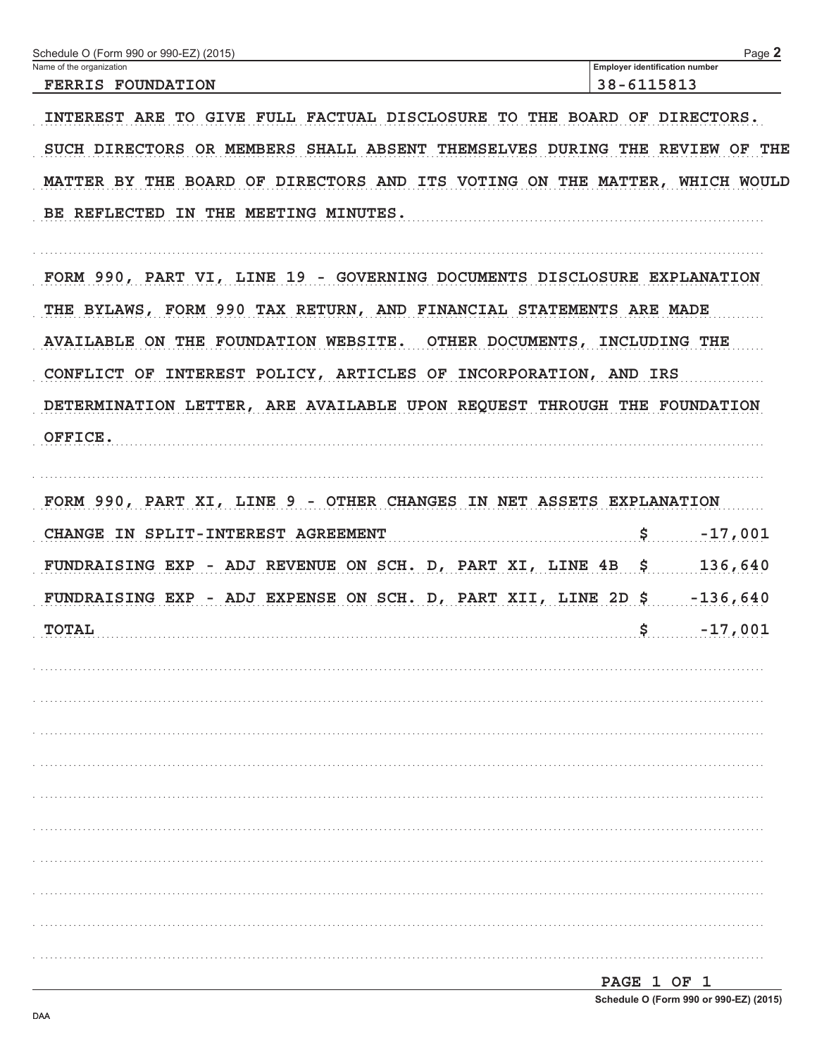Schedule O (Form 990 or 990-EZ) (2015) Page **2**

| Name of the organization | Employer identification number |
| --- | --- |
| FERRIS FOUNDATION | 38-6115813 |

INTEREST ARE TO GIVE FULL FACTUAL DISCLOSURE TO THE BOARD OF DIRECTORS. SUCH DIRECTORS OR MEMBERS SHALL ABSENT THEMSELVES DURING THE REVIEW OF THE MATTER BY THE BOARD OF DIRECTORS AND ITS VOTING ON THE MATTER, WHICH WOULD BE REFLECTED IN THE MEETING MINUTES.

FORM 990, PART VI, LINE 19 - GOVERNING DOCUMENTS DISCLOSURE EXPLANATION

THE BYLAWS, FORM 990 TAX RETURN, AND FINANCIAL STATEMENTS ARE MADE AVAILABLE ON THE FOUNDATION WEBSITE. OTHER DOCUMENTS, INCLUDING THE CONFLICT OF INTEREST POLICY, ARTICLES OF INCORPORATION, AND IRS DETERMINATION LETTER, ARE AVAILABLE UPON REQUEST THROUGH THE FOUNDATION OFFICE.

FORM 990, PART XI, LINE 9 - OTHER CHANGES IN NET ASSETS EXPLANATION

| | |
| --- | --- |
| CHANGE IN SPLIT-INTEREST AGREEMENT | $ -17,001 |
| FUNDRAISING EXP - ADJ REVENUE ON SCH. D, PART XI, LINE 4B | $ 136,640 |
| FUNDRAISING EXP - ADJ EXPENSE ON SCH. D, PART XII, LINE 2D | $ -136,640 |
| TOTAL | $ -17,001 |

PAGE 1 OF 1

Schedule O (Form 990 or 990-EZ) (2015)

DAA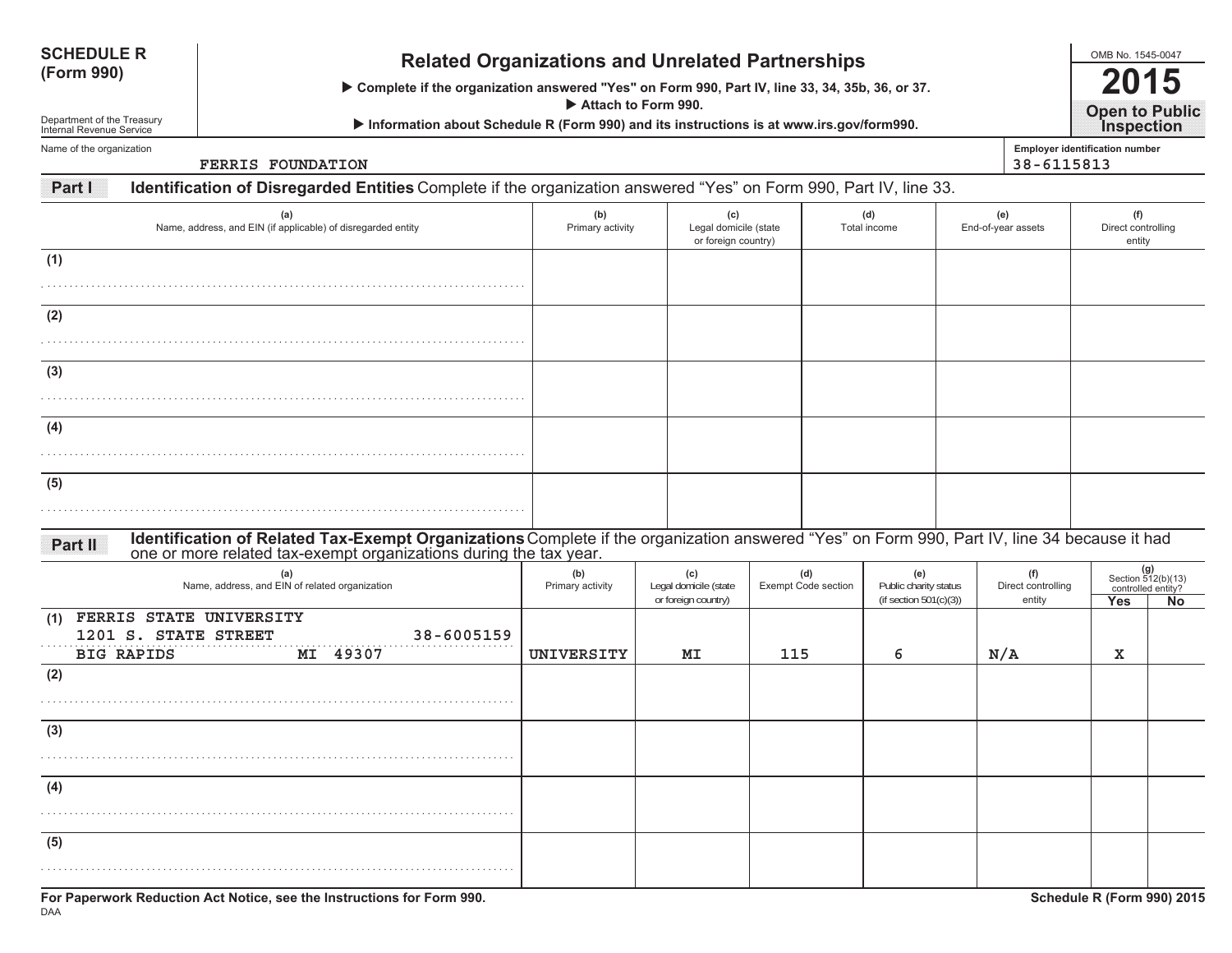**SCHEDULE R (Form 990)**

Department of the Treasury
Internal Revenue Service

# Related Organizations and Unrelated Partnerships

▶ Complete if the organization answered "Yes" on Form 990, Part IV, line 33, 34, 35b, 36, or 37.
▶ Attach to Form 990.
▶ Information about Schedule R (Form 990) and its instructions is at www.irs.gov/form990.

OMB No. 1545-0047

**2015**

**Open to Public Inspection**

Name of the organization: FERRIS FOUNDATION

Employer identification number: 38-6115813

## Part I Identification of Disregarded Entities

Complete if the organization answered "Yes" on Form 990, Part IV, line 33.

| | (a) Name, address, and EIN (if applicable) of disregarded entity | (b) Primary activity | (c) Legal domicile (state or foreign country) | (d) Total income | (e) End-of-year assets | (f) Direct controlling entity |
|---|---|---|---|---|---|---|
| (1) | | | | | | |
| (2) | | | | | | |
| (3) | | | | | | |
| (4) | | | | | | |
| (5) | | | | | | |

## Part II Identification of Related Tax-Exempt Organizations

Complete if the organization answered "Yes" on Form 990, Part IV, line 34 because it had one or more related tax-exempt organizations during the tax year.

| | (a) Name, address, and EIN of related organization | (b) Primary activity | (c) Legal domicile (state or foreign country) | (d) Exempt Code section | (e) Public charity status (if section 501(c)(3)) | (f) Direct controlling entity | (g) Section 512(b)(13) controlled entity? Yes | No |
|---|---|---|---|---|---|---|---|---|
| (1) | FERRIS STATE UNIVERSITY<br>1201 S. STATE STREET 38-6005159<br>BIG RAPIDS MI 49307 | UNIVERSITY | MI | 115 | 6 | N/A | X | |
| (2) | | | | | | | | |
| (3) | | | | | | | | |
| (4) | | | | | | | | |
| (5) | | | | | | | | |

For Paperwork Reduction Act Notice, see the Instructions for Form 990.

DAA

Schedule R (Form 990) 2015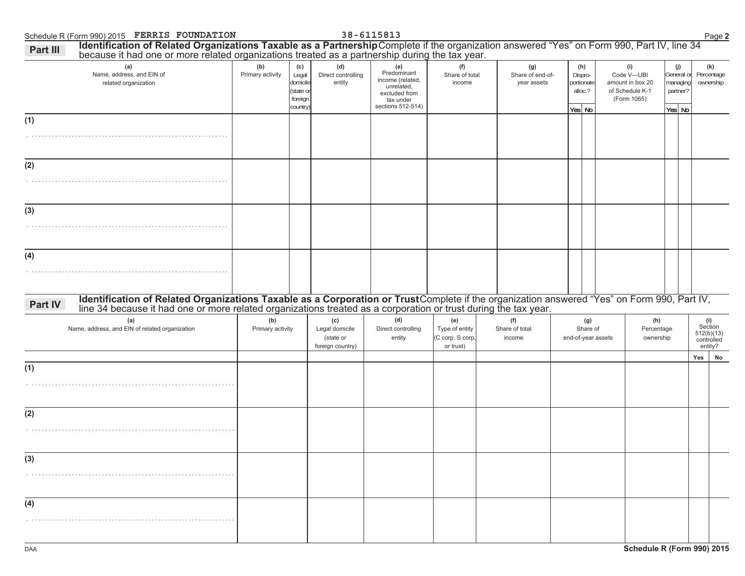Schedule R (Form 990) 2015 FERRIS FOUNDATION 38-6115813 Page 2

## Part III Identification of Related Organizations Taxable as a Partnership

Complete if the organization answered "Yes" on Form 990, Part IV, line 34 because it had one or more related organizations treated as a partnership during the tax year.

| (a) Name, address, and EIN of related organization | (b) Primary activity | (c) Legal domicile (state or foreign country) | (d) Direct controlling entity | (e) Predominant income (related, unrelated, excluded from tax under sections 512-514) | (f) Share of total income | (g) Share of end-of-year assets | (h) Disproportionate alloc.? | | (i) Code V—UBI amount in box 20 of Schedule K-1 (Form 1065) | (j) General or managing partner? | | (k) Percentage ownership |
|---|---|---|---|---|---|---|---|---|---|---|---|---|
| | | | | | | | Yes | No | | Yes | No | |
| (1) | | | | | | | | | | | | |
| (2) | | | | | | | | | | | | |
| (3) | | | | | | | | | | | | |
| (4) | | | | | | | | | | | | |

## Part IV Identification of Related Organizations Taxable as a Corporation or Trust

Complete if the organization answered "Yes" on Form 990, Part IV, line 34 because it had one or more related organizations treated as a corporation or trust during the tax year.

| (a) Name, address, and EIN of related organization | (b) Primary activity | (c) Legal domicile (state or foreign country) | (d) Direct controlling entity | (e) Type of entity (C corp, S corp, or trust) | (f) Share of total income | (g) Share of end-of-year assets | (h) Percentage ownership | (i) Section 512(b)(13) controlled entity? | |
|---|---|---|---|---|---|---|---|---|---|
| | | | | | | | | Yes | No |
| (1) | | | | | | | | | |
| (2) | | | | | | | | | |
| (3) | | | | | | | | | |
| (4) | | | | | | | | | |

DAA Schedule R (Form 990) 2015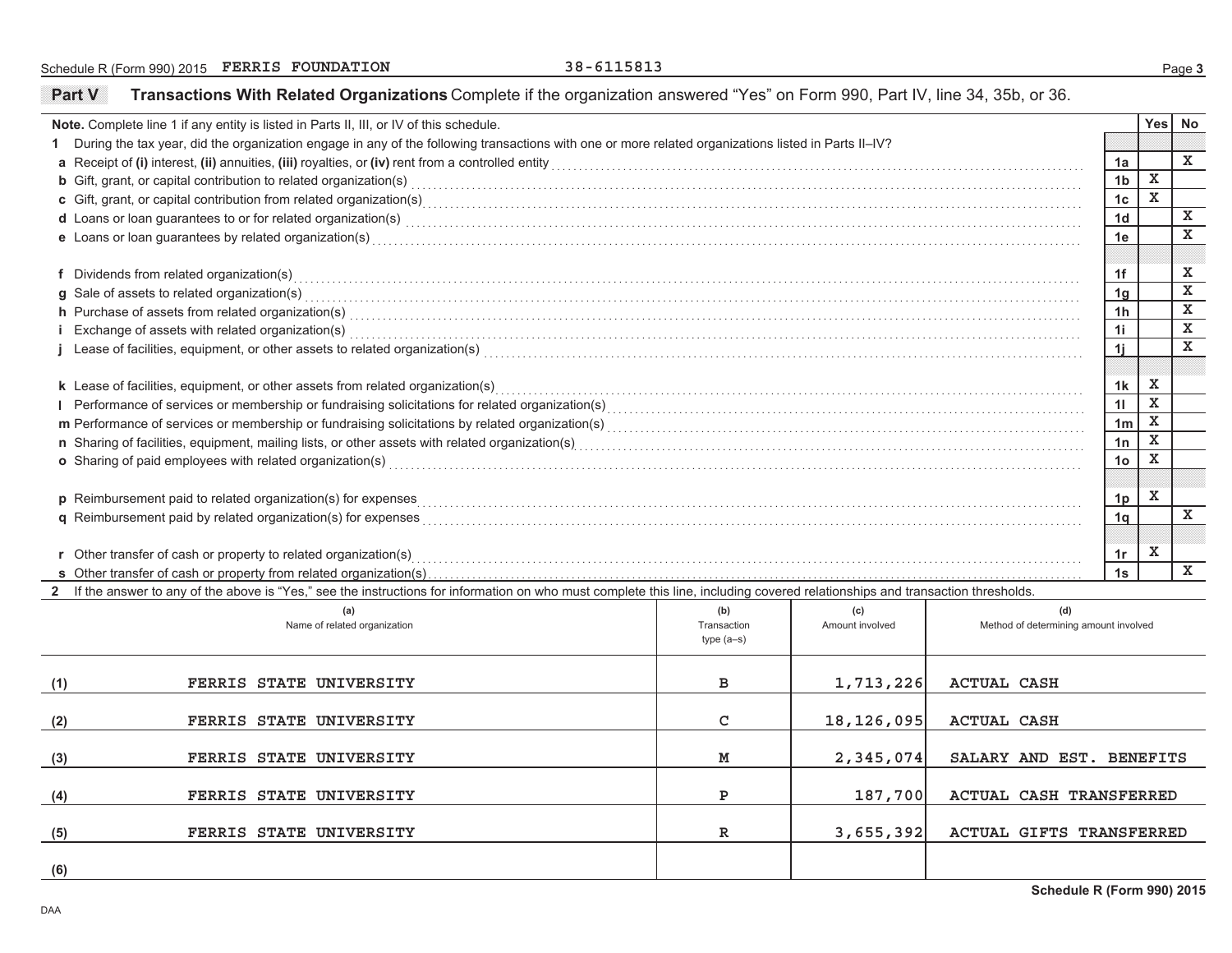Schedule R (Form 990) 2015 FERRIS FOUNDATION 38-6115813

## Part V Transactions With Related Organizations

Complete if the organization answered "Yes" on Form 990, Part IV, line 34, 35b, or 36.

**Note.** Complete line 1 if any entity is listed in Parts II, III, or IV of this schedule.

1 During the tax year, did the organization engage in any of the following transactions with one or more related organizations listed in Parts II–IV?

| | | | Yes | No |
|---|---|---|---|---|
| a | Receipt of (i) interest, (ii) annuities, (iii) royalties, or (iv) rent from a controlled entity | 1a | | X |
| b | Gift, grant, or capital contribution to related organization(s) | 1b | X | |
| c | Gift, grant, or capital contribution from related organization(s) | 1c | X | |
| d | Loans or loan guarantees to or for related organization(s) | 1d | | X |
| e | Loans or loan guarantees by related organization(s) | 1e | | X |
| f | Dividends from related organization(s) | 1f | | X |
| g | Sale of assets to related organization(s) | 1g | | X |
| h | Purchase of assets from related organization(s) | 1h | | X |
| i | Exchange of assets with related organization(s) | 1i | | X |
| j | Lease of facilities, equipment, or other assets to related organization(s) | 1j | | X |
| k | Lease of facilities, equipment, or other assets from related organization(s) | 1k | X | |
| l | Performance of services or membership or fundraising solicitations for related organization(s) | 1l | X | |
| m | Performance of services or membership or fundraising solicitations by related organization(s) | 1m | X | |
| n | Sharing of facilities, equipment, mailing lists, or other assets with related organization(s) | 1n | X | |
| o | Sharing of paid employees with related organization(s) | 1o | X | |
| p | Reimbursement paid to related organization(s) for expenses | 1p | X | |
| q | Reimbursement paid by related organization(s) for expenses | 1q | | X |
| r | Other transfer of cash or property to related organization(s) | 1r | X | |
| s | Other transfer of cash or property from related organization(s) | 1s | | X |

2 If the answer to any of the above is "Yes," see the instructions for information on who must complete this line, including covered relationships and transaction thresholds.

| | (a) Name of related organization | (b) Transaction type (a–s) | (c) Amount involved | (d) Method of determining amount involved |
|---|---|---|---|---|
| (1) | FERRIS STATE UNIVERSITY | B | 1,713,226 | ACTUAL CASH |
| (2) | FERRIS STATE UNIVERSITY | C | 18,126,095 | ACTUAL CASH |
| (3) | FERRIS STATE UNIVERSITY | M | 2,345,074 | SALARY AND EST. BENEFITS |
| (4) | FERRIS STATE UNIVERSITY | P | 187,700 | ACTUAL CASH TRANSFERRED |
| (5) | FERRIS STATE UNIVERSITY | R | 3,655,392 | ACTUAL GIFTS TRANSFERRED |
| (6) | | | | |

Schedule R (Form 990) 2015

DAA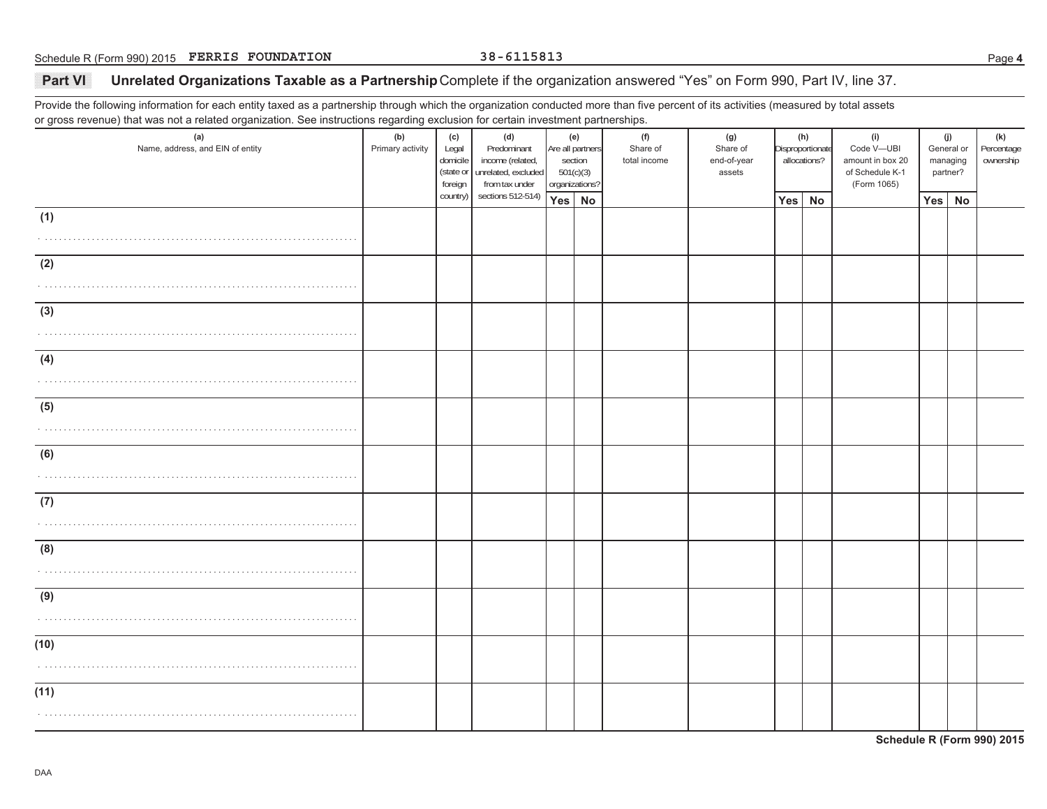Schedule R (Form 990) 2015 **FERRIS FOUNDATION** 38-6115813

## Part VI Unrelated Organizations Taxable as a Partnership

Complete if the organization answered "Yes" on Form 990, Part IV, line 37.

Provide the following information for each entity taxed as a partnership through which the organization conducted more than five percent of its activities (measured by total assets or gross revenue) that was not a related organization. See instructions regarding exclusion for certain investment partnerships.

| (a) Name, address, and EIN of entity | (b) Primary activity | (c) Legal domicile (state or foreign country) | (d) Predominant income (related, unrelated, excluded from tax under sections 512-514) | (e) Are all partners section 501(c)(3) organizations? | | (f) Share of total income | (g) Share of end-of-year assets | (h) Disproportionate allocations? | | (i) Code V—UBI amount in box 20 of Schedule K-1 (Form 1065) | (j) General or managing partner? | | (k) Percentage ownership |
|---|---|---|---|---|---|---|---|---|---|---|---|---|---|
| | | | | Yes | No | | | Yes | No | | Yes | No | |
| (1) | | | | | | | | | | | | | |
| (2) | | | | | | | | | | | | | |
| (3) | | | | | | | | | | | | | |
| (4) | | | | | | | | | | | | | |
| (5) | | | | | | | | | | | | | |
| (6) | | | | | | | | | | | | | |
| (7) | | | | | | | | | | | | | |
| (8) | | | | | | | | | | | | | |
| (9) | | | | | | | | | | | | | |
| (10) | | | | | | | | | | | | | |
| (11) | | | | | | | | | | | | | |

**Schedule R (Form 990) 2015**

DAA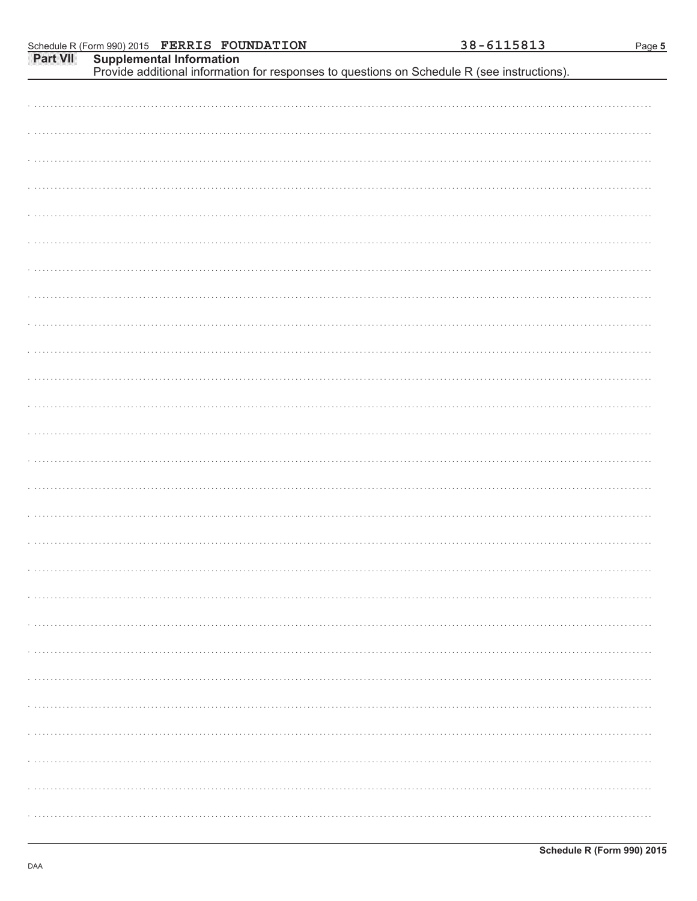Schedule R (Form 990) 2015 FERRIS FOUNDATION 38-6115813

**Part VII Supplemental Information**

Provide additional information for responses to questions on Schedule R (see instructions).

DAA

**Schedule R (Form 990) 2015**